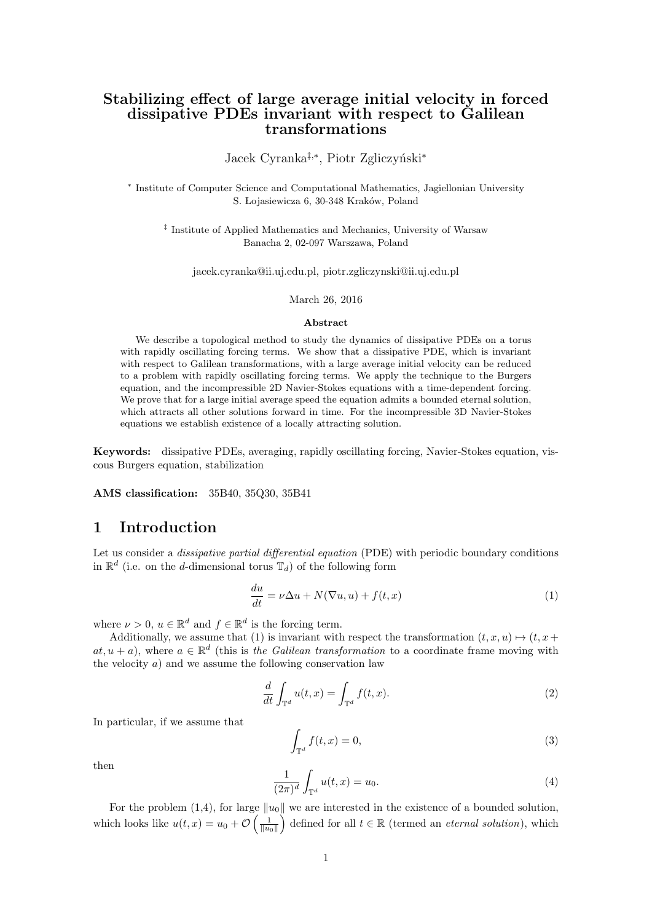# Stabilizing effect of large average initial velocity in forced dissipative PDEs invariant with respect to Galilean transformations

Jacek Cyranka[‡,*], Piotr Zgliczyński[*]

[*] Institute of Computer Science and Computational Mathematics, Jagiellonian University
S. Łojasiewicza 6, 30-348 Kraków, Poland

[‡] Institute of Applied Mathematics and Mechanics, University of Warsaw
Banacha 2, 02-097 Warszawa, Poland

jacek.cyranka@ii.uj.edu.pl, piotr.zgliczynski@ii.uj.edu.pl

March 26, 2016

### Abstract

We describe a topological method to study the dynamics of dissipative PDEs on a torus with rapidly oscillating forcing terms. We show that a dissipative PDE, which is invariant with respect to Galilean transformations, with a large average initial velocity can be reduced to a problem with rapidly oscillating forcing terms. We apply the technique to the Burgers equation, and the incompressible 2D Navier-Stokes equations with a time-dependent forcing. We prove that for a large initial average speed the equation admits a bounded eternal solution, which attracts all other solutions forward in time. For the incompressible 3D Navier-Stokes equations we establish existence of a locally attracting solution.

**Keywords:** dissipative PDEs, averaging, rapidly oscillating forcing, Navier-Stokes equation, viscous Burgers equation, stabilization

**AMS classification:** 35B40, 35Q30, 35B41

## 1 Introduction

Let us consider a *dissipative partial differential equation* (PDE) with periodic boundary conditions in $\mathbb{R}^d$ (i.e. on the $d$-dimensional torus $\mathbb{T}_d$) of the following form

$$\frac{du}{dt} = \nu\Delta u + N(\nabla u, u) + f(t,x) \tag{1}$$

where $\nu > 0$, $u \in \mathbb{R}^d$ and $f \in \mathbb{R}^d$ is the forcing term.

Additionally, we assume that (1) is invariant with respect the transformation $(t,x,u) \mapsto (t, x + at, u + a)$, where $a \in \mathbb{R}^d$ (this is *the Galilean transformation* to a coordinate frame moving with the velocity $a$) and we assume the following conservation law

$$\frac{d}{dt}\int_{\mathbb{T}^d} u(t,x) = \int_{\mathbb{T}^d} f(t,x). \tag{2}$$

In particular, if we assume that

$$\int_{\mathbb{T}^d} f(t,x) = 0, \tag{3}$$

then

$$\frac{1}{(2\pi)^d}\int_{\mathbb{T}^d} u(t,x) = u_0. \tag{4}$$

For the problem (1,4), for large $\|u_0\|$ we are interested in the existence of a bounded solution, which looks like $u(t,x) = u_0 + \mathcal{O}\left(\frac{1}{\|u_0\|}\right)$ defined for all $t \in \mathbb{R}$ (termed an *eternal solution*), which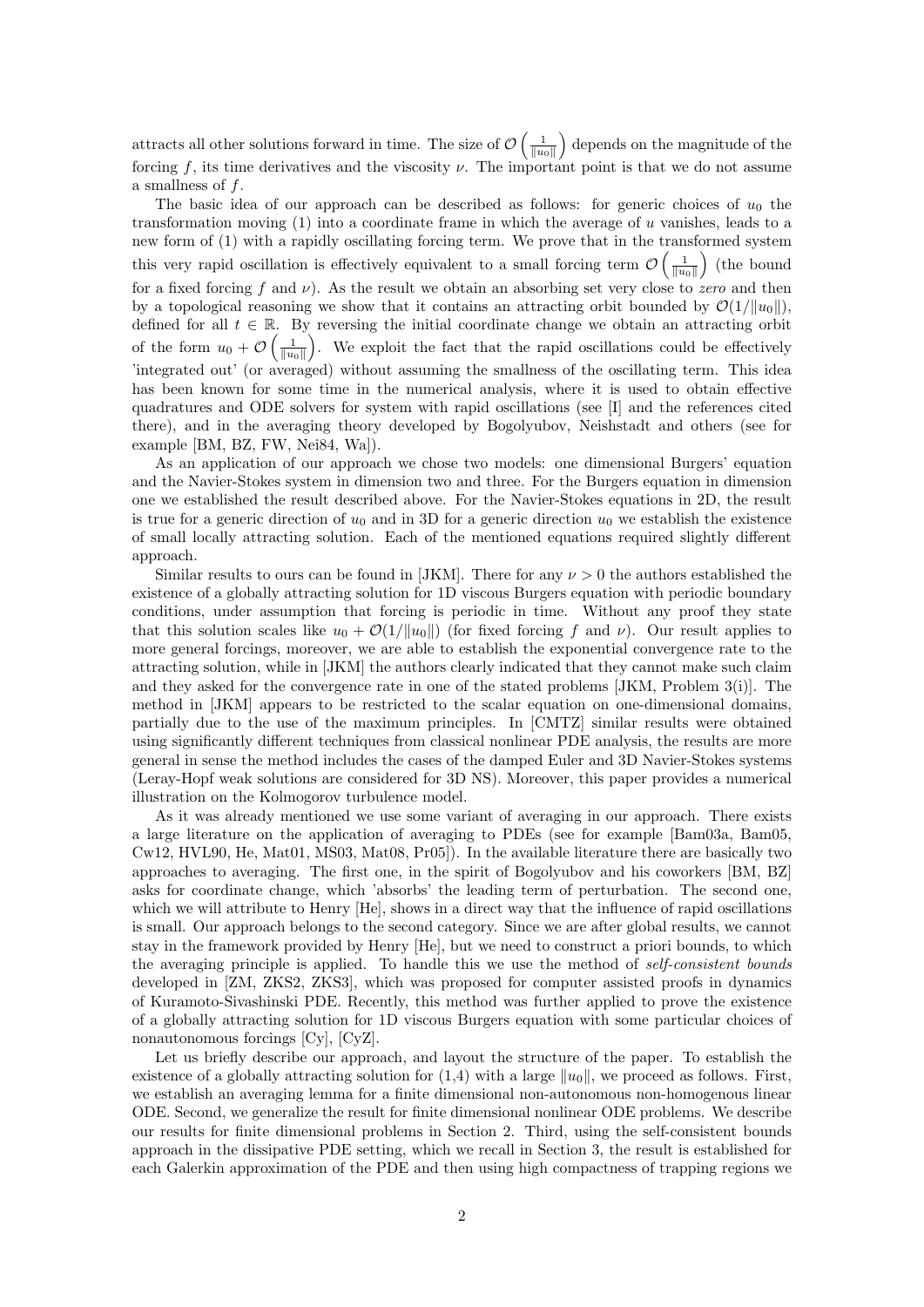attracts all other solutions forward in time. The size of $\mathcal{O}\left(\frac{1}{\|u_0\|}\right)$ depends on the magnitude of the forcing $f$, its time derivatives and the viscosity $\nu$. The important point is that we do not assume a smallness of $f$.

The basic idea of our approach can be described as follows: for generic choices of $u_0$ the transformation moving (1) into a coordinate frame in which the average of $u$ vanishes, leads to a new form of (1) with a rapidly oscillating forcing term. We prove that in the transformed system this very rapid oscillation is effectively equivalent to a small forcing term $\mathcal{O}\left(\frac{1}{\|u_0\|}\right)$ (the bound for a fixed forcing $f$ and $\nu$). As the result we obtain an absorbing set very close to *zero* and then by a topological reasoning we show that it contains an attracting orbit bounded by $\mathcal{O}(1/\|u_0\|)$, defined for all $t \in \mathbb{R}$. By reversing the initial coordinate change we obtain an attracting orbit of the form $u_0 + \mathcal{O}\left(\frac{1}{\|u_0\|}\right)$. We exploit the fact that the rapid oscillations could be effectively 'integrated out' (or averaged) without assuming the smallness of the oscillating term. This idea has been known for some time in the numerical analysis, where it is used to obtain effective quadratures and ODE solvers for system with rapid oscillations (see [I] and the references cited there), and in the averaging theory developed by Bogolyubov, Neishstadt and others (see for example [BM, BZ, FW, Nei84, Wa]).

As an application of our approach we chose two models: one dimensional Burgers' equation and the Navier-Stokes system in dimension two and three. For the Burgers equation in dimension one we established the result described above. For the Navier-Stokes equations in 2D, the result is true for a generic direction of $u_0$ and in 3D for a generic direction $u_0$ we establish the existence of small locally attracting solution. Each of the mentioned equations required slightly different approach.

Similar results to ours can be found in [JKM]. There for any $\nu > 0$ the authors established the existence of a globally attracting solution for 1D viscous Burgers equation with periodic boundary conditions, under assumption that forcing is periodic in time. Without any proof they state that this solution scales like $u_0 + \mathcal{O}(1/\|u_0\|)$ (for fixed forcing $f$ and $\nu$). Our result applies to more general forcings, moreover, we are able to establish the exponential convergence rate to the attracting solution, while in [JKM] the authors clearly indicated that they cannot make such claim and they asked for the convergence rate in one of the stated problems [JKM, Problem 3(i)]. The method in [JKM] appears to be restricted to the scalar equation on one-dimensional domains, partially due to the use of the maximum principles. In [CMTZ] similar results were obtained using significantly different techniques from classical nonlinear PDE analysis, the results are more general in sense the method includes the cases of the damped Euler and 3D Navier-Stokes systems (Leray-Hopf weak solutions are considered for 3D NS). Moreover, this paper provides a numerical illustration on the Kolmogorov turbulence model.

As it was already mentioned we use some variant of averaging in our approach. There exists a large literature on the application of averaging to PDEs (see for example [Bam03a, Bam05, Cw12, HVL90, He, Mat01, MS03, Mat08, Pr05]). In the available literature there are basically two approaches to averaging. The first one, in the spirit of Bogolyubov and his coworkers [BM, BZ] asks for coordinate change, which 'absorbs' the leading term of perturbation. The second one, which we will attribute to Henry [He], shows in a direct way that the influence of rapid oscillations is small. Our approach belongs to the second category. Since we are after global results, we cannot stay in the framework provided by Henry [He], but we need to construct a priori bounds, to which the averaging principle is applied. To handle this we use the method of *self-consistent bounds* developed in [ZM, ZKS2, ZKS3], which was proposed for computer assisted proofs in dynamics of Kuramoto-Sivashinski PDE. Recently, this method was further applied to prove the existence of a globally attracting solution for 1D viscous Burgers equation with some particular choices of nonautonomous forcings [Cy], [CyZ].

Let us briefly describe our approach, and layout the structure of the paper. To establish the existence of a globally attracting solution for (1,4) with a large $\|u_0\|$, we proceed as follows. First, we establish an averaging lemma for a finite dimensional non-autonomous non-homogenous linear ODE. Second, we generalize the result for finite dimensional nonlinear ODE problems. We describe our results for finite dimensional problems in Section 2. Third, using the self-consistent bounds approach in the dissipative PDE setting, which we recall in Section 3, the result is established for each Galerkin approximation of the PDE and then using high compactness of trapping regions we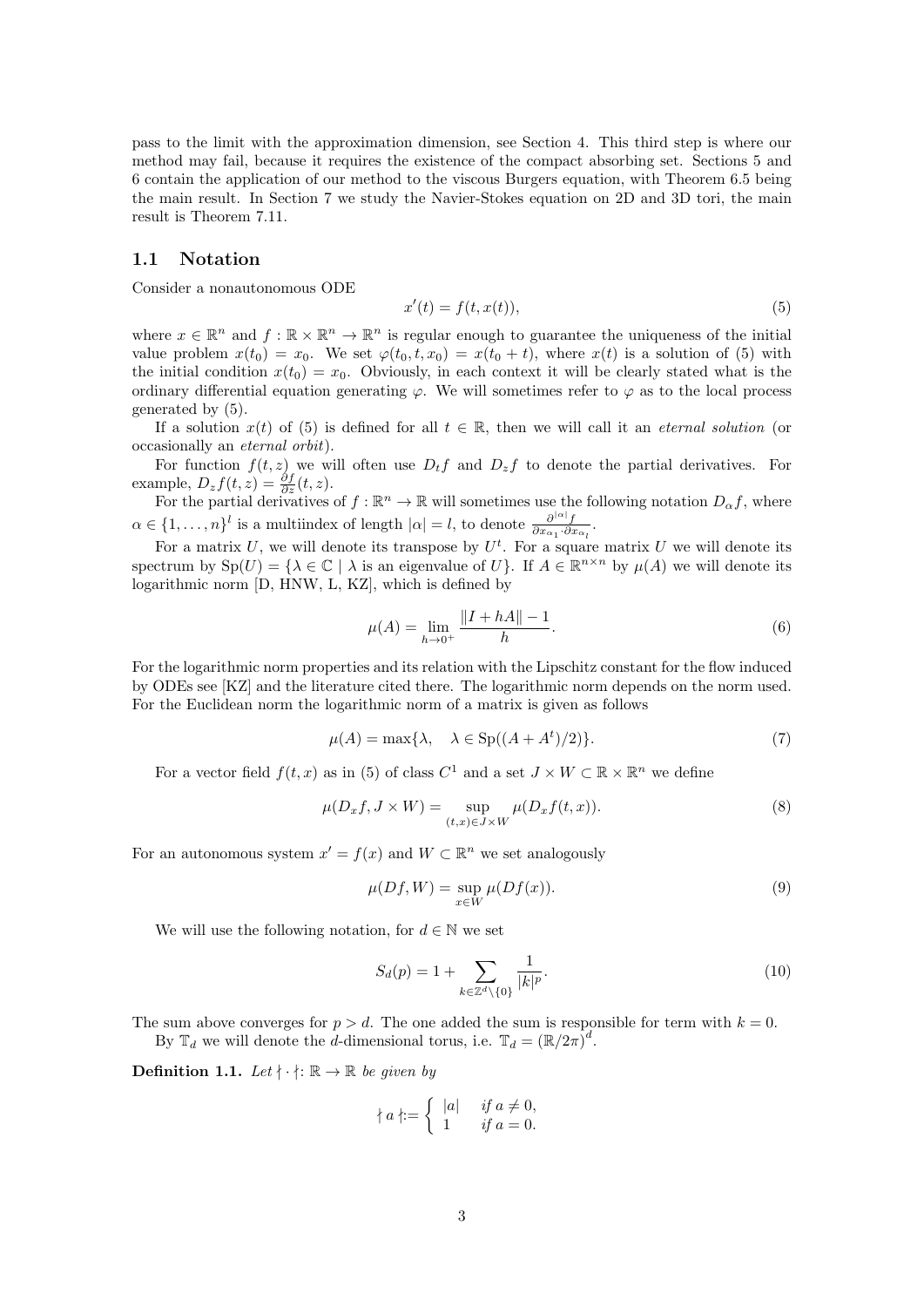pass to the limit with the approximation dimension, see Section 4. This third step is where our method may fail, because it requires the existence of the compact absorbing set. Sections 5 and 6 contain the application of our method to the viscous Burgers equation, with Theorem 6.5 being the main result. In Section 7 we study the Navier-Stokes equation on 2D and 3D tori, the main result is Theorem 7.11.

### 1.1 Notation

Consider a nonautonomous ODE

$$x'(t) = f(t, x(t)), \tag{5}$$

where $x \in \mathbb{R}^n$ and $f : \mathbb{R} \times \mathbb{R}^n \to \mathbb{R}^n$ is regular enough to guarantee the uniqueness of the initial value problem $x(t_0) = x_0$. We set $\varphi(t_0, t, x_0) = x(t_0 + t)$, where $x(t)$ is a solution of (5) with the initial condition $x(t_0) = x_0$. Obviously, in each context it will be clearly stated what is the ordinary differential equation generating $\varphi$. We will sometimes refer to $\varphi$ as to the local process generated by (5).

If a solution $x(t)$ of (5) is defined for all $t \in \mathbb{R}$, then we will call it an *eternal solution* (or occasionally an *eternal orbit*).

For function $f(t, z)$ we will often use $D_t f$ and $D_z f$ to denote the partial derivatives. For example, $D_z f(t, z) = \frac{\partial f}{\partial z}(t, z)$.

For the partial derivatives of $f : \mathbb{R}^n \to \mathbb{R}$ will sometimes use the following notation $D_\alpha f$, where $\alpha \in \{1, \ldots, n\}^l$ is a multiindex of length $|\alpha| = l$, to denote $\frac{\partial^{|\alpha|} f}{\partial x_{\alpha_1} \cdot \partial x_{\alpha_l}}$.

For a matrix $U$, we will denote its transpose by $U^t$. For a square matrix $U$ we will denote its spectrum by $\mathrm{Sp}(U) = \{\lambda \in \mathbb{C} \mid \lambda \text{ is an eigenvalue of } U\}$. If $A \in \mathbb{R}^{n \times n}$ by $\mu(A)$ we will denote its logarithmic norm [D, HNW, L, KZ], which is defined by

$$\mu(A) = \lim_{h \to 0^+} \frac{\|I + hA\| - 1}{h}. \tag{6}$$

For the logarithmic norm properties and its relation with the Lipschitz constant for the flow induced by ODEs see [KZ] and the literature cited there. The logarithmic norm depends on the norm used. For the Euclidean norm the logarithmic norm of a matrix is given as follows

$$\mu(A) = \max\{\lambda, \quad \lambda \in \mathrm{Sp}((A + A^t)/2)\}. \tag{7}$$

For a vector field $f(t, x)$ as in (5) of class $C^1$ and a set $J \times W \subset \mathbb{R} \times \mathbb{R}^n$ we define

$$\mu(D_x f, J \times W) = \sup_{(t,x) \in J \times W} \mu(D_x f(t, x)). \tag{8}$$

For an autonomous system $x' = f(x)$ and $W \subset \mathbb{R}^n$ we set analogously

$$\mu(Df, W) = \sup_{x \in W} \mu(Df(x)). \tag{9}$$

We will use the following notation, for $d \in \mathbb{N}$ we set

$$S_d(p) = 1 + \sum_{k \in \mathbb{Z}^d \setminus \{0\}} \frac{1}{|k|^p}. \tag{10}$$

The sum above converges for $p > d$. The one added the sum is responsible for term with $k = 0$.

By $\mathbb{T}_d$ we will denote the $d$-dimensional torus, i.e. $\mathbb{T}_d = (\mathbb{R}/2\pi)^d$.

**Definition 1.1.** *Let* $\nmid \cdot \nmid : \mathbb{R} \to \mathbb{R}$ *be given by*

$$\nmid a \nmid := \begin{cases} |a| & \text{if } a \neq 0, \\ 1 & \text{if } a = 0. \end{cases}$$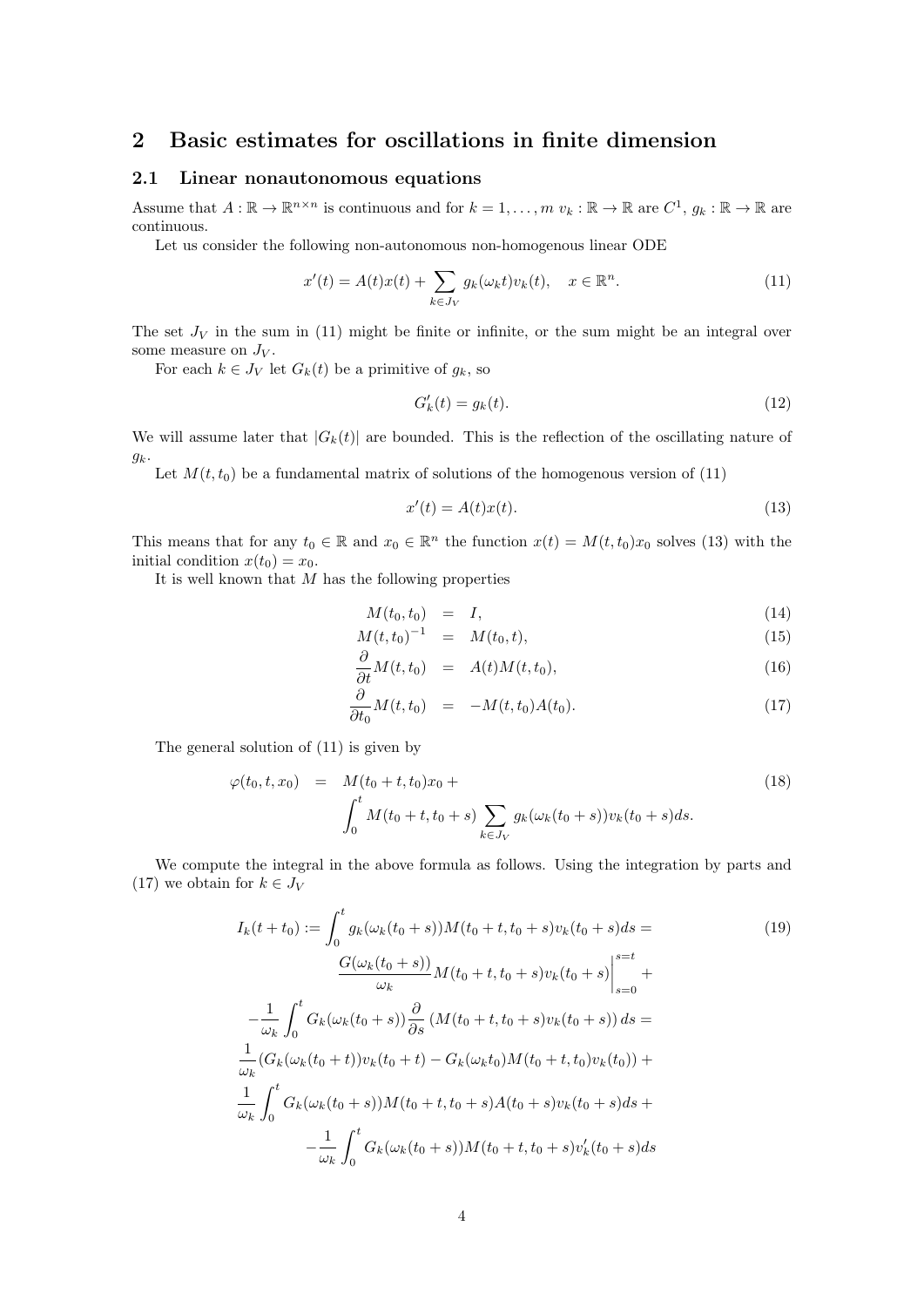## 2 Basic estimates for oscillations in finite dimension

### 2.1 Linear nonautonomous equations

Assume that $A : \mathbb{R} \to \mathbb{R}^{n\times n}$ is continuous and for $k = 1,\ldots,m$ $v_k : \mathbb{R} \to \mathbb{R}$ are $C^1$, $g_k : \mathbb{R} \to \mathbb{R}$ are continuous.

Let us consider the following non-autonomous non-homogenous linear ODE

$$x'(t) = A(t)x(t) + \sum_{k\in J_V} g_k(\omega_k t)v_k(t), \quad x \in \mathbb{R}^n. \tag{11}$$

The set $J_V$ in the sum in (11) might be finite or infinite, or the sum might be an integral over some measure on $J_V$.

For each $k \in J_V$ let $G_k(t)$ be a primitive of $g_k$, so

$$G_k'(t) = g_k(t). \tag{12}$$

We will assume later that $|G_k(t)|$ are bounded. This is the reflection of the oscillating nature of $g_k$.

Let $M(t,t_0)$ be a fundamental matrix of solutions of the homogenous version of (11)

$$x'(t) = A(t)x(t). \tag{13}$$

This means that for any $t_0 \in \mathbb{R}$ and $x_0 \in \mathbb{R}^n$ the function $x(t) = M(t,t_0)x_0$ solves (13) with the initial condition $x(t_0) = x_0$.

It is well known that $M$ has the following properties

$$M(t_0,t_0) = I, \tag{14}$$

$$M(t,t_0)^{-1} = M(t_0,t), \tag{15}$$

$$\frac{\partial}{\partial t}M(t,t_0) = A(t)M(t,t_0), \tag{16}$$

$$\frac{\partial}{\partial t_0}M(t,t_0) = -M(t,t_0)A(t_0). \tag{17}$$

The general solution of (11) is given by

$$\begin{aligned}\varphi(t_0,t,x_0) &= M(t_0+t,t_0)x_0 + \\ &\int_0^t M(t_0+t,t_0+s)\sum_{k\in J_V} g_k(\omega_k(t_0+s))v_k(t_0+s)ds.\end{aligned} \tag{18}$$

We compute the integral in the above formula as follows. Using the integration by parts and (17) we obtain for $k \in J_V$

$$\begin{aligned}I_k(t+t_0) &:= \int_0^t g_k(\omega_k(t_0+s))M(t_0+t,t_0+s)v_k(t_0+s)ds = \\ &\left.\frac{G(\omega_k(t_0+s))}{\omega_k}M(t_0+t,t_0+s)v_k(t_0+s)\right|_{s=0}^{s=t} + \\ &-\frac{1}{\omega_k}\int_0^t G_k(\omega_k(t_0+s))\frac{\partial}{\partial s}\left(M(t_0+t,t_0+s)v_k(t_0+s)\right)ds = \\ &\frac{1}{\omega_k}\left(G_k(\omega_k(t_0+t))v_k(t_0+t) - G_k(\omega_k t_0)M(t_0+t,t_0)v_k(t_0)\right) + \\ &\frac{1}{\omega_k}\int_0^t G_k(\omega_k(t_0+s))M(t_0+t,t_0+s)A(t_0+s)v_k(t_0+s)ds + \\ &-\frac{1}{\omega_k}\int_0^t G_k(\omega_k(t_0+s))M(t_0+t,t_0+s)v_k'(t_0+s)ds\end{aligned} \tag{19}$$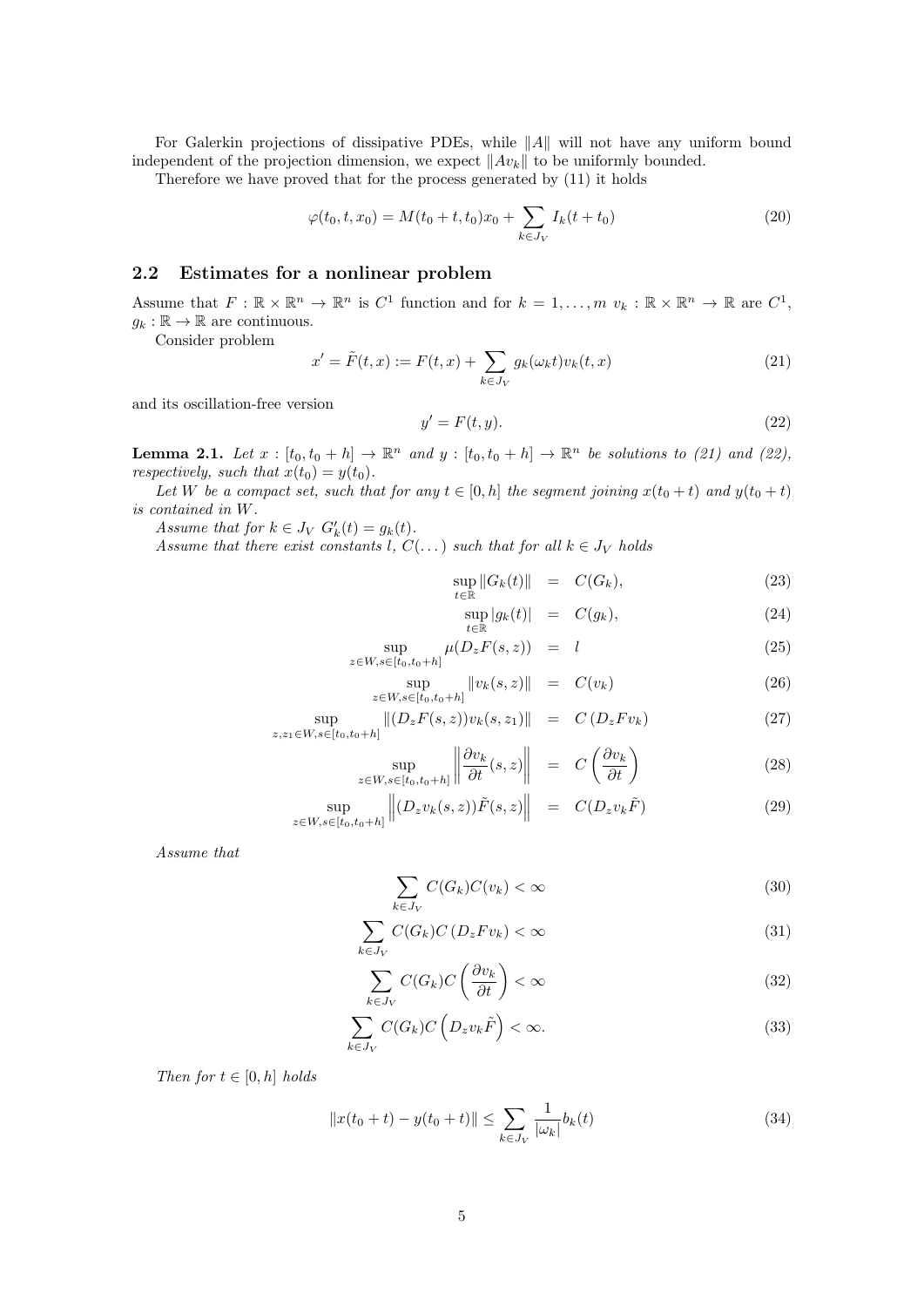For Galerkin projections of dissipative PDEs, while $\|A\|$ will not have any uniform bound independent of the projection dimension, we expect $\|Av_k\|$ to be uniformly bounded.

Therefore we have proved that for the process generated by (11) it holds

$$\varphi(t_0, t, x_0) = M(t_0 + t, t_0)x_0 + \sum_{k \in J_V} I_k(t + t_0) \tag{20}$$

## 2.2 Estimates for a nonlinear problem

Assume that $F : \mathbb{R} \times \mathbb{R}^n \to \mathbb{R}^n$ is $C^1$ function and for $k = 1, \dots, m$ $v_k : \mathbb{R} \times \mathbb{R}^n \to \mathbb{R}$ are $C^1$, $g_k : \mathbb{R} \to \mathbb{R}$ are continuous.

Consider problem

$$x' = \tilde{F}(t, x) := F(t, x) + \sum_{k \in J_V} g_k(\omega_k t) v_k(t, x) \tag{21}$$

and its oscillation-free version

$$y' = F(t, y). \tag{22}$$

**Lemma 2.1.** *Let $x : [t_0, t_0 + h] \to \mathbb{R}^n$ and $y : [t_0, t_0 + h] \to \mathbb{R}^n$ be solutions to (21) and (22), respectively, such that $x(t_0) = y(t_0)$.*

*Let $W$ be a compact set, such that for any $t \in [0, h]$ the segment joining $x(t_0 + t)$ and $y(t_0 + t)$ is contained in $W$.*

*Assume that for $k \in J_V$ $G_k'(t) = g_k(t)$.*

*Assume that there exist constants $l$, $C(\dots)$ such that for all $k \in J_V$ holds*

$$\sup_{t \in \mathbb{R}} \|G_k(t)\| = C(G_k), \tag{23}$$

$$\sup_{t \in \mathbb{R}} |g_k(t)| = C(g_k), \tag{24}$$

$$\sup_{z \in W, s \in [t_0, t_0 + h]} \mu(D_z F(s, z)) = l \tag{25}$$

$$\sup_{z \in W, s \in [t_0, t_0 + h]} \|v_k(s, z)\| = C(v_k) \tag{26}$$

$$\sup_{z, z_1 \in W, s \in [t_0, t_0 + h]} \|(D_z F(s, z)) v_k(s, z_1)\| = C\left(D_z F v_k\right) \tag{27}$$

$$\sup_{z \in W, s \in [t_0, t_0 + h]} \left\| \frac{\partial v_k}{\partial t}(s, z) \right\| = C\left(\frac{\partial v_k}{\partial t}\right) \tag{28}$$

$$\sup_{z \in W, s \in [t_0, t_0 + h]} \left\| (D_z v_k(s, z)) \tilde{F}(s, z) \right\| = C(D_z v_k \tilde{F}) \tag{29}$$

*Assume that*

$$\sum_{k \in J_V} C(G_k) C(v_k) < \infty \tag{30}$$

$$\sum_{k \in J_V} C(G_k) C\left(D_z F v_k\right) < \infty \tag{31}$$

$$\sum_{k \in J_V} C(G_k) C\left(\frac{\partial v_k}{\partial t}\right) < \infty \tag{32}$$

$$\sum_{k \in J_V} C(G_k) C\left(D_z v_k \tilde{F}\right) < \infty. \tag{33}$$

*Then for $t \in [0, h]$ holds*

$$\|x(t_0 + t) - y(t_0 + t)\| \le \sum_{k \in J_V} \frac{1}{|\omega_k|} b_k(t) \tag{34}$$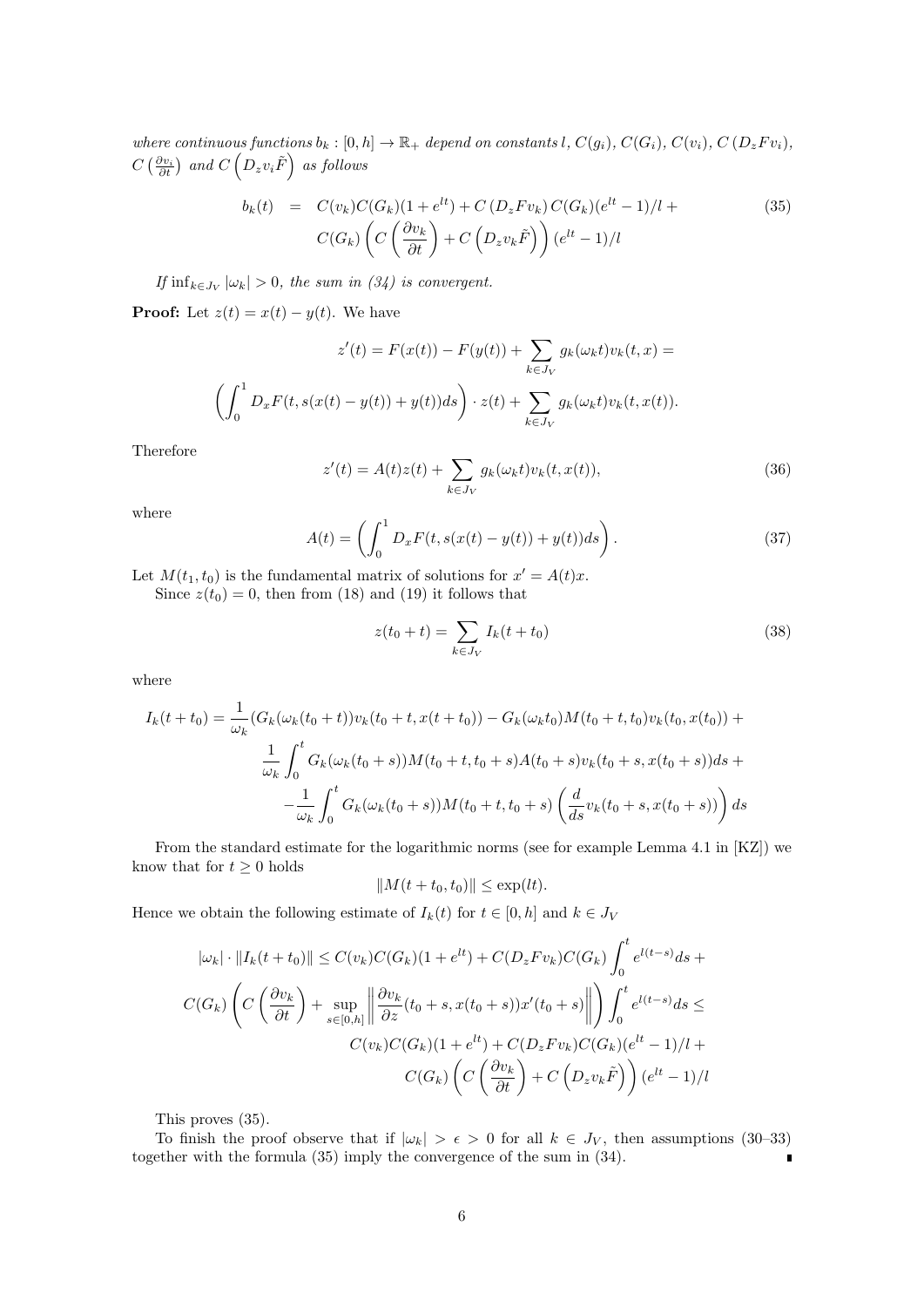*where continuous functions $b_k : [0, h] \to \mathbb{R}_+$ depend on constants $l$, $C(g_i)$, $C(G_i)$, $C(v_i)$, $C(D_z F v_i)$, $C\left(\frac{\partial v_i}{\partial t}\right)$ and $C\left(D_z v_i \tilde{F}\right)$ as follows*

$$
\begin{aligned}
b_k(t) &= C(v_k)C(G_k)(1+e^{lt}) + C\left(D_z F v_k\right) C(G_k)(e^{lt}-1)/l + \\
&\qquad C(G_k)\left(C\left(\frac{\partial v_k}{\partial t}\right) + C\left(D_z v_k \tilde{F}\right)\right)(e^{lt}-1)/l
\end{aligned}
\tag{35}
$$

*If $\inf_{k \in J_V} |\omega_k| > 0$, the sum in (34) is convergent.*

**Proof:** Let $z(t) = x(t) - y(t)$. We have

$$
z'(t) = F(x(t)) - F(y(t)) + \sum_{k \in J_V} g_k(\omega_k t) v_k(t,x) =
$$

$$
\left(\int_0^1 D_x F(t, s(x(t)-y(t)) + y(t)) ds\right) \cdot z(t) + \sum_{k \in J_V} g_k(\omega_k t) v_k(t, x(t)).
$$

Therefore

$$
z'(t) = A(t)z(t) + \sum_{k \in J_V} g_k(\omega_k t) v_k(t, x(t)),
\tag{36}
$$

where

$$
A(t) = \left(\int_0^1 D_x F(t, s(x(t)-y(t)) + y(t)) ds\right).
\tag{37}
$$

Let $M(t_1, t_0)$ is the fundamental matrix of solutions for $x' = A(t)x$.

Since $z(t_0) = 0$, then from (18) and (19) it follows that

$$
z(t_0 + t) = \sum_{k \in J_V} I_k(t + t_0)
\tag{38}
$$

where

$$
\begin{aligned}
I_k(t+t_0) = \frac{1}{\omega_k}&(G_k(\omega_k(t_0+t))v_k(t_0+t, x(t+t_0)) - G_k(\omega_k t_0) M(t_0+t, t_0) v_k(t_0, x(t_0))) + \\
&\frac{1}{\omega_k}\int_0^t G_k(\omega_k(t_0+s)) M(t_0+t, t_0+s) A(t_0+s) v_k(t_0+s, x(t_0+s)) ds + \\
&-\frac{1}{\omega_k}\int_0^t G_k(\omega_k(t_0+s)) M(t_0+t, t_0+s)\left(\frac{d}{ds} v_k(t_0+s, x(t_0+s))\right) ds
\end{aligned}
$$

From the standard estimate for the logarithmic norms (see for example Lemma 4.1 in [KZ]) we know that for $t \geq 0$ holds

$$
\|M(t+t_0, t_0)\| \leq \exp(lt).
$$

Hence we obtain the following estimate of $I_k(t)$ for $t \in [0, h]$ and $k \in J_V$

$$
\begin{aligned}
|\omega_k| \cdot \|I_k(t+t_0)\| &\leq C(v_k)C(G_k)(1+e^{lt}) + C(D_z F v_k)C(G_k)\int_0^t e^{l(t-s)} ds + \\
C(G_k)&\left(C\left(\frac{\partial v_k}{\partial t}\right) + \sup_{s \in [0,h]}\left\|\frac{\partial v_k}{\partial z}(t_0+s, x(t_0+s)) x'(t_0+s)\right\|\right)\int_0^t e^{l(t-s)} ds \leq \\
&C(v_k)C(G_k)(1+e^{lt}) + C(D_z F v_k)C(G_k)(e^{lt}-1)/l + \\
&C(G_k)\left(C\left(\frac{\partial v_k}{\partial t}\right) + C\left(D_z v_k \tilde{F}\right)\right)(e^{lt}-1)/l
\end{aligned}
$$

This proves (35).

To finish the proof observe that if $|\omega_k| > \epsilon > 0$ for all $k \in J_V$, then assumptions (30–33) together with the formula (35) imply the convergence of the sum in (34). ∎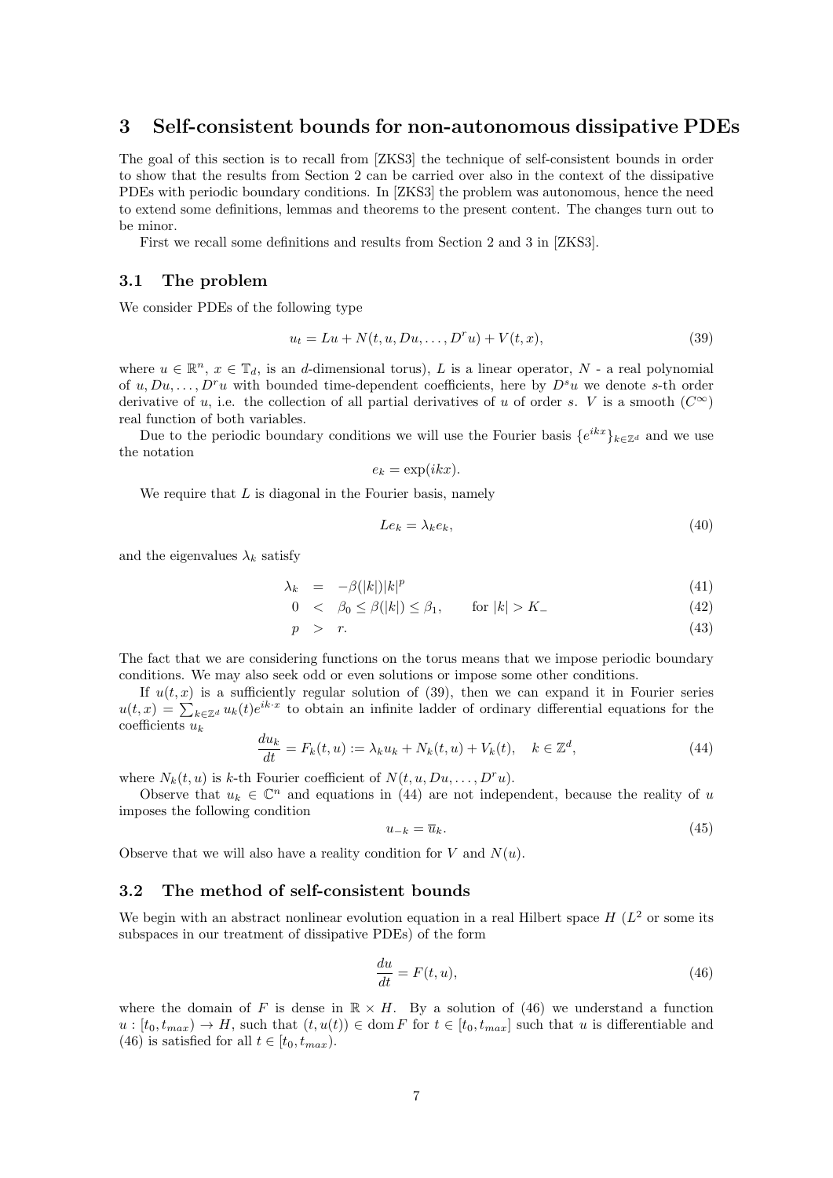## 3 Self-consistent bounds for non-autonomous dissipative PDEs

The goal of this section is to recall from [ZKS3] the technique of self-consistent bounds in order to show that the results from Section 2 can be carried over also in the context of the dissipative PDEs with periodic boundary conditions. In [ZKS3] the problem was autonomous, hence the need to extend some definitions, lemmas and theorems to the present content. The changes turn out to be minor.

First we recall some definitions and results from Section 2 and 3 in [ZKS3].

### 3.1 The problem

We consider PDEs of the following type

$$u_t = Lu + N(t, u, Du, \dots, D^r u) + V(t, x), \tag{39}$$

where $u \in \mathbb{R}^n$, $x \in \mathbb{T}_d$, is an $d$-dimensional torus), $L$ is a linear operator, $N$ - a real polynomial of $u, Du, \dots, D^r u$ with bounded time-dependent coefficients, here by $D^s u$ we denote $s$-th order derivative of $u$, i.e. the collection of all partial derivatives of $u$ of order $s$. $V$ is a smooth ($C^\infty$) real function of both variables.

Due to the periodic boundary conditions we will use the Fourier basis $\{e^{ikx}\}_{k \in \mathbb{Z}^d}$ and we use the notation

$$e_k = \exp(ikx).$$

We require that $L$ is diagonal in the Fourier basis, namely

$$Le_k = \lambda_k e_k, \tag{40}$$

and the eigenvalues $\lambda_k$ satisfy

$$\lambda_k = -\beta(|k|)|k|^p \tag{41}$$

$$0 < \beta_0 \leq \beta(|k|) \leq \beta_1, \qquad \text{for } |k| > K_- \tag{42}$$

$$p > r. \tag{43}$$

The fact that we are considering functions on the torus means that we impose periodic boundary conditions. We may also seek odd or even solutions or impose some other conditions.

If $u(t, x)$ is a sufficiently regular solution of (39), then we can expand it in Fourier series $u(t, x) = \sum_{k \in \mathbb{Z}^d} u_k(t) e^{ik \cdot x}$ to obtain an infinite ladder of ordinary differential equations for the coefficients $u_k$

$$\frac{du_k}{dt} = F_k(t, u) := \lambda_k u_k + N_k(t, u) + V_k(t), \quad k \in \mathbb{Z}^d, \tag{44}$$

where $N_k(t, u)$ is $k$-th Fourier coefficient of $N(t, u, Du, \dots, D^r u)$.

Observe that $u_k \in \mathbb{C}^n$ and equations in (44) are not independent, because the reality of $u$ imposes the following condition

$$u_{-k} = \overline{u}_k. \tag{45}$$

Observe that we will also have a reality condition for $V$ and $N(u)$.

### 3.2 The method of self-consistent bounds

We begin with an abstract nonlinear evolution equation in a real Hilbert space $H$ ($L^2$ or some its subspaces in our treatment of dissipative PDEs) of the form

$$\frac{du}{dt} = F(t, u), \tag{46}$$

where the domain of $F$ is dense in $\mathbb{R} \times H$. By a solution of (46) we understand a function $u : [t_0, t_{max}) \to H$, such that $(t, u(t)) \in \operatorname{dom} F$ for $t \in [t_0, t_{max}]$ such that $u$ is differentiable and (46) is satisfied for all $t \in [t_0, t_{max})$.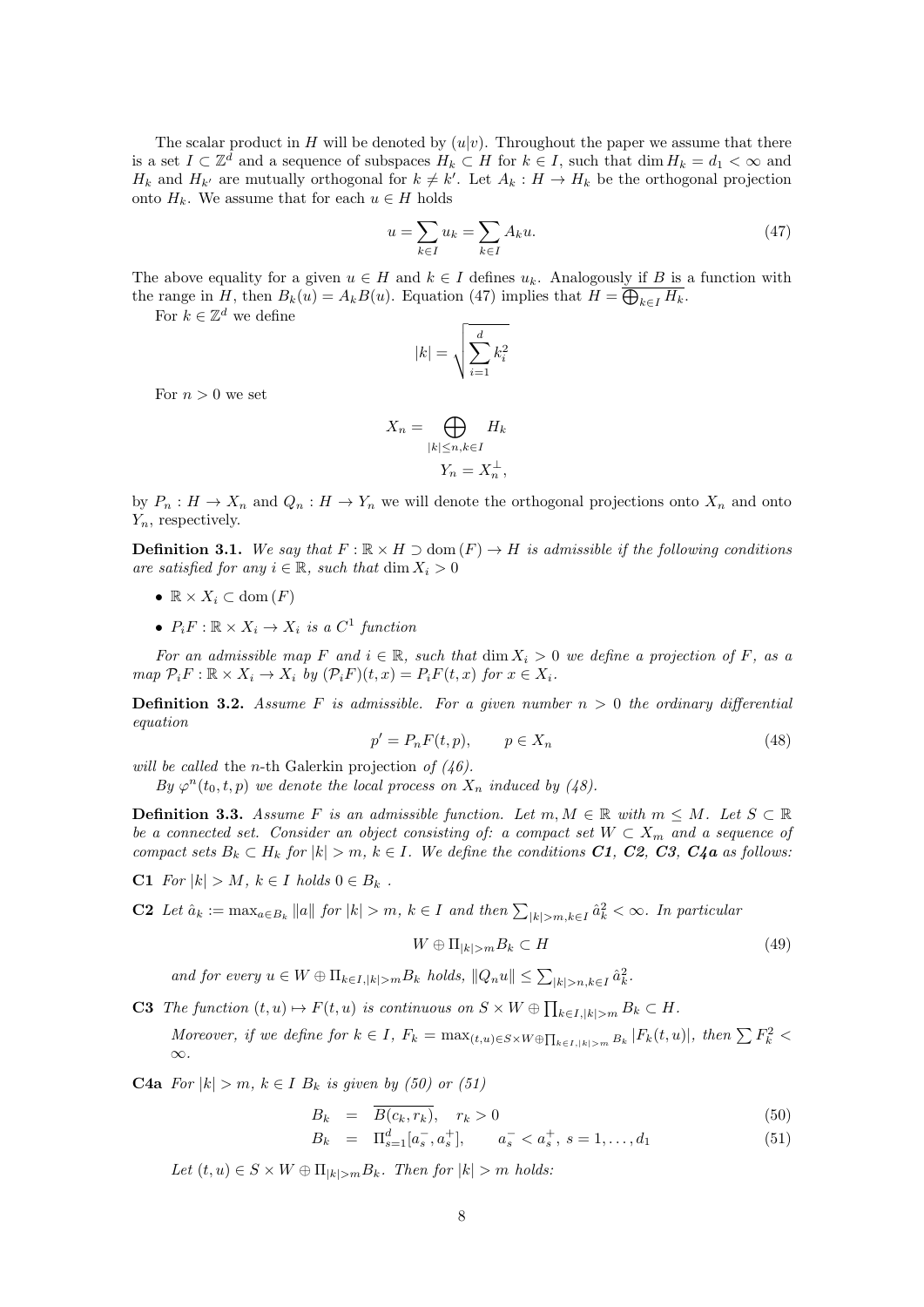The scalar product in $H$ will be denoted by $(u|v)$. Throughout the paper we assume that there is a set $I \subset \mathbb{Z}^d$ and a sequence of subspaces $H_k \subset H$ for $k \in I$, such that $\dim H_k = d_1 < \infty$ and $H_k$ and $H_{k'}$ are mutually orthogonal for $k \neq k'$. Let $A_k : H \to H_k$ be the orthogonal projection onto $H_k$. We assume that for each $u \in H$ holds

$$u = \sum_{k \in I} u_k = \sum_{k \in I} A_k u. \tag{47}$$

The above equality for a given $u \in H$ and $k \in I$ defines $u_k$. Analogously if $B$ is a function with the range in $H$, then $B_k(u) = A_k B(u)$. Equation (47) implies that $H = \overline{\bigoplus_{k \in I} H_k}$.

For $k \in \mathbb{Z}^d$ we define

$$|k| = \sqrt{\sum_{i=1}^{d} k_i^2}$$

For $n > 0$ we set

$$X_n = \bigoplus_{|k| \leq n, k \in I} H_k$$

$$Y_n = X_n^{\perp},$$

by $P_n : H \to X_n$ and $Q_n : H \to Y_n$ we will denote the orthogonal projections onto $X_n$ and onto $Y_n$, respectively.

**Definition 3.1.** *We say that $F : \mathbb{R} \times H \supset \operatorname{dom}(F) \to H$ is admissible if the following conditions are satisfied for any $i \in \mathbb{R}$, such that $\dim X_i > 0$*

- $\mathbb{R} \times X_i \subset \operatorname{dom}(F)$
- $P_i F : \mathbb{R} \times X_i \to X_i$ *is a $C^1$ function*

*For an admissible map $F$ and $i \in \mathbb{R}$, such that $\dim X_i > 0$ we define a projection of $F$, as a map $\mathcal{P}_i F : \mathbb{R} \times X_i \to X_i$ by $(\mathcal{P}_i F)(t,x) = P_i F(t,x)$ for $x \in X_i$.*

**Definition 3.2.** *Assume $F$ is admissible. For a given number $n > 0$ the ordinary differential equation*

$$p' = P_n F(t,p), \qquad p \in X_n \tag{48}$$

*will be called* the $n$-th Galerkin projection *of (46).*

*By $\varphi^n(t_0, t, p)$ we denote the local process on $X_n$ induced by (48).*

**Definition 3.3.** *Assume $F$ is an admissible function. Let $m, M \in \mathbb{R}$ with $m \leq M$. Let $S \subset \mathbb{R}$ be a connected set. Consider an object consisting of: a compact set $W \subset X_m$ and a sequence of compact sets $B_k \subset H_k$ for $|k| > m$, $k \in I$. We define the conditions **C1**, **C2**, **C3**, **C4a** as follows:*

**C1** *For $|k| > M$, $k \in I$ holds $0 \in B_k$ .*

**C2** *Let $\hat{a}_k := \max_{a \in B_k} \|a\|$ for $|k| > m$, $k \in I$ and then $\sum_{|k|>m, k \in I} \hat{a}_k^2 < \infty$. In particular*

$$W \oplus \Pi_{|k|>m} B_k \subset H \tag{49}$$

*and for every $u \in W \oplus \Pi_{k \in I, |k|>m} B_k$ holds, $\|Q_n u\| \leq \sum_{|k|>n, k \in I} \hat{a}_k^2$.*

**C3** *The function $(t,u) \mapsto F(t,u)$ is continuous on $S \times W \oplus \prod_{k \in I, |k|>m} B_k \subset H$.*

*Moreover, if we define for $k \in I$, $F_k = \max_{(t,u) \in S \times W \oplus \prod_{k \in I, |k|>m} B_k} |F_k(t,u)|$, then $\sum F_k^2 < \infty$.*

**C4a** *For $|k| > m$, $k \in I$ $B_k$ is given by (50) or (51)*

$$B_k = \overline{B(c_k, r_k)}, \quad r_k > 0 \tag{50}$$

$$B_k = \Pi_{s=1}^{d}[a_s^-, a_s^+], \qquad a_s^- < a_s^+,\ s = 1, \ldots, d_1 \tag{51}$$

*Let $(t,u) \in S \times W \oplus \Pi_{|k|>m} B_k$. Then for $|k| > m$ holds:*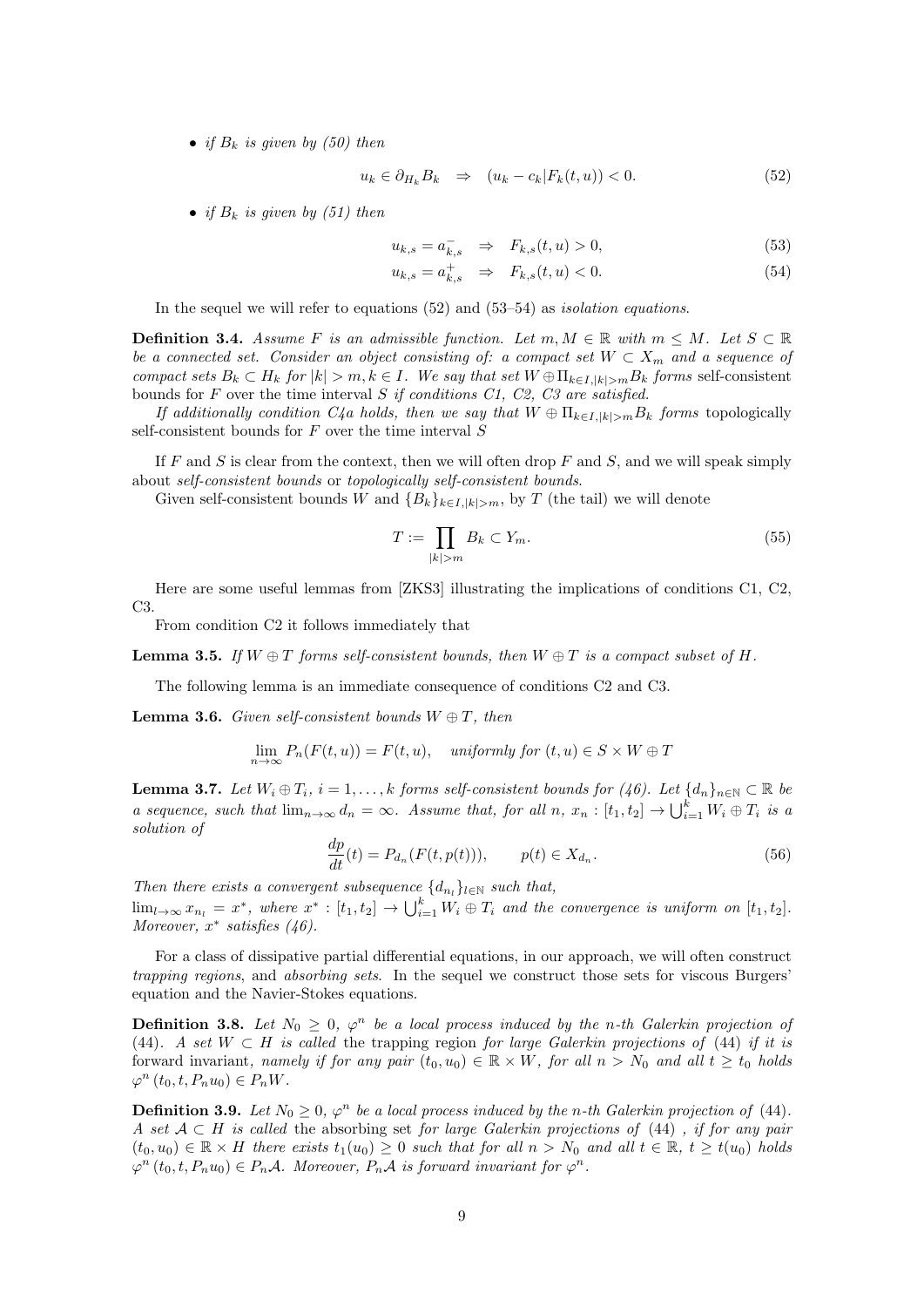- *if $B_k$ is given by (50) then*

$$u_k \in \partial_{H_k} B_k \quad \Rightarrow \quad (u_k - c_k | F_k(t,u)) < 0. \tag{52}$$

- *if $B_k$ is given by (51) then*

$$u_{k,s} = a^-_{k,s} \quad \Rightarrow \quad F_{k,s}(t,u) > 0, \tag{53}$$

$$u_{k,s} = a^+_{k,s} \quad \Rightarrow \quad F_{k,s}(t,u) < 0. \tag{54}$$

In the sequel we will refer to equations (52) and (53–54) as *isolation equations*.

**Definition 3.4.** *Assume $F$ is an admissible function. Let $m, M \in \mathbb{R}$ with $m \leq M$. Let $S \subset \mathbb{R}$ be a connected set. Consider an object consisting of: a compact set $W \subset X_m$ and a sequence of compact sets $B_k \subset H_k$ for $|k| > m, k \in I$. We say that set $W \oplus \Pi_{k \in I, |k|>m} B_k$ forms* self-consistent bounds *for $F$ over the time interval $S$ if conditions C1, C2, C3 are satisfied.*

*If additionally condition C4a holds, then we say that $W \oplus \Pi_{k \in I, |k|>m} B_k$ forms* topologically *self-consistent bounds for $F$ over the time interval $S$*

If $F$ and $S$ is clear from the context, then we will often drop $F$ and $S$, and we will speak simply about *self-consistent bounds* or *topologically self-consistent bounds*.

Given self-consistent bounds $W$ and $\{B_k\}_{k \in I, |k|>m}$, by $T$ (the tail) we will denote

$$T := \prod_{|k|>m} B_k \subset Y_m. \tag{55}$$

Here are some useful lemmas from [ZKS3] illustrating the implications of conditions C1, C2, C3.

From condition C2 it follows immediately that

**Lemma 3.5.** *If $W \oplus T$ forms self-consistent bounds, then $W \oplus T$ is a compact subset of $H$.*

The following lemma is an immediate consequence of conditions C2 and C3.

**Lemma 3.6.** *Given self-consistent bounds $W \oplus T$, then*

$$\lim_{n \to \infty} P_n(F(t,u)) = F(t,u), \quad \textit{uniformly for } (t,u) \in S \times W \oplus T$$

**Lemma 3.7.** *Let $W_i \oplus T_i$, $i = 1, \ldots, k$ forms self-consistent bounds for (46). Let $\{d_n\}_{n \in \mathbb{N}} \subset \mathbb{R}$ be a sequence, such that $\lim_{n \to \infty} d_n = \infty$. Assume that, for all $n$, $x_n : [t_1, t_2] \to \bigcup_{i=1}^k W_i \oplus T_i$ is a solution of*

$$\frac{dp}{dt}(t) = P_{d_n}(F(t,p(t))), \qquad p(t) \in X_{d_n}. \tag{56}$$

*Then there exists a convergent subsequence $\{d_{n_l}\}_{l \in \mathbb{N}}$ such that, $\lim_{l \to \infty} x_{n_l} = x^*$, where $x^* : [t_1, t_2] \to \bigcup_{i=1}^k W_i \oplus T_i$ and the convergence is uniform on $[t_1, t_2]$. Moreover, $x^*$ satisfies (46).*

For a class of dissipative partial differential equations, in our approach, we will often construct *trapping regions*, and *absorbing sets*. In the sequel we construct those sets for viscous Burgers' equation and the Navier-Stokes equations.

**Definition 3.8.** *Let $N_0 \geq 0$, $\varphi^n$ be a local process induced by the $n$-th Galerkin projection of* (44)*. A set $W \subset H$ is called* the trapping region *for large Galerkin projections of* (44) *if it is* forward invariant*, namely if for any pair $(t_0, u_0) \in \mathbb{R} \times W$, for all $n > N_0$ and all $t \geq t_0$ holds $\varphi^n(t_0, t, P_n u_0) \in P_n W$.*

**Definition 3.9.** *Let $N_0 \geq 0$, $\varphi^n$ be a local process induced by the $n$-th Galerkin projection of* (44)*. A set $\mathcal{A} \subset H$ is called* the absorbing set *for large Galerkin projections of* (44) *, if for any pair $(t_0, u_0) \in \mathbb{R} \times H$ there exists $t_1(u_0) \geq 0$ such that for all $n > N_0$ and all $t \in \mathbb{R}$, $t \geq t(u_0)$ holds $\varphi^n(t_0, t, P_n u_0) \in P_n \mathcal{A}$. Moreover, $P_n \mathcal{A}$ is forward invariant for $\varphi^n$.*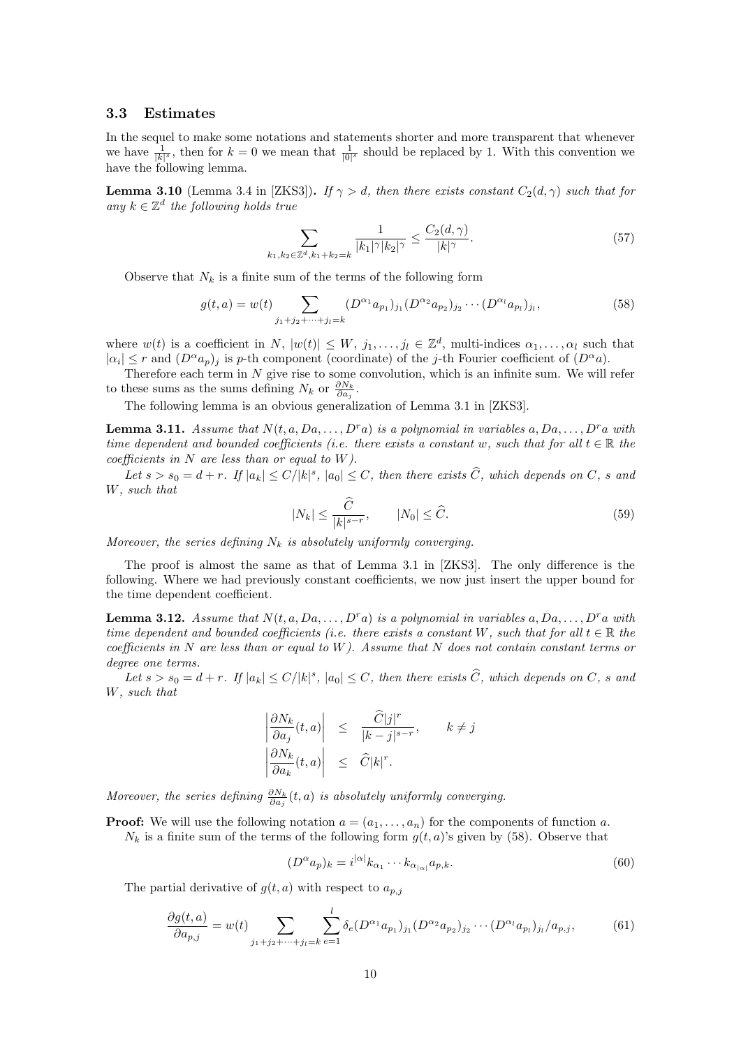### 3.3 Estimates

In the sequel to make some notations and statements shorter and more transparent that whenever we have $\frac{1}{|k|^s}$, then for $k=0$ we mean that $\frac{1}{|0|^s}$ should be replaced by 1. With this convention we have the following lemma.

**Lemma 3.10** (Lemma 3.4 in [ZKS3])**.** *If $\gamma > d$, then there exists constant $C_2(d,\gamma)$ such that for any $k \in \mathbb{Z}^d$ the following holds true*

$$\sum_{k_1,k_2 \in \mathbb{Z}^d, k_1+k_2=k} \frac{1}{|k_1|^\gamma |k_2|^\gamma} \le \frac{C_2(d,\gamma)}{|k|^\gamma}. \tag{57}$$

Observe that $N_k$ is a finite sum of the terms of the following form

$$g(t,a) = w(t) \sum_{j_1+j_2+\cdots+j_l=k} (D^{\alpha_1} a_{p_1})_{j_1} (D^{\alpha_2} a_{p_2})_{j_2} \cdots (D^{\alpha_l} a_{p_l})_{j_l}, \tag{58}$$

where $w(t)$ is a coefficient in $N$, $|w(t)| \le W$, $j_1,\dots,j_l \in \mathbb{Z}^d$, multi-indices $\alpha_1,\dots,\alpha_l$ such that $|\alpha_i| \le r$ and $(D^\alpha a_p)_j$ is $p$-th component (coordinate) of the $j$-th Fourier coefficient of $(D^\alpha a)$.

Therefore each term in $N$ give rise to some convolution, which is an infinite sum. We will refer to these sums as the sums defining $N_k$ or $\frac{\partial N_k}{\partial a_j}$.

The following lemma is an obvious generalization of Lemma 3.1 in [ZKS3].

**Lemma 3.11.** *Assume that $N(t,a,Da,\dots,D^r a)$ is a polynomial in variables $a, Da, \dots, D^r a$ with time dependent and bounded coefficients (i.e. there exists a constant $w$, such that for all $t \in \mathbb{R}$ the coefficients in $N$ are less than or equal to $W$).*

*Let $s > s_0 = d + r$. If $|a_k| \le C/|k|^s$, $|a_0| \le C$, then there exists $\widehat{C}$, which depends on $C$, $s$ and $W$, such that*

$$|N_k| \le \frac{\widehat{C}}{|k|^{s-r}}, \qquad |N_0| \le \widehat{C}. \tag{59}$$

*Moreover, the series defining $N_k$ is absolutely uniformly converging.*

The proof is almost the same as that of Lemma 3.1 in [ZKS3]. The only difference is the following. Where we had previously constant coefficients, we now just insert the upper bound for the time dependent coefficient.

**Lemma 3.12.** *Assume that $N(t,a,Da,\dots,D^r a)$ is a polynomial in variables $a, Da, \dots, D^r a$ with time dependent and bounded coefficients (i.e. there exists a constant $W$, such that for all $t \in \mathbb{R}$ the coefficients in $N$ are less than or equal to $W$). Assume that $N$ does not contain constant terms or degree one terms.*

*Let $s > s_0 = d + r$. If $|a_k| \le C/|k|^s$, $|a_0| \le C$, then there exists $\widehat{C}$, which depends on $C$, $s$ and $W$, such that*

$$\begin{aligned} \left| \frac{\partial N_k}{\partial a_j}(t,a) \right| &\le \frac{\widehat{C}|j|^r}{|k-j|^{s-r}}, \qquad k \neq j \\ \left| \frac{\partial N_k}{\partial a_k}(t,a) \right| &\le \widehat{C}|k|^r. \end{aligned}$$

*Moreover, the series defining $\frac{\partial N_k}{\partial a_j}(t,a)$ is absolutely uniformly converging.*

**Proof:** We will use the following notation $a = (a_1,\dots,a_n)$ for the components of function $a$.

$N_k$ is a finite sum of the terms of the following form $g(t,a)$'s given by (58). Observe that

$$(D^\alpha a_p)_k = i^{|\alpha|} k_{\alpha_1} \cdots k_{\alpha_{|\alpha|}} a_{p,k}. \tag{60}$$

The partial derivative of $g(t,a)$ with respect to $a_{p,j}$

$$\frac{\partial g(t,a)}{\partial a_{p,j}} = w(t) \sum_{j_1+j_2+\cdots+j_l=k} \sum_{e=1}^{l} \delta_e (D^{\alpha_1} a_{p_1})_{j_1} (D^{\alpha_2} a_{p_2})_{j_2} \cdots (D^{\alpha_l} a_{p_l})_{j_l} / a_{p,j}, \tag{61}$$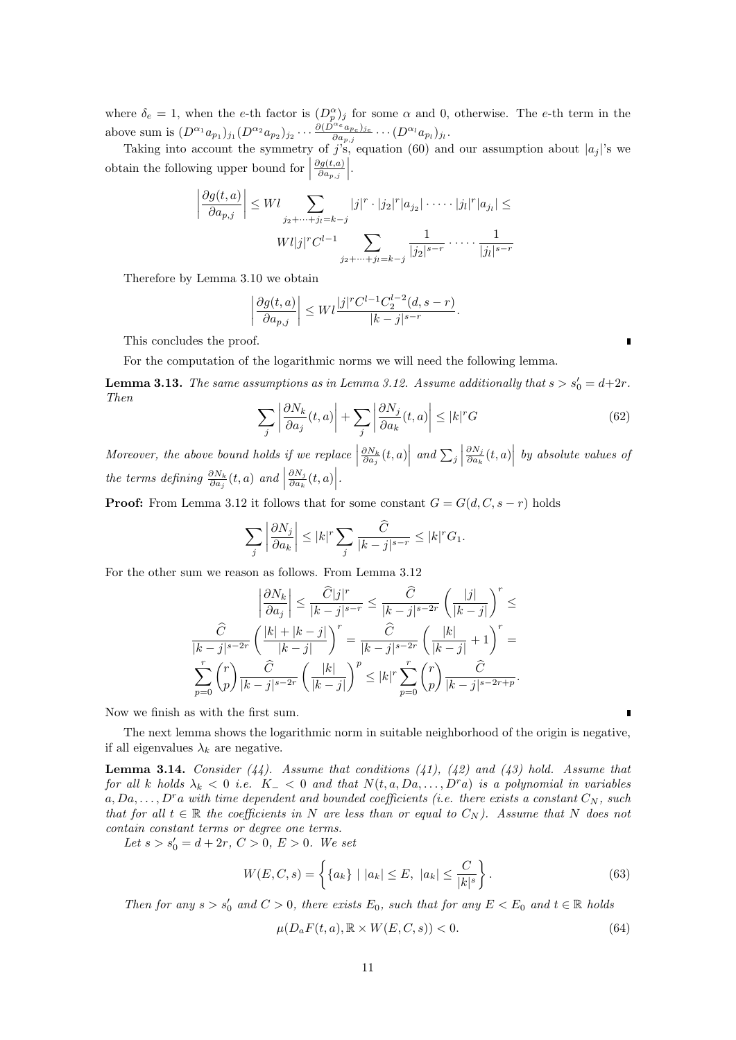where $\delta_e = 1$, when the $e$-th factor is $(D_p^\alpha)_j$ for some $\alpha$ and 0, otherwise. The $e$-th term in the above sum is $(D^{\alpha_1}a_{p_1})_{j_1}(D^{\alpha_2}a_{p_2})_{j_2}\cdots\frac{\partial(D^{\alpha_e}a_{p_e})_{j_e}}{\partial a_{p,j}}\cdots(D^{\alpha_l}a_{p_l})_{j_l}$.

Taking into account the symmetry of $j$'s, equation (60) and our assumption about $|a_j|$'s we obtain the following upper bound for $\left|\frac{\partial g(t,a)}{\partial a_{p,j}}\right|$.

$$\left|\frac{\partial g(t,a)}{\partial a_{p,j}}\right| \leq Wl \sum_{j_2+\cdots+j_l=k-j} |j|^r \cdot |j_2|^r|a_{j_2}| \cdot \cdots \cdot |j_l|^r|a_{j_l}| \leq$$

$$Wl|j|^r C^{l-1} \sum_{j_2+\cdots+j_l=k-j} \frac{1}{|j_2|^{s-r}} \cdot \cdots \cdot \frac{1}{|j_l|^{s-r}}$$

Therefore by Lemma 3.10 we obtain

$$\left|\frac{\partial g(t,a)}{\partial a_{p,j}}\right| \leq Wl\frac{|j|^r C^{l-1} C_2^{l-2}(d,s-r)}{|k-j|^{s-r}}.$$

This concludes the proof. ∎

For the computation of the logarithmic norms we will need the following lemma.

**Lemma 3.13.** *The same assumptions as in Lemma 3.12. Assume additionally that $s > s_0' = d+2r$. Then*

$$\sum_j \left|\frac{\partial N_k}{\partial a_j}(t,a)\right| + \sum_j \left|\frac{\partial N_j}{\partial a_k}(t,a)\right| \leq |k|^r G \tag{62}$$

*Moreover, the above bound holds if we replace $\left|\frac{\partial N_k}{\partial a_j}(t,a)\right|$ and $\sum_j\left|\frac{\partial N_j}{\partial a_k}(t,a)\right|$ by absolute values of the terms defining $\frac{\partial N_k}{\partial a_j}(t,a)$ and $\left|\frac{\partial N_j}{\partial a_k}(t,a)\right|$.*

**Proof:** From Lemma 3.12 it follows that for some constant $G = G(d,C,s-r)$ holds

$$\sum_j \left|\frac{\partial N_j}{\partial a_k}\right| \leq |k|^r \sum_j \frac{\widehat{C}}{|k-j|^{s-r}} \leq |k|^r G_1.$$

For the other sum we reason as follows. From Lemma 3.12

$$\left|\frac{\partial N_k}{\partial a_j}\right| \leq \frac{\widehat{C}|j|^r}{|k-j|^{s-r}} \leq \frac{\widehat{C}}{|k-j|^{s-2r}}\left(\frac{|j|}{|k-j|}\right)^r \leq$$

$$\frac{\widehat{C}}{|k-j|^{s-2r}}\left(\frac{|k|+|k-j|}{|k-j|}\right)^r = \frac{\widehat{C}}{|k-j|^{s-2r}}\left(\frac{|k|}{|k-j|}+1\right)^r =$$

$$\sum_{p=0}^r \binom{r}{p}\frac{\widehat{C}}{|k-j|^{s-2r}}\left(\frac{|k|}{|k-j|}\right)^p \leq |k|^r \sum_{p=0}^r \binom{r}{p}\frac{\widehat{C}}{|k-j|^{s-2r+p}}.$$

Now we finish as with the first sum. ∎

The next lemma shows the logarithmic norm in suitable neighborhood of the origin is negative, if all eigenvalues $\lambda_k$ are negative.

**Lemma 3.14.** *Consider (44). Assume that conditions (41), (42) and (43) hold. Assume that for all $k$ holds $\lambda_k < 0$ i.e. $K_- < 0$ and that $N(t,a,Da,\ldots,D^r a)$ is a polynomial in variables $a, Da, \ldots, D^r a$ with time dependent and bounded coefficients (i.e. there exists a constant $C_N$, such that for all $t \in \mathbb{R}$ the coefficients in $N$ are less than or equal to $C_N$). Assume that $N$ does not contain constant terms or degree one terms.*

*Let $s > s_0' = d+2r$, $C > 0$, $E > 0$. We set*

$$W(E,C,s) = \left\{\{a_k\} \mid |a_k| \leq E,\ |a_k| \leq \frac{C}{|k|^s}\right\}. \tag{63}$$

*Then for any $s > s_0'$ and $C > 0$, there exists $E_0$, such that for any $E < E_0$ and $t \in \mathbb{R}$ holds*

$$\mu(D_a F(t,a), \mathbb{R}\times W(E,C,s)) < 0. \tag{64}$$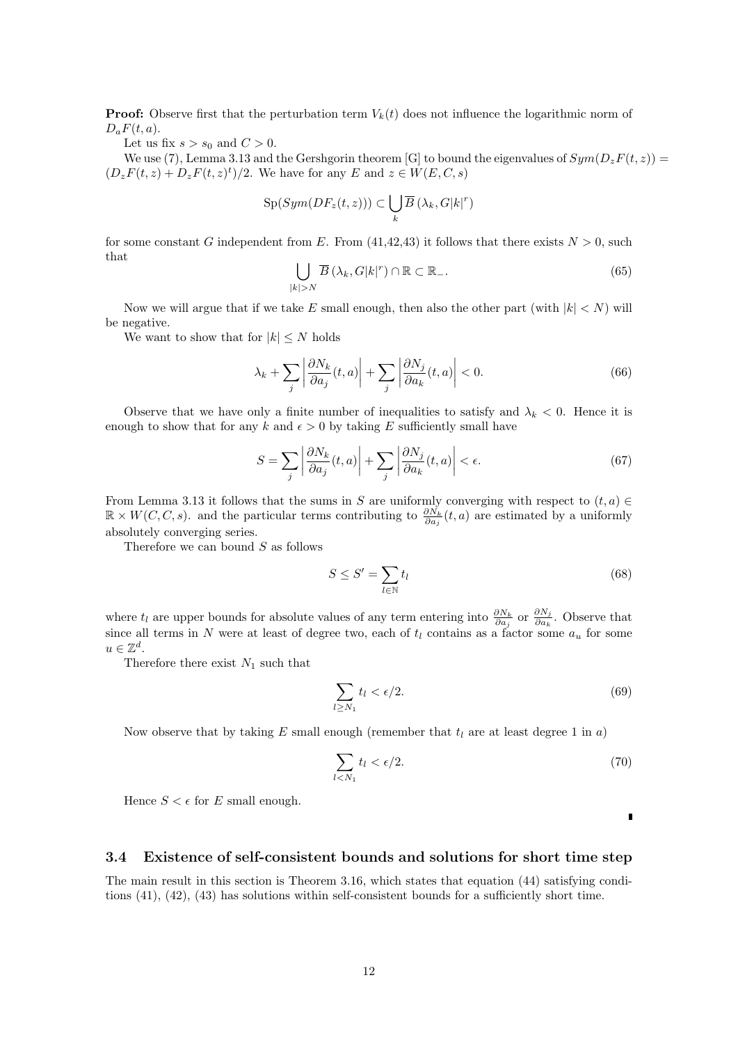**Proof:** Observe first that the perturbation term $V_k(t)$ does not influence the logarithmic norm of $D_a F(t,a)$.

Let us fix $s > s_0$ and $C > 0$.

We use (7), Lemma 3.13 and the Gershgorin theorem [G] to bound the eigenvalues of $Sym(D_z F(t,z)) = (D_z F(t,z) + D_z F(t,z)^t)/2$. We have for any $E$ and $z \in W(E,C,s)$

$$
\mathrm{Sp}(Sym(DF_z(t,z))) \subset \bigcup_k \overline{B}\left(\lambda_k, G|k|^r\right)
$$

for some constant $G$ independent from $E$. From (41,42,43) it follows that there exists $N > 0$, such that

$$
\bigcup_{|k|>N} \overline{B}\left(\lambda_k, G|k|^r\right) \cap \mathbb{R} \subset \mathbb{R}_-. \tag{65}
$$

Now we will argue that if we take $E$ small enough, then also the other part (with $|k| < N$) will be negative.

We want to show that for $|k| \leq N$ holds

$$
\lambda_k + \sum_j \left| \frac{\partial N_k}{\partial a_j}(t,a) \right| + \sum_j \left| \frac{\partial N_j}{\partial a_k}(t,a) \right| < 0. \tag{66}
$$

Observe that we have only a finite number of inequalities to satisfy and $\lambda_k < 0$. Hence it is enough to show that for any $k$ and $\epsilon > 0$ by taking $E$ sufficiently small have

$$
S = \sum_j \left| \frac{\partial N_k}{\partial a_j}(t,a) \right| + \sum_j \left| \frac{\partial N_j}{\partial a_k}(t,a) \right| < \epsilon. \tag{67}
$$

From Lemma 3.13 it follows that the sums in $S$ are uniformly converging with respect to $(t,a) \in \mathbb{R} \times W(C,C,s)$. and the particular terms contributing to $\frac{\partial N_k}{\partial a_j}(t,a)$ are estimated by a uniformly absolutely converging series.

Therefore we can bound $S$ as follows

$$
S \leq S' = \sum_{l \in \mathbb{N}} t_l \tag{68}
$$

where $t_l$ are upper bounds for absolute values of any term entering into $\frac{\partial N_k}{\partial a_j}$ or $\frac{\partial N_j}{\partial a_k}$. Observe that since all terms in $N$ were at least of degree two, each of $t_l$ contains as a factor some $a_u$ for some $u \in \mathbb{Z}^d$.

Therefore there exist $N_1$ such that

$$
\sum_{l \geq N_1} t_l < \epsilon/2. \tag{69}
$$

Now observe that by taking $E$ small enough (remember that $t_l$ are at least degree 1 in $a$)

$$
\sum_{l < N_1} t_l < \epsilon/2. \tag{70}
$$

Hence $S < \epsilon$ for $E$ small enough.

∎

### 3.4 Existence of self-consistent bounds and solutions for short time step

The main result in this section is Theorem 3.16, which states that equation (44) satisfying conditions (41), (42), (43) has solutions within self-consistent bounds for a sufficiently short time.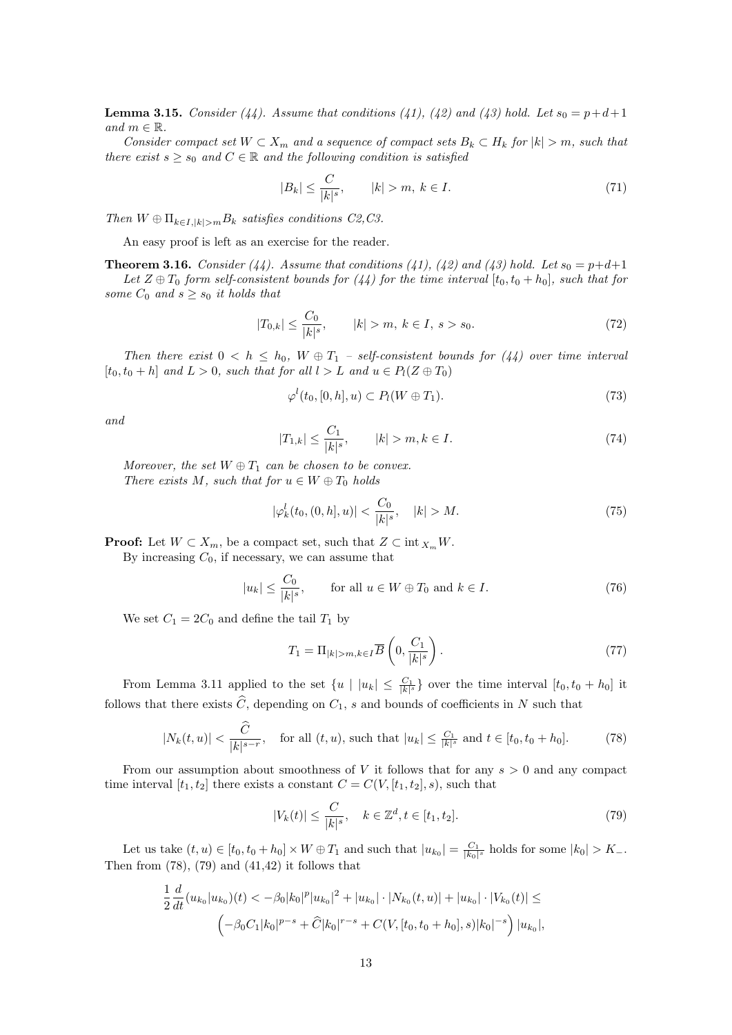**Lemma 3.15.** *Consider (44). Assume that conditions (41), (42) and (43) hold. Let $s_0 = p+d+1$ and $m \in \mathbb{R}$.*

*Consider compact set $W \subset X_m$ and a sequence of compact sets $B_k \subset H_k$ for $|k| > m$, such that there exist $s \geq s_0$ and $C \in \mathbb{R}$ and the following condition is satisfied*

$$|B_k| \leq \frac{C}{|k|^s}, \qquad |k| > m, \ k \in I. \tag{71}$$

*Then $W \oplus \Pi_{k \in I, |k|>m} B_k$ satisfies conditions C2,C3.*

An easy proof is left as an exercise for the reader.

**Theorem 3.16.** *Consider (44). Assume that conditions (41), (42) and (43) hold. Let $s_0 = p+d+1$*

*Let $Z \oplus T_0$ form self-consistent bounds for (44) for the time interval $[t_0, t_0+h_0]$, such that for some $C_0$ and $s \geq s_0$ it holds that*

$$|T_{0,k}| \leq \frac{C_0}{|k|^s}, \qquad |k| > m, \ k \in I, \ s > s_0. \tag{72}$$

*Then there exist $0 < h \leq h_0$, $W \oplus T_1$ – self-consistent bounds for (44) over time interval $[t_0, t_0+h]$ and $L > 0$, such that for all $l > L$ and $u \in P_l(Z \oplus T_0)$*

$$\varphi^l(t_0, [0,h], u) \subset P_l(W \oplus T_1). \tag{73}$$

*and*

$$|T_{1,k}| \leq \frac{C_1}{|k|^s}, \qquad |k| > m, k \in I. \tag{74}$$

*Moreover, the set $W \oplus T_1$ can be chosen to be convex.*

*There exists $M$, such that for $u \in W \oplus T_0$ holds*

$$|\varphi^l_k(t_0, (0,h], u)| < \frac{C_0}{|k|^s}, \quad |k| > M. \tag{75}$$

**Proof:** Let $W \subset X_m$, be a compact set, such that $Z \subset \operatorname{int}_{X_m} W$.

By increasing $C_0$, if necessary, we can assume that

$$|u_k| \leq \frac{C_0}{|k|^s}, \qquad \text{for all } u \in W \oplus T_0 \text{ and } k \in I. \tag{76}$$

We set $C_1 = 2C_0$ and define the tail $T_1$ by

$$T_1 = \Pi_{|k|>m, k \in I} \overline{B}\left(0, \frac{C_1}{|k|^s}\right). \tag{77}$$

From Lemma 3.11 applied to the set $\{u \mid |u_k| \leq \frac{C_1}{|k|^s}\}$ over the time interval $[t_0, t_0+h_0]$ it follows that there exists $\widehat{C}$, depending on $C_1$, $s$ and bounds of coefficients in $N$ such that

$$|N_k(t,u)| < \frac{\widehat{C}}{|k|^{s-r}}, \quad \text{for all } (t,u), \text{ such that } |u_k| \leq \tfrac{C_1}{|k|^s} \text{ and } t \in [t_0, t_0+h_0]. \tag{78}$$

From our assumption about smoothness of $V$ it follows that for any $s > 0$ and any compact time interval $[t_1, t_2]$ there exists a constant $C = C(V, [t_1, t_2], s)$, such that

$$|V_k(t)| \leq \frac{C}{|k|^s}, \quad k \in \mathbb{Z}^d, t \in [t_1, t_2]. \tag{79}$$

Let us take $(t,u) \in [t_0, t_0+h_0] \times W \oplus T_1$ and such that $|u_{k_0}| = \frac{C_1}{|k_0|^s}$ holds for some $|k_0| > K_-$. Then from (78), (79) and (41,42) it follows that

$$\begin{aligned}
\frac{1}{2}\frac{d}{dt}(u_{k_0}|u_{k_0})(t) < -\beta_0 |k_0|^p |u_{k_0}|^2 + |u_{k_0}| \cdot |N_{k_0}(t,u)| + |u_{k_0}| \cdot |V_{k_0}(t)| \leq \\
\left(-\beta_0 C_1 |k_0|^{p-s} + \widehat{C}|k_0|^{r-s} + C(V, [t_0, t_0+h_0], s)|k_0|^{-s}\right)|u_{k_0}|,
\end{aligned}$$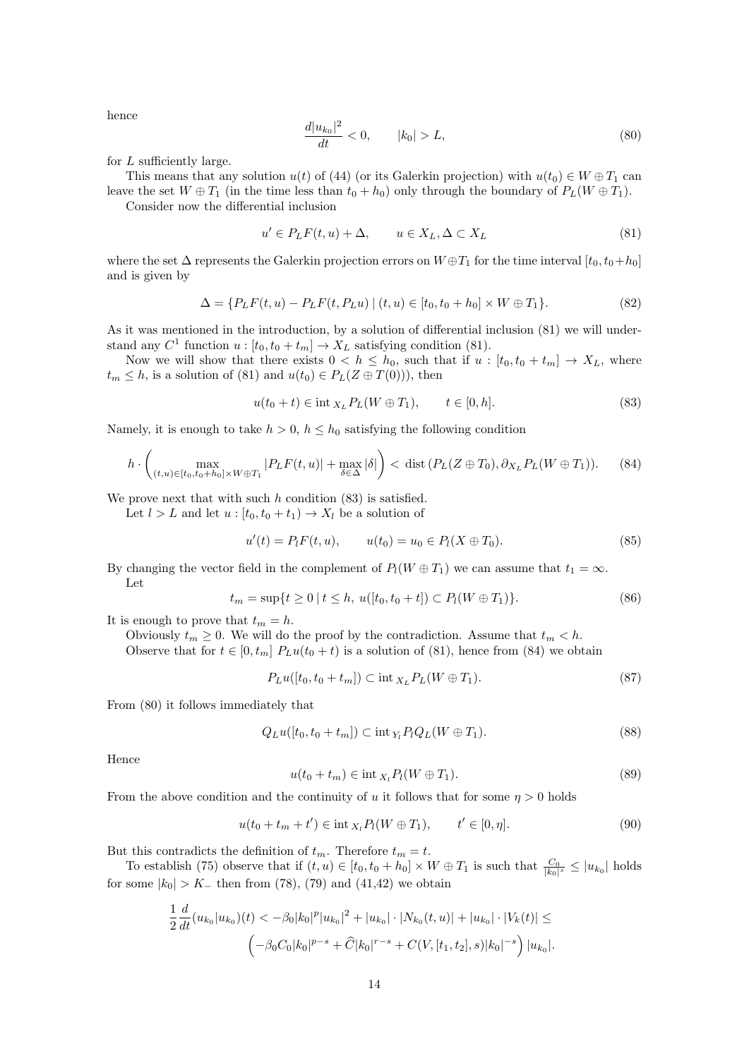hence

$$\frac{d|u_{k_0}|^2}{dt} < 0, \qquad |k_0| > L, \tag{80}$$

for $L$ sufficiently large.

This means that any solution $u(t)$ of (44) (or its Galerkin projection) with $u(t_0) \in W \oplus T_1$ can leave the set $W \oplus T_1$ (in the time less than $t_0 + h_0$) only through the boundary of $P_L(W \oplus T_1)$.

Consider now the differential inclusion

$$u' \in P_L F(t, u) + \Delta, \qquad u \in X_L, \Delta \subset X_L \tag{81}$$

where the set $\Delta$ represents the Galerkin projection errors on $W \oplus T_1$ for the time interval $[t_0, t_0 + h_0]$ and is given by

$$\Delta = \{P_L F(t, u) - P_L F(t, P_L u) \mid (t, u) \in [t_0, t_0 + h_0] \times W \oplus T_1\}. \tag{82}$$

As it was mentioned in the introduction, by a solution of differential inclusion (81) we will understand any $C^1$ function $u : [t_0, t_0 + t_m] \to X_L$ satisfying condition (81).

Now we will show that there exists $0 < h \leq h_0$, such that if $u : [t_0, t_0 + t_m] \to X_L$, where $t_m \leq h$, is a solution of (81) and $u(t_0) \in P_L(Z \oplus T(0)))$, then

$$u(t_0 + t) \in \text{int}_{X_L} P_L(W \oplus T_1), \qquad t \in [0, h]. \tag{83}$$

Namely, it is enough to take $h > 0$, $h \leq h_0$ satisfying the following condition

$$h \cdot \left( \max_{(t,u) \in [t_0, t_0+h_0] \times W \oplus T_1} |P_L F(t, u)| + \max_{\delta \in \Delta} |\delta| \right) < \text{dist}\,(P_L(Z \oplus T_0), \partial_{X_L} P_L(W \oplus T_1)). \tag{84}$$

We prove next that with such $h$ condition (83) is satisfied.

Let $l > L$ and let $u : [t_0, t_0 + t_1) \to X_l$ be a solution of

$$u'(t) = P_l F(t, u), \qquad u(t_0) = u_0 \in P_l(X \oplus T_0). \tag{85}$$

By changing the vector field in the complement of $P_l(W \oplus T_1)$ we can assume that $t_1 = \infty$.

Let

$$t_m = \sup\{t \geq 0 \mid t \leq h,\ u([t_0, t_0 + t]) \subset P_l(W \oplus T_1)\}. \tag{86}$$

It is enough to prove that $t_m = h$.

Obviously $t_m \geq 0$. We will do the proof by the contradiction. Assume that $t_m < h$.

Observe that for $t \in [0, t_m]$ $P_L u(t_0 + t)$ is a solution of (81), hence from (84) we obtain

$$P_L u([t_0, t_0 + t_m]) \subset \text{int}_{X_L} P_L(W \oplus T_1). \tag{87}$$

From (80) it follows immediately that

$$Q_L u([t_0, t_0 + t_m]) \subset \text{int}_{Y_l} P_l Q_L(W \oplus T_1). \tag{88}$$

Hence

$$u(t_0 + t_m) \in \text{int}_{X_l} P_l(W \oplus T_1). \tag{89}$$

From the above condition and the continuity of $u$ it follows that for some $\eta > 0$ holds

$$u(t_0 + t_m + t') \in \text{int}_{X_l} P_l(W \oplus T_1), \qquad t' \in [0, \eta]. \tag{90}$$

But this contradicts the definition of $t_m$. Therefore $t_m = t$.

To establish (75) observe that if $(t, u) \in [t_0, t_0 + h_0] \times W \oplus T_1$ is such that $\frac{C_0}{|k_0|^s} \leq |u_{k_0}|$ holds for some $|k_0| > K_-$ then from (78), (79) and (41,42) we obtain

$$\frac{1}{2} \frac{d}{dt}(u_{k_0}|u_{k_0})(t) < -\beta_0 |k_0|^p |u_{k_0}|^2 + |u_{k_0}| \cdot |N_{k_0}(t, u)| + |u_{k_0}| \cdot |V_k(t)| \leq$$
$$\left( -\beta_0 C_0 |k_0|^{p-s} + \widehat{C} |k_0|^{r-s} + C(V, [t_1, t_2], s) |k_0|^{-s} \right) |u_{k_0}|.$$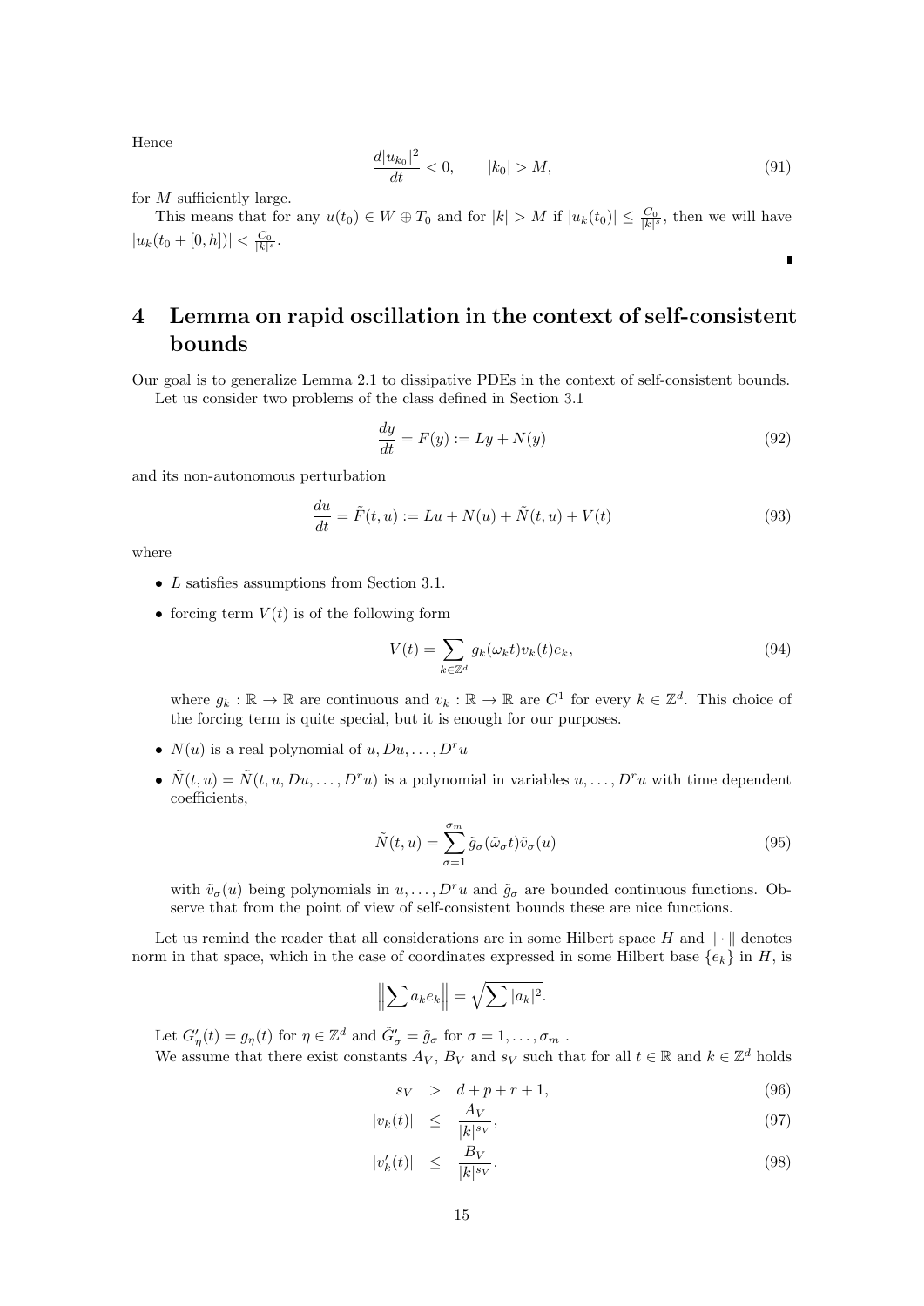Hence

$$\frac{d|u_{k_0}|^2}{dt} < 0, \qquad |k_0| > M, \tag{91}$$

for $M$ sufficiently large.

This means that for any $u(t_0) \in W \oplus T_0$ and for $|k| > M$ if $|u_k(t_0)| \leq \frac{C_0}{|k|^s}$, then we will have $|u_k(t_0 + [0,h])| < \frac{C_0}{|k|^s}$.

∎

# 4 Lemma on rapid oscillation in the context of self-consistent bounds

Our goal is to generalize Lemma 2.1 to dissipative PDEs in the context of self-consistent bounds.

Let us consider two problems of the class defined in Section 3.1

$$\frac{dy}{dt} = F(y) := Ly + N(y) \tag{92}$$

and its non-autonomous perturbation

$$\frac{du}{dt} = \tilde{F}(t,u) := Lu + N(u) + \tilde{N}(t,u) + V(t) \tag{93}$$

where

- $L$ satisfies assumptions from Section 3.1.
- forcing term $V(t)$ is of the following form

$$V(t) = \sum_{k \in \mathbb{Z}^d} g_k(\omega_k t) v_k(t) e_k, \tag{94}$$

  where $g_k : \mathbb{R} \to \mathbb{R}$ are continuous and $v_k : \mathbb{R} \to \mathbb{R}$ are $C^1$ for every $k \in \mathbb{Z}^d$. This choice of the forcing term is quite special, but it is enough for our purposes.
- $N(u)$ is a real polynomial of $u, Du, \ldots, D^r u$
- $\tilde{N}(t,u) = \tilde{N}(t,u,Du,\ldots,D^r u)$ is a polynomial in variables $u, \ldots, D^r u$ with time dependent coefficients,

$$\tilde{N}(t,u) = \sum_{\sigma=1}^{\sigma_m} \tilde{g}_\sigma(\tilde{\omega}_\sigma t) \tilde{v}_\sigma(u) \tag{95}$$

  with $\tilde{v}_\sigma(u)$ being polynomials in $u, \ldots, D^r u$ and $\tilde{g}_\sigma$ are bounded continuous functions. Observe that from the point of view of self-consistent bounds these are nice functions.

Let us remind the reader that all considerations are in some Hilbert space $H$ and $\|\cdot\|$ denotes norm in that space, which in the case of coordinates expressed in some Hilbert base $\{e_k\}$ in $H$, is

$$\left\| \sum a_k e_k \right\| = \sqrt{\sum |a_k|^2}.$$

Let $G'_\eta(t) = g_\eta(t)$ for $\eta \in \mathbb{Z}^d$ and $\tilde{G}'_\sigma = \tilde{g}_\sigma$ for $\sigma = 1, \ldots, \sigma_m$ .

We assume that there exist constants $A_V$, $B_V$ and $s_V$ such that for all $t \in \mathbb{R}$ and $k \in \mathbb{Z}^d$ holds

$$s_V > d + p + r + 1, \tag{96}$$

$$|v_k(t)| \leq \frac{A_V}{|k|^{s_V}}, \tag{97}$$

$$|v'_k(t)| \leq \frac{B_V}{|k|^{s_V}}. \tag{98}$$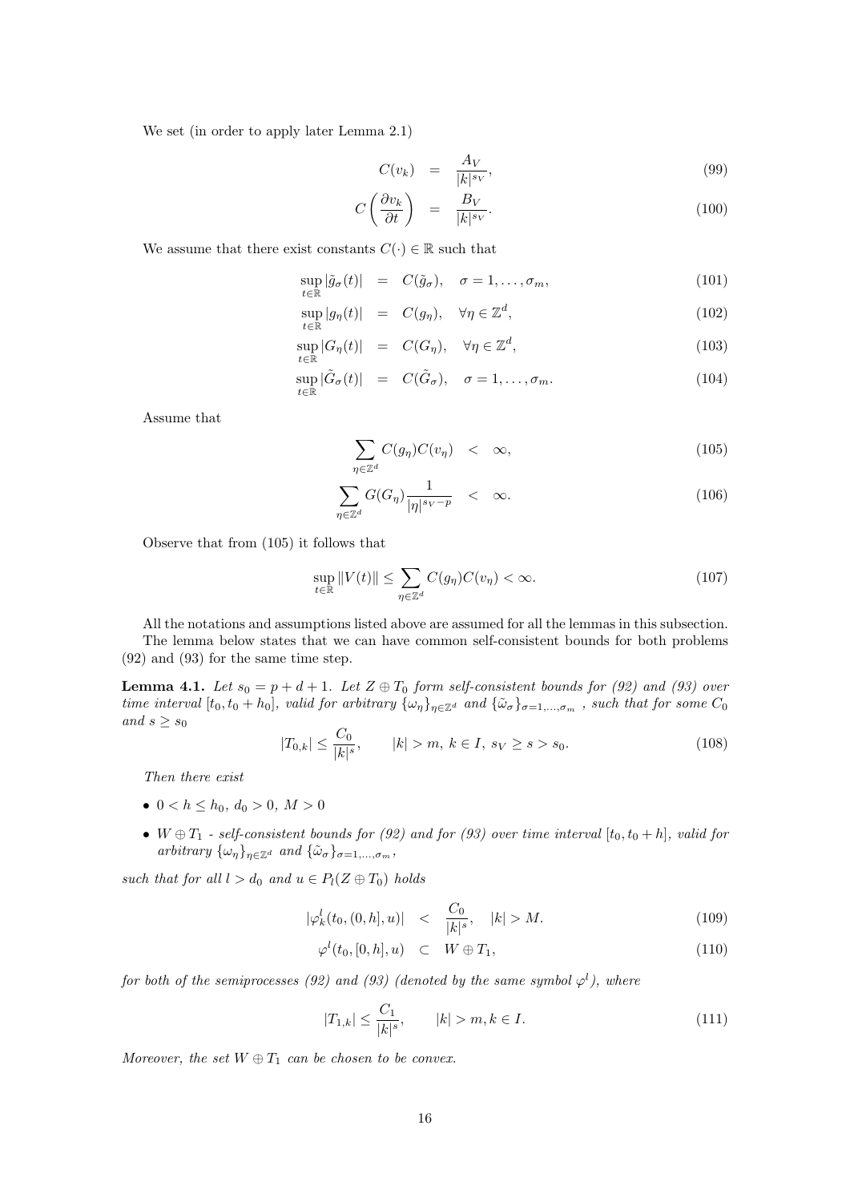We set (in order to apply later Lemma 2.1)

$$
\begin{aligned}
C(v_k) &= \frac{A_V}{|k|^{s_V}}, && (99)\\
C\left(\frac{\partial v_k}{\partial t}\right) &= \frac{B_V}{|k|^{s_V}}. && (100)
\end{aligned}
$$

We assume that there exist constants $C(\cdot) \in \mathbb{R}$ such that

$$
\begin{aligned}
\sup_{t\in\mathbb{R}} |\tilde{g}_\sigma(t)| &= C(\tilde{g}_\sigma), \quad \sigma = 1,\ldots,\sigma_m, && (101)\\
\sup_{t\in\mathbb{R}} |g_\eta(t)| &= C(g_\eta), \quad \forall \eta \in \mathbb{Z}^d, && (102)\\
\sup_{t\in\mathbb{R}} |G_\eta(t)| &= C(G_\eta), \quad \forall \eta \in \mathbb{Z}^d, && (103)\\
\sup_{t\in\mathbb{R}} |\tilde{G}_\sigma(t)| &= C(\tilde{G}_\sigma), \quad \sigma = 1,\ldots,\sigma_m. && (104)
\end{aligned}
$$

Assume that

$$
\begin{aligned}
\sum_{\eta\in\mathbb{Z}^d} C(g_\eta)C(v_\eta) &< \infty, && (105)\\
\sum_{\eta\in\mathbb{Z}^d} G(G_\eta)\frac{1}{|\eta|^{s_V-p}} &< \infty. && (106)
\end{aligned}
$$

Observe that from (105) it follows that

$$
\sup_{t\in\mathbb{R}} \|V(t)\| \leq \sum_{\eta\in\mathbb{Z}^d} C(g_\eta)C(v_\eta) < \infty. \qquad (107)
$$

All the notations and assumptions listed above are assumed for all the lemmas in this subsection.

The lemma below states that we can have common self-consistent bounds for both problems (92) and (93) for the same time step.

**Lemma 4.1.** *Let $s_0 = p + d + 1$. Let $Z \oplus T_0$ form self-consistent bounds for (92) and (93) over time interval $[t_0, t_0 + h_0]$, valid for arbitrary $\{\omega_\eta\}_{\eta\in\mathbb{Z}^d}$ and $\{\tilde{\omega}_\sigma\}_{\sigma=1,\ldots,\sigma_m}$, such that for some $C_0$ and $s \geq s_0$*

$$
|T_{0,k}| \leq \frac{C_0}{|k|^s}, \qquad |k| > m,\ k \in I,\ s_V \geq s > s_0. \qquad (108)
$$

*Then there exist*

- $0 < h \leq h_0$, $d_0 > 0$, $M > 0$
- $W \oplus T_1$ *- self-consistent bounds for (92) and for (93) over time interval $[t_0, t_0 + h]$, valid for arbitrary $\{\omega_\eta\}_{\eta\in\mathbb{Z}^d}$ and $\{\tilde{\omega}_\sigma\}_{\sigma=1,\ldots,\sigma_m}$,*

*such that for all $l > d_0$ and $u \in P_l(Z \oplus T_0)$ holds*

$$
\begin{aligned}
|\varphi^l_k(t_0, (0, h], u)| &< \frac{C_0}{|k|^s}, \quad |k| > M. && (109)\\
\varphi^l(t_0, [0, h], u) &\subset W \oplus T_1, && (110)
\end{aligned}
$$

*for both of the semiprocesses (92) and (93) (denoted by the same symbol $\varphi^l$), where*

$$
|T_{1,k}| \leq \frac{C_1}{|k|^s}, \qquad |k| > m, k \in I. \qquad (111)
$$

*Moreover, the set $W \oplus T_1$ can be chosen to be convex.*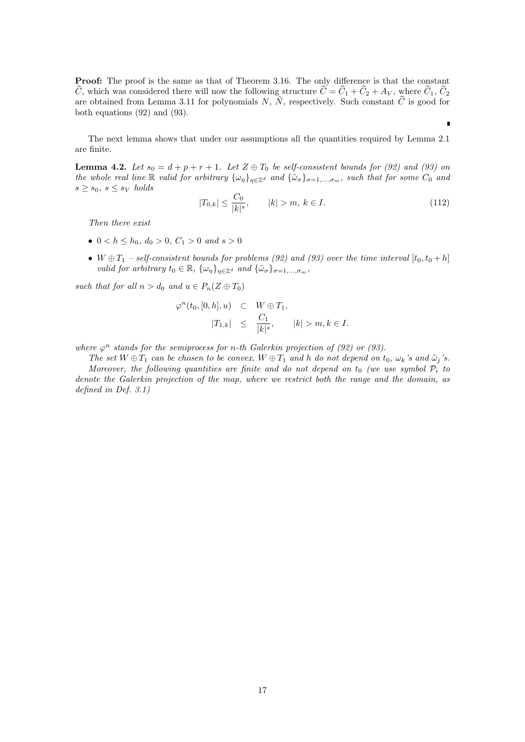**Proof:** The proof is the same as that of Theorem 3.16. The only difference is that the constant $\widehat{C}$, which was considered there will now the following structure $\widehat{C} = \widehat{C}_1 + \widehat{C}_2 + A_V$, where $\widehat{C}_1$, $\widehat{C}_2$ are obtained from Lemma 3.11 for polynomials $N$, $\tilde{N}$, respectively. Such constant $\widehat{C}$ is good for both equations (92) and (93).

■

The next lemma shows that under our assumptions all the quantities required by Lemma 2.1 are finite.

**Lemma 4.2.** *Let $s_0 = d + p + r + 1$. Let $Z \oplus T_0$ be self-consistent bounds for (92) and (93) on the whole real line $\mathbb{R}$ valid for arbitrary $\{\omega_\eta\}_{\eta \in \mathbb{Z}^d}$ and $\{\tilde{\omega}_\sigma\}_{\sigma=1,\ldots,\sigma_m}$, such that for some $C_0$ and $s \geq s_0$, $s \leq s_V$ holds*

$$|T_{0,k}| \leq \frac{C_0}{|k|^s}, \qquad |k| > m,\ k \in I. \tag{112}$$

*Then there exist*

- $0 < h \leq h_0$, $d_0 > 0$, $C_1 > 0$ *and* $s > 0$
- $W \oplus T_1$ *– self-consistent bounds for problems (92) and (93) over the time interval* $[t_0, t_0 + h]$ *valid for arbitrary* $t_0 \in \mathbb{R}$, $\{\omega_\eta\}_{\eta \in \mathbb{Z}^d}$ *and* $\{\tilde{\omega}_\sigma\}_{\sigma=1,\ldots,\sigma_m}$,

*such that for all $n > d_0$ and $u \in P_n(Z \oplus T_0)$*

$$\begin{aligned}
\varphi^n(t_0, [0,h], u) &\subset W \oplus T_1, \\
|T_{1,k}| &\leq \frac{C_1}{|k|^s}, \qquad |k| > m, k \in I.
\end{aligned}$$

*where $\varphi^n$ stands for the semiprocess for $n$-th Galerkin projection of (92) or (93).*

*The set $W \oplus T_1$ can be chosen to be convex, $W \oplus T_1$ and $h$ do not depend on $t_0$, $\omega_k$'s and $\tilde{\omega}_j$'s.*

*Moreover, the following quantities are finite and do not depend on $t_0$ (we use symbol $\mathcal{P}_i$ to denote the Galerkin projection of the map, where we restrict both the range and the domain, as defined in Def. 3.1)*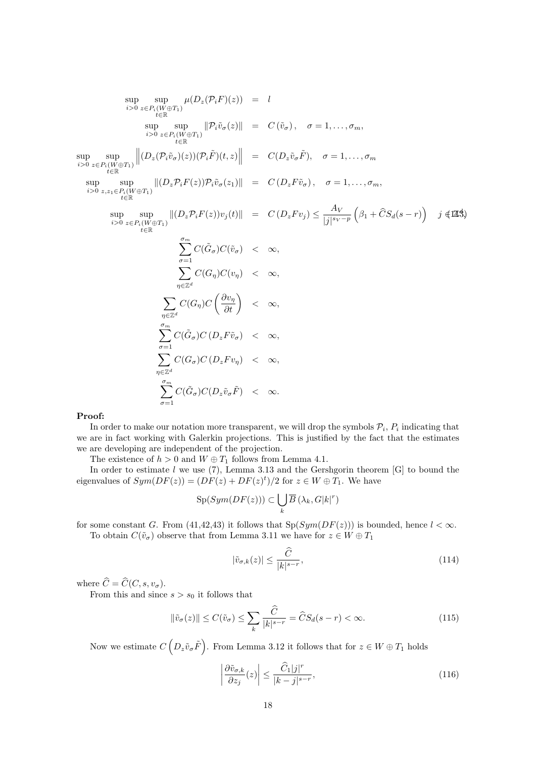$$
\begin{aligned}
\sup_{i>0}\sup_{\substack{z\in P_i(W\oplus T_1)\\ t\in\mathbb{R}}} \mu(D_z(\mathcal{P}_iF)(z)) &= l \\
\sup_{i>0}\sup_{\substack{z\in P_i(W\oplus T_1)\\ t\in\mathbb{R}}} \|\mathcal{P}_i\tilde{v}_\sigma(z)\| &= C(\tilde{v}_\sigma), \quad \sigma=1,\dots,\sigma_m, \\
\sup_{i>0}\sup_{\substack{z\in P_i(W\oplus T_1)\\ t\in\mathbb{R}}} \left\|(D_z(\mathcal{P}_i\tilde{v}_\sigma)(z))(\mathcal{P}_i\tilde{F})(t,z)\right\| &= C(D_z\tilde{v}_\sigma\tilde{F}), \quad \sigma=1,\dots,\sigma_m \\
\sup_{i>0}\sup_{\substack{z,z_1\in P_i(W\oplus T_1)\\ t\in\mathbb{R}}} \|(D_z\mathcal{P}_iF(z))\mathcal{P}_i\tilde{v}_\sigma(z_1)\| &= C(D_zF\tilde{v}_\sigma), \quad \sigma=1,\dots,\sigma_m, \\
\sup_{i>0}\sup_{\substack{z\in P_i(W\oplus T_1)\\ t\in\mathbb{R}}} \|(D_z\mathcal{P}_iF(z))v_j(t)\| &= C(D_zFv_j) \le \frac{A_V}{|j|^{s_V-p}}\left(\beta_1+\widehat{C}S_d(s-r)\right) \quad j\notin I, \qquad (113) \\
\sum_{\sigma=1}^{\sigma_m} C(\tilde{G}_\sigma)C(\tilde{v}_\sigma) &< \infty, \\
\sum_{\eta\in\mathbb{Z}^d} C(G_\eta)C(v_\eta) &< \infty, \\
\sum_{\eta\in\mathbb{Z}^d} C(G_\eta)C\left(\frac{\partial v_\eta}{\partial t}\right) &< \infty, \\
\sum_{\sigma=1}^{\sigma_m} C(\tilde{G}_\sigma)C(D_zF\tilde{v}_\sigma) &< \infty, \\
\sum_{\eta\in\mathbb{Z}^d} C(G_\sigma)C(D_zFv_\eta) &< \infty, \\
\sum_{\sigma=1}^{\sigma_m} C(\tilde{G}_\sigma)C(D_z\tilde{v}_\sigma\tilde{F}) &< \infty.
\end{aligned}
$$

**Proof:**

In order to make our notation more transparent, we will drop the symbols $\mathcal{P}_i$, $P_i$ indicating that we are in fact working with Galerkin projections. This is justified by the fact that the estimates we are developing are independent of the projection.

The existence of $h > 0$ and $W \oplus T_1$ follows from Lemma 4.1.

In order to estimate $l$ we use (7), Lemma 3.13 and the Gershgorin theorem [G] to bound the eigenvalues of $Sym(DF(z)) = (DF(z) + DF(z)^t)/2$ for $z \in W \oplus T_1$. We have

$$
\mathrm{Sp}(Sym(DF(z))) \subset \bigcup_k \overline{B}\left(\lambda_k, G|k|^r\right)
$$

for some constant $G$. From (41,42,43) it follows that $\mathrm{Sp}(Sym(DF(z)))$ is bounded, hence $l < \infty$.

To obtain $C(\tilde{v}_\sigma)$ observe that from Lemma 3.11 we have for $z \in W \oplus T_1$

$$
|\tilde{v}_{\sigma,k}(z)| \le \frac{\widehat{C}}{|k|^{s-r}}, \tag{114}
$$

where $\widehat{C} = \widehat{C}(C, s, v_\sigma)$.

From this and since $s > s_0$ it follows that

$$
\|\tilde{v}_\sigma(z)\| \le C(\tilde{v}_\sigma) \le \sum_k \frac{\widehat{C}}{|k|^{s-r}} = \widehat{C}S_d(s-r) < \infty. \tag{115}
$$

Now we estimate $C\left(D_z\tilde{v}_\sigma\tilde{F}\right)$. From Lemma 3.12 it follows that for $z \in W \oplus T_1$ holds

$$
\left|\frac{\partial \tilde{v}_{\sigma,k}}{\partial z_j}(z)\right| \le \frac{\widehat{C}_1|j|^r}{|k-j|^{s-r}}, \tag{116}
$$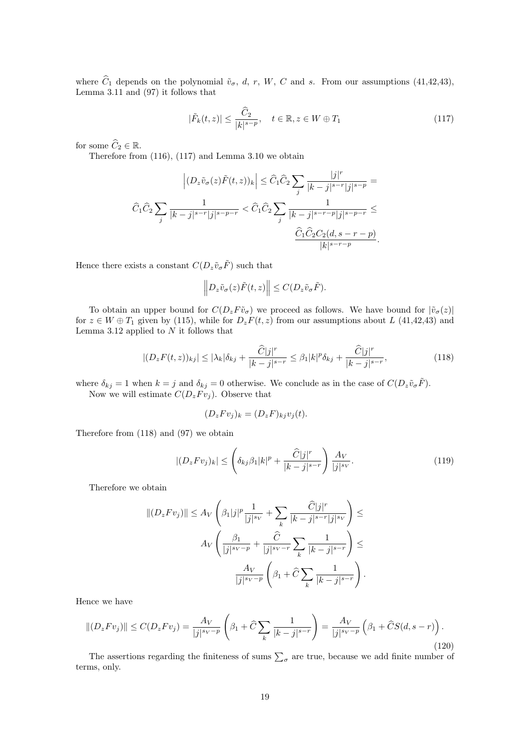where $\widehat{C}_1$ depends on the polynomial $\tilde{v}_\sigma$, $d$, $r$, $W$, $C$ and $s$. From our assumptions (41,42,43), Lemma 3.11 and (97) it follows that

$$|\tilde{F}_k(t,z)| \leq \frac{\widehat{C}_2}{|k|^{s-p}}, \quad t \in \mathbb{R}, z \in W \oplus T_1 \tag{117}$$

for some $\widehat{C}_2 \in \mathbb{R}$.

Therefore from (116), (117) and Lemma 3.10 we obtain

$$\left|(D_z\tilde{v}_\sigma(z)\tilde{F}(t,z))_k\right| \leq \widehat{C}_1\widehat{C}_2 \sum_j \frac{|j|^r}{|k-j|^{s-r}|j|^{s-p}} =$$

$$\widehat{C}_1\widehat{C}_2 \sum_j \frac{1}{|k-j|^{s-r}|j|^{s-p-r}} < \widehat{C}_1\widehat{C}_2 \sum_j \frac{1}{|k-j|^{s-r-p}|j|^{s-p-r}} \leq$$

$$\frac{\widehat{C}_1\widehat{C}_2 C_2(d, s-r-p)}{|k|^{s-r-p}}.$$

Hence there exists a constant $C(D_z\tilde{v}_\sigma\tilde{F})$ such that

$$\left\|D_z\tilde{v}_\sigma(z)\tilde{F}(t,z)\right\| \leq C(D_z\tilde{v}_\sigma\tilde{F}).$$

To obtain an upper bound for $C(D_zF\tilde{v}_\sigma)$ we proceed as follows. We have bound for $|\tilde{v}_\sigma(z)|$ for $z \in W \oplus T_1$ given by (115), while for $D_zF(t,z)$ from our assumptions about $L$ (41,42,43) and Lemma 3.12 applied to $N$ it follows that

$$|(D_zF(t,z))_{kj}| \leq |\lambda_k|\delta_{kj} + \frac{\widehat{C}|j|^r}{|k-j|^{s-r}} \leq \beta_1|k|^p\delta_{kj} + \frac{\widehat{C}|j|^r}{|k-j|^{s-r}}, \tag{118}$$

where $\delta_{kj} = 1$ when $k = j$ and $\delta_{kj} = 0$ otherwise. We conclude as in the case of $C(D_z\tilde{v}_\sigma\tilde{F})$.

Now we will estimate $C(D_zFv_j)$. Observe that

$$(D_zFv_j)_k = (D_zF)_{kj}v_j(t).$$

Therefore from (118) and (97) we obtain

$$|(D_zFv_j)_k| \leq \left(\delta_{kj}\beta_1|k|^p + \frac{\widehat{C}|j|^r}{|k-j|^{s-r}}\right)\frac{A_V}{|j|^{s_V}}. \tag{119}$$

Therefore we obtain

$$\|(D_zFv_j)\| \leq A_V\left(\beta_1|j|^p\frac{1}{|j|^{s_V}} + \sum_k \frac{\widehat{C}|j|^r}{|k-j|^{s-r}|j|^{s_V}}\right) \leq$$

$$A_V\left(\frac{\beta_1}{|j|^{s_V-p}} + \frac{\widehat{C}}{|j|^{s_V-r}}\sum_k \frac{1}{|k-j|^{s-r}}\right) \leq$$

$$\frac{A_V}{|j|^{s_V-p}}\left(\beta_1 + \widehat{C}\sum_k \frac{1}{|k-j|^{s-r}}\right).$$

Hence we have

$$\|(D_zFv_j)\| \leq C(D_zFv_j) = \frac{A_V}{|j|^{s_V-p}}\left(\beta_1 + \widehat{C}\sum_k \frac{1}{|k-j|^{s-r}}\right) = \frac{A_V}{|j|^{s_V-p}}\left(\beta_1 + \widehat{C}S(d,s-r)\right). \tag{120}$$

The assertions regarding the finiteness of sums $\sum_\sigma$ are true, because we add finite number of terms, only.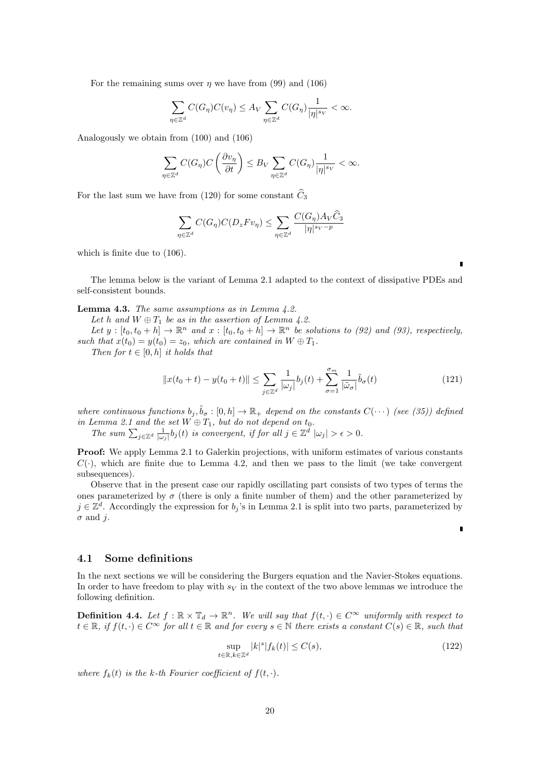For the remaining sums over $\eta$ we have from (99) and (106)

$$\sum_{\eta \in \mathbb{Z}^d} C(G_\eta) C(v_\eta) \leq A_V \sum_{\eta \in \mathbb{Z}^d} C(G_\eta) \frac{1}{|\eta|^{s_V}} < \infty.$$

Analogously we obtain from (100) and (106)

$$\sum_{\eta \in \mathbb{Z}^d} C(G_\eta) C\left(\frac{\partial v_\eta}{\partial t}\right) \leq B_V \sum_{\eta \in \mathbb{Z}^d} C(G_\eta) \frac{1}{|\eta|^{s_V}} < \infty.$$

For the last sum we have from (120) for some constant $\widehat{C}_3$

$$\sum_{\eta \in \mathbb{Z}^d} C(G_\eta) C(D_z F v_\eta) \leq \sum_{\eta \in \mathbb{Z}^d} \frac{C(G_\eta) A_V \widehat{C}_3}{|\eta|^{s_V - p}}$$

which is finite due to (106).

■

The lemma below is the variant of Lemma 2.1 adapted to the context of dissipative PDEs and self-consistent bounds.

**Lemma 4.3.** *The same assumptions as in Lemma 4.2.*

*Let $h$ and $W \oplus T_1$ be as in the assertion of Lemma 4.2.*

*Let $y : [t_0, t_0 + h] \to \mathbb{R}^n$ and $x : [t_0, t_0 + h] \to \mathbb{R}^n$ be solutions to (92) and (93), respectively, such that $x(t_0) = y(t_0) = z_0$, which are contained in $W \oplus T_1$.*

*Then for $t \in [0, h]$ it holds that*

$$\|x(t_0 + t) - y(t_0 + t)\| \leq \sum_{j \in \mathbb{Z}^d} \frac{1}{|\omega_j|} b_j(t) + \sum_{\sigma=1}^{\sigma_m} \frac{1}{|\tilde{\omega}_\sigma|} \tilde{b}_\sigma(t) \tag{121}$$

*where continuous functions $b_j, \tilde{b}_\sigma : [0, h] \to \mathbb{R}_+$ depend on the constants $C(\cdots)$ (see (35)) defined in Lemma 2.1 and the set $W \oplus T_1$, but do not depend on $t_0$.*

*The sum $\sum_{j \in \mathbb{Z}^d} \frac{1}{|\omega_j|} b_j(t)$ is convergent, if for all $j \in \mathbb{Z}^d$ $|\omega_j| > \epsilon > 0$.*

**Proof:** We apply Lemma 2.1 to Galerkin projections, with uniform estimates of various constants $C(\cdot)$, which are finite due to Lemma 4.2, and then we pass to the limit (we take convergent subsequences).

Observe that in the present case our rapidly oscillating part consists of two types of terms the ones parameterized by $\sigma$ (there is only a finite number of them) and the other parameterized by $j \in \mathbb{Z}^d$. Accordingly the expression for $b_j$'s in Lemma 2.1 is split into two parts, parameterized by $\sigma$ and $j$.

■

## 4.1 Some definitions

In the next sections we will be considering the Burgers equation and the Navier-Stokes equations. In order to have freedom to play with $s_V$ in the context of the two above lemmas we introduce the following definition.

**Definition 4.4.** *Let $f : \mathbb{R} \times \mathbb{T}_d \to \mathbb{R}^n$. We will say that $f(t, \cdot) \in C^\infty$ uniformly with respect to $t \in \mathbb{R}$, if $f(t, \cdot) \in C^\infty$ for all $t \in \mathbb{R}$ and for every $s \in \mathbb{N}$ there exists a constant $C(s) \in \mathbb{R}$, such that*

$$\sup_{t \in \mathbb{R}, k \in \mathbb{Z}^d} |k|^s |f_k(t)| \leq C(s), \tag{122}$$

*where $f_k(t)$ is the $k$-th Fourier coefficient of $f(t, \cdot)$.*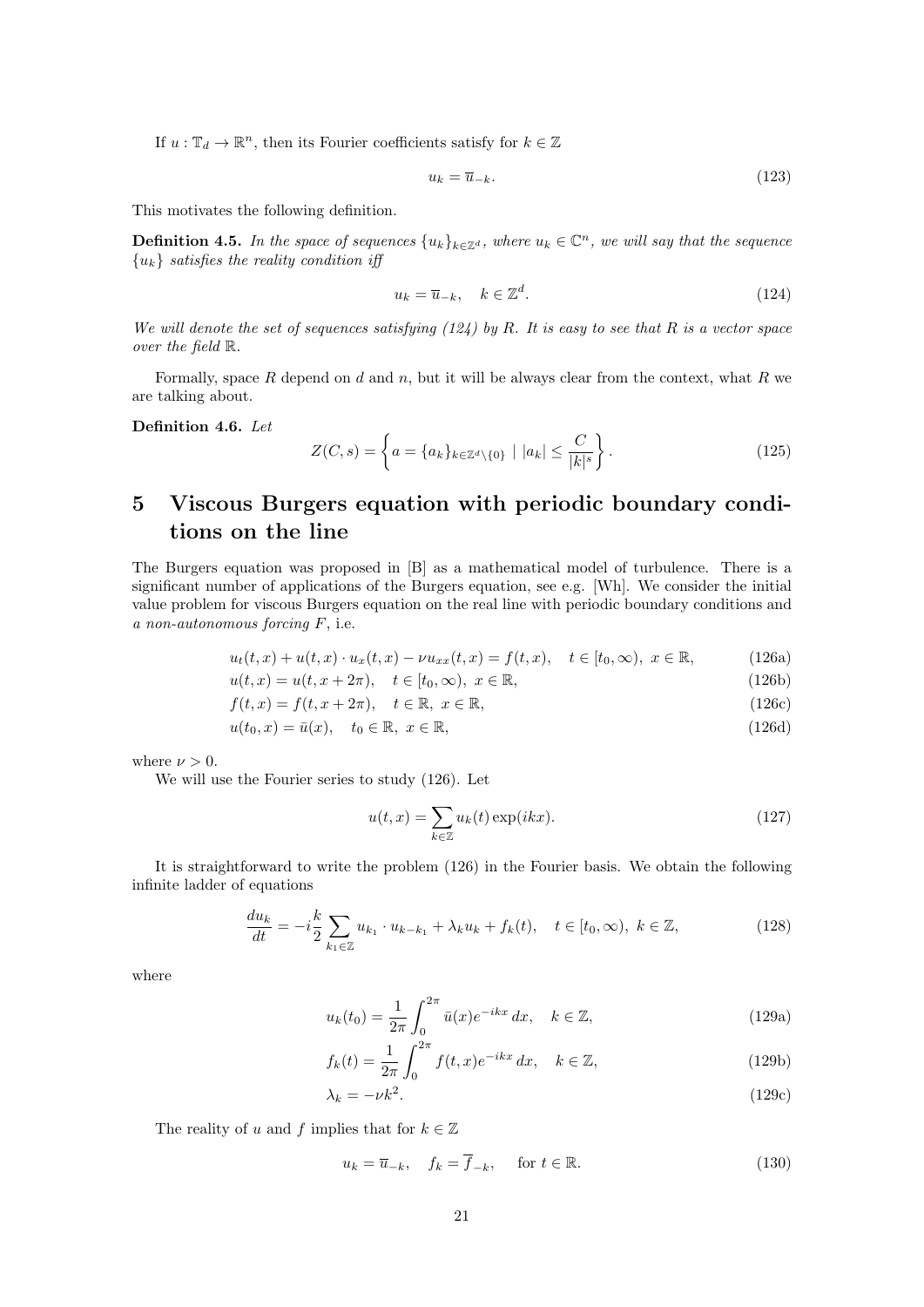If $u : \mathbb{T}_d \to \mathbb{R}^n$, then its Fourier coefficients satisfy for $k \in \mathbb{Z}$

$$u_k = \overline{u}_{-k}. \tag{123}$$

This motivates the following definition.

**Definition 4.5.** *In the space of sequences $\{u_k\}_{k\in\mathbb{Z}^d}$, where $u_k \in \mathbb{C}^n$, we will say that the sequence $\{u_k\}$ satisfies the reality condition iff*

$$u_k = \overline{u}_{-k}, \quad k \in \mathbb{Z}^d. \tag{124}$$

*We will denote the set of sequences satisfying (124) by $R$. It is easy to see that $R$ is a vector space over the field $\mathbb{R}$.*

Formally, space $R$ depend on $d$ and $n$, but it will be always clear from the context, what $R$ we are talking about.

**Definition 4.6.** *Let*

$$Z(C, s) = \left\{ a = \{a_k\}_{k\in\mathbb{Z}^d\setminus\{0\}} \mid |a_k| \leq \frac{C}{|k|^s} \right\}. \tag{125}$$

# 5 Viscous Burgers equation with periodic boundary conditions on the line

The Burgers equation was proposed in [B] as a mathematical model of turbulence. There is a significant number of applications of the Burgers equation, see e.g. [Wh]. We consider the initial value problem for viscous Burgers equation on the real line with periodic boundary conditions and *a non-autonomous forcing $F$*, i.e.

$$u_t(t,x) + u(t,x) \cdot u_x(t,x) - \nu u_{xx}(t,x) = f(t,x), \quad t \in [t_0, \infty),\ x \in \mathbb{R}, \tag{126a}$$

$$u(t,x) = u(t, x + 2\pi), \quad t \in [t_0, \infty),\ x \in \mathbb{R}, \tag{126b}$$

$$f(t,x) = f(t, x + 2\pi), \quad t \in \mathbb{R},\ x \in \mathbb{R}, \tag{126c}$$

$$u(t_0, x) = \bar{u}(x), \quad t_0 \in \mathbb{R},\ x \in \mathbb{R}, \tag{126d}$$

where $\nu > 0$.

We will use the Fourier series to study (126). Let

$$u(t,x) = \sum_{k\in\mathbb{Z}} u_k(t) \exp(ikx). \tag{127}$$

It is straightforward to write the problem (126) in the Fourier basis. We obtain the following infinite ladder of equations

$$\frac{du_k}{dt} = -i\frac{k}{2} \sum_{k_1\in\mathbb{Z}} u_{k_1} \cdot u_{k-k_1} + \lambda_k u_k + f_k(t), \quad t \in [t_0, \infty),\ k \in \mathbb{Z}, \tag{128}$$

where

$$u_k(t_0) = \frac{1}{2\pi} \int_0^{2\pi} \bar{u}(x) e^{-ikx}\, dx, \quad k \in \mathbb{Z}, \tag{129a}$$

$$f_k(t) = \frac{1}{2\pi} \int_0^{2\pi} f(t,x) e^{-ikx}\, dx, \quad k \in \mathbb{Z}, \tag{129b}$$

$$\lambda_k = -\nu k^2. \tag{129c}$$

The reality of $u$ and $f$ implies that for $k \in \mathbb{Z}$

$$u_k = \overline{u}_{-k}, \quad f_k = \overline{f}_{-k}, \quad \text{for } t \in \mathbb{R}. \tag{130}$$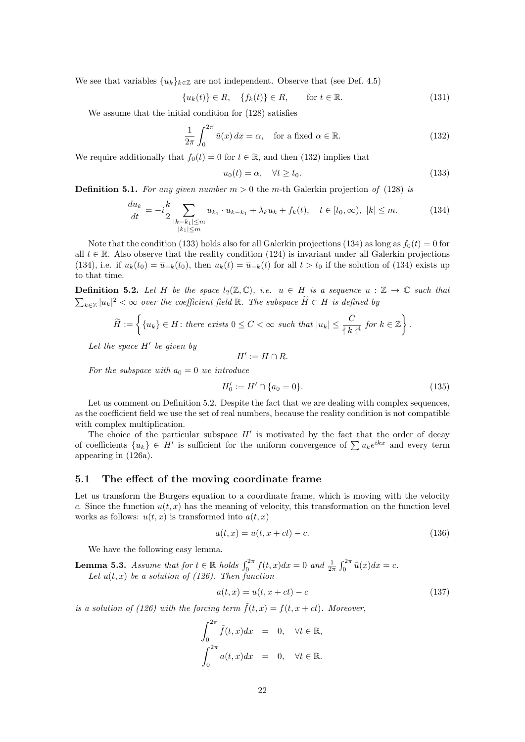We see that variables $\{u_k\}_{k\in\mathbb{Z}}$ are not independent. Observe that (see Def. 4.5)

$$\{u_k(t)\} \in R, \quad \{f_k(t)\} \in R, \qquad \text{for } t \in \mathbb{R}. \tag{131}$$

We assume that the initial condition for (128) satisfies

$$\frac{1}{2\pi}\int_0^{2\pi} \bar{u}(x)\,dx = \alpha, \quad \text{for a fixed } \alpha \in \mathbb{R}. \tag{132}$$

We require additionally that $f_0(t) = 0$ for $t \in \mathbb{R}$, and then (132) implies that

$$u_0(t) = \alpha, \quad \forall t \geq t_0. \tag{133}$$

**Definition 5.1.** *For any given number $m > 0$ the $m$-th Galerkin projection of (128) is*

$$\frac{du_k}{dt} = -i\frac{k}{2}\sum_{\substack{|k-k_1|\leq m\\ |k_1|\leq m}} u_{k_1}\cdot u_{k-k_1} + \lambda_k u_k + f_k(t), \quad t \in [t_0, \infty),\ |k| \leq m. \tag{134}$$

Note that the condition (133) holds also for all Galerkin projections (134) as long as $f_0(t) = 0$ for all $t \in \mathbb{R}$. Also observe that the reality condition (124) is invariant under all Galerkin projections (134), i.e. if $u_k(t_0) = \overline{u}_{-k}(t_0)$, then $u_k(t) = \overline{u}_{-k}(t)$ for all $t > t_0$ if the solution of (134) exists up to that time.

**Definition 5.2.** *Let $H$ be the space $l_2(\mathbb{Z}, \mathbb{C})$, i.e. $u \in H$ is a sequence $u : \mathbb{Z} \to \mathbb{C}$ such that $\sum_{k\in\mathbb{Z}} |u_k|^2 < \infty$ over the coefficient field $\mathbb{R}$. The subspace $\widetilde{H} \subset H$ is defined by*

$$\widetilde{H} := \left\{ \{u_k\} \in H \colon \text{there exists } 0 \leq C < \infty \text{ such that } |u_k| \leq \frac{C}{\nmid k \nmid^4} \text{ for } k \in \mathbb{Z} \right\}.$$

*Let the space $H'$ be given by*

$$H' := H \cap R.$$

*For the subspace with $a_0 = 0$ we introduce*

$$H'_0 := H' \cap \{a_0 = 0\}. \tag{135}$$

Let us comment on Definition 5.2. Despite the fact that we are dealing with complex sequences, as the coefficient field we use the set of real numbers, because the reality condition is not compatible with complex multiplication.

The choice of the particular subspace $H'$ is motivated by the fact that the order of decay of coefficients $\{u_k\} \in H'$ is sufficient for the uniform convergence of $\sum u_k e^{ikx}$ and every term appearing in (126a).

## 5.1 The effect of the moving coordinate frame

Let us transform the Burgers equation to a coordinate frame, which is moving with the velocity $c$. Since the function $u(t, x)$ has the meaning of velocity, this transformation on the function level works as follows: $u(t, x)$ is transformed into $a(t, x)$

$$a(t, x) = u(t, x + ct) - c. \tag{136}$$

We have the following easy lemma.

**Lemma 5.3.** *Assume that for $t \in \mathbb{R}$ holds $\int_0^{2\pi} f(t, x)dx = 0$ and $\frac{1}{2\pi}\int_0^{2\pi} \bar{u}(x)dx = c$.*
*Let $u(t, x)$ be a solution of (126). Then function*

$$a(t, x) = u(t, x + ct) - c \tag{137}$$

*is a solution of (126) with the forcing term $\tilde{f}(t, x) = f(t, x + ct)$. Moreover,*

$$\begin{aligned}
\int_0^{2\pi} \tilde{f}(t, x)dx &= 0, \quad \forall t \in \mathbb{R}, \\
\int_0^{2\pi} a(t, x)dx &= 0, \quad \forall t \in \mathbb{R}.
\end{aligned}$$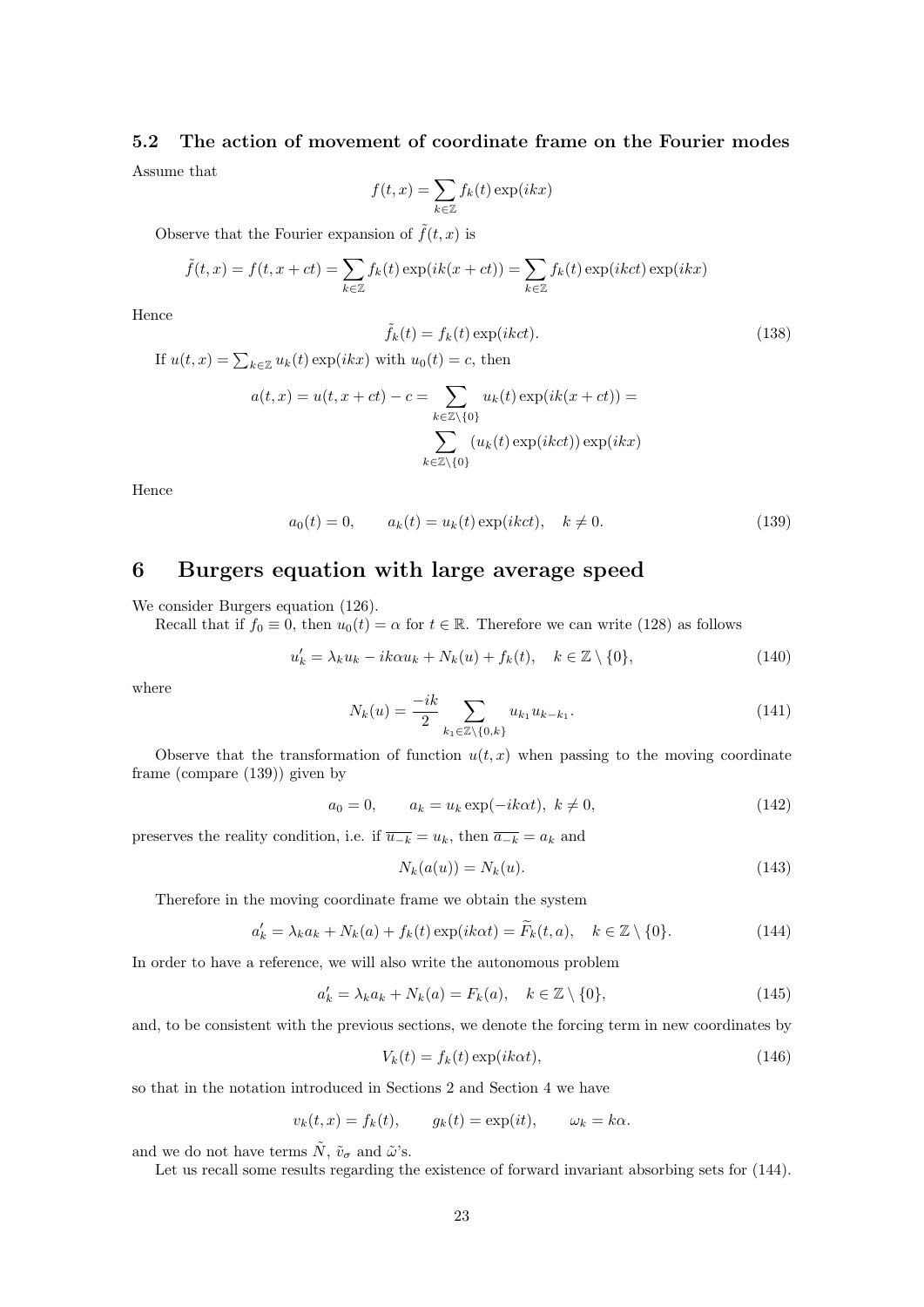### 5.2 The action of movement of coordinate frame on the Fourier modes

Assume that

$$f(t,x) = \sum_{k\in\mathbb{Z}} f_k(t)\exp(ikx)$$

Observe that the Fourier expansion of $\tilde{f}(t,x)$ is

$$\tilde{f}(t,x) = f(t,x+ct) = \sum_{k\in\mathbb{Z}} f_k(t)\exp(ik(x+ct)) = \sum_{k\in\mathbb{Z}} f_k(t)\exp(ikct)\exp(ikx)$$

Hence

$$\tilde{f}_k(t) = f_k(t)\exp(ikct). \tag{138}$$

If $u(t,x) = \sum_{k\in\mathbb{Z}} u_k(t)\exp(ikx)$ with $u_0(t) = c$, then

$$a(t,x) = u(t,x+ct) - c = \sum_{k\in\mathbb{Z}\setminus\{0\}} u_k(t)\exp(ik(x+ct)) = \sum_{k\in\mathbb{Z}\setminus\{0\}} (u_k(t)\exp(ikct))\exp(ikx)$$

Hence

$$a_0(t) = 0, \qquad a_k(t) = u_k(t)\exp(ikct), \quad k \neq 0. \tag{139}$$

# 6 Burgers equation with large average speed

We consider Burgers equation (126).

Recall that if $f_0 \equiv 0$, then $u_0(t) = \alpha$ for $t \in \mathbb{R}$. Therefore we can write (128) as follows

$$u_k' = \lambda_k u_k - ik\alpha u_k + N_k(u) + f_k(t), \quad k \in \mathbb{Z}\setminus\{0\}, \tag{140}$$

where

$$N_k(u) = \frac{-ik}{2}\sum_{k_1\in\mathbb{Z}\setminus\{0,k\}} u_{k_1}u_{k-k_1}. \tag{141}$$

Observe that the transformation of function $u(t,x)$ when passing to the moving coordinate frame (compare (139)) given by

$$a_0 = 0, \qquad a_k = u_k\exp(-ik\alpha t), \ k \neq 0, \tag{142}$$

preserves the reality condition, i.e. if $\overline{u_{-k}} = u_k$, then $\overline{a_{-k}} = a_k$ and

$$N_k(a(u)) = N_k(u). \tag{143}$$

Therefore in the moving coordinate frame we obtain the system

$$a_k' = \lambda_k a_k + N_k(a) + f_k(t)\exp(ik\alpha t) = \widetilde{F}_k(t,a), \quad k \in \mathbb{Z}\setminus\{0\}. \tag{144}$$

In order to have a reference, we will also write the autonomous problem

$$a_k' = \lambda_k a_k + N_k(a) = F_k(a), \quad k \in \mathbb{Z}\setminus\{0\}, \tag{145}$$

and, to be consistent with the previous sections, we denote the forcing term in new coordinates by

$$V_k(t) = f_k(t)\exp(ik\alpha t), \tag{146}$$

so that in the notation introduced in Sections 2 and Section 4 we have

$$v_k(t,x) = f_k(t), \qquad g_k(t) = \exp(it), \qquad \omega_k = k\alpha.$$

and we do not have terms $\tilde{N}$, $\tilde{v}_\sigma$ and $\tilde{\omega}$'s.

Let us recall some results regarding the existence of forward invariant absorbing sets for (144).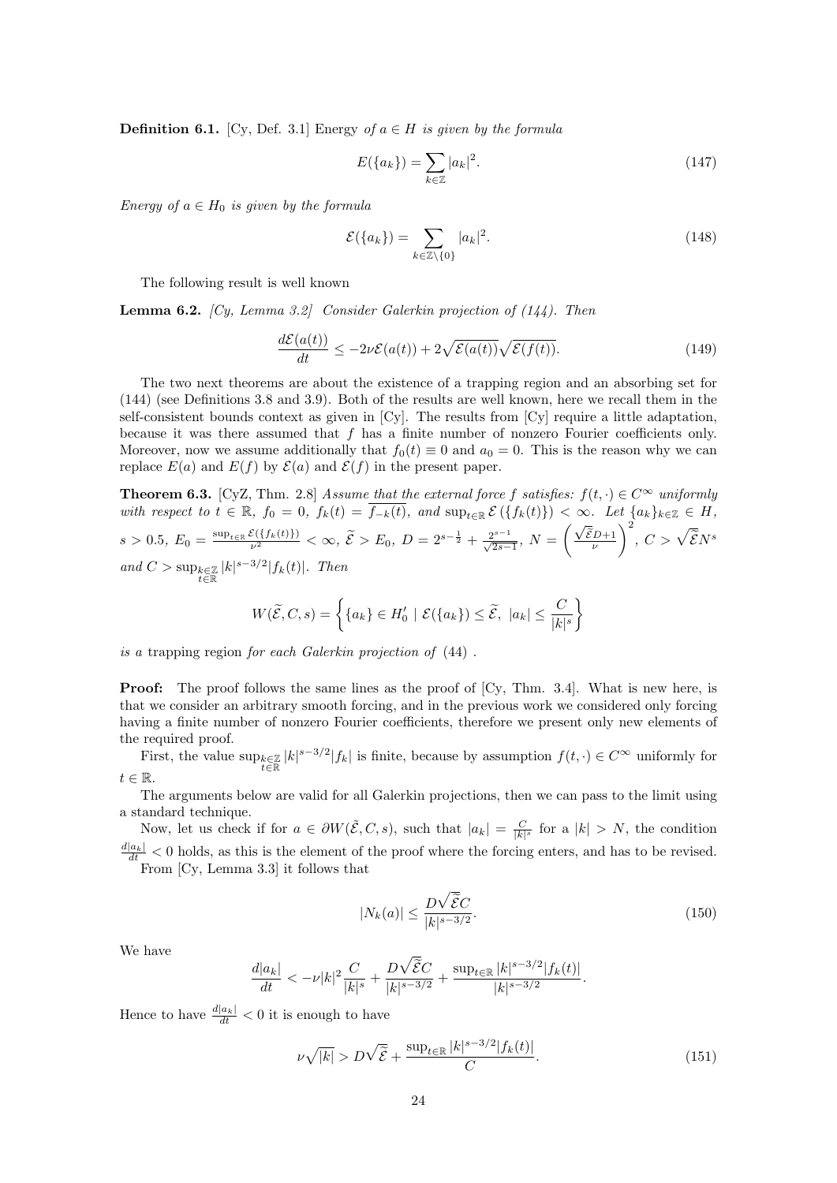**Definition 6.1.** [Cy, Def. 3.1] Energy *of $a \in H$ is given by the formula*

$$E(\{a_k\}) = \sum_{k\in\mathbb{Z}} |a_k|^2. \tag{147}$$

*Energy of $a \in H_0$ is given by the formula*

$$\mathcal{E}(\{a_k\}) = \sum_{k\in\mathbb{Z}\setminus\{0\}} |a_k|^2. \tag{148}$$

The following result is well known

**Lemma 6.2.** *[Cy, Lemma 3.2] Consider Galerkin projection of (144). Then*

$$\frac{d\mathcal{E}(a(t))}{dt} \leq -2\nu\mathcal{E}(a(t)) + 2\sqrt{\mathcal{E}(a(t))}\sqrt{\mathcal{E}(f(t))}. \tag{149}$$

The two next theorems are about the existence of a trapping region and an absorbing set for (144) (see Definitions 3.8 and 3.9). Both of the results are well known, here we recall them in the self-consistent bounds context as given in [Cy]. The results from [Cy] require a little adaptation, because it was there assumed that $f$ has a finite number of nonzero Fourier coefficients only. Moreover, now we assume additionally that $f_0(t) \equiv 0$ and $a_0 = 0$. This is the reason why we can replace $E(a)$ and $E(f)$ by $\mathcal{E}(a)$ and $\mathcal{E}(f)$ in the present paper.

**Theorem 6.3.** [CyZ, Thm. 2.8] *Assume that the external force $f$ satisfies: $f(t,\cdot) \in C^\infty$ uniformly with respect to $t \in \mathbb{R}$, $f_0 = 0$, $f_k(t) = \overline{f_{-k}(t)}$, and $\sup_{t\in\mathbb{R}} \mathcal{E}(\{f_k(t)\}) < \infty$. Let $\{a_k\}_{k\in\mathbb{Z}} \in H$, $s > 0.5$, $E_0 = \frac{\sup_{t\in\mathbb{R}} \mathcal{E}(\{f_k(t)\})}{\nu^2} < \infty$, $\widetilde{\mathcal{E}} > E_0$, $D = 2^{s-\frac{1}{2}} + \frac{2^{s-1}}{\sqrt{2s-1}}$, $N = \left(\frac{\sqrt{\widetilde{\mathcal{E}}}D+1}{\nu}\right)^2$, $C > \sqrt{\widetilde{\mathcal{E}}}N^s$ and $C > \sup_{k\in\mathbb{Z}, t\in\mathbb{R}} |k|^{s-3/2}|f_k(t)|$. Then*

$$W(\widetilde{\mathcal{E}}, C, s) = \left\{ \{a_k\} \in H_0' \mid \mathcal{E}(\{a_k\}) \leq \widetilde{\mathcal{E}},\ |a_k| \leq \frac{C}{|k|^s} \right\}$$

*is a* trapping region *for each Galerkin projection of* (44) .

**Proof:** The proof follows the same lines as the proof of [Cy, Thm. 3.4]. What is new here, is that we consider an arbitrary smooth forcing, and in the previous work we considered only forcing having a finite number of nonzero Fourier coefficients, therefore we present only new elements of the required proof.

First, the value $\sup_{k\in\mathbb{Z}, t\in\mathbb{R}} |k|^{s-3/2}|f_k|$ is finite, because by assumption $f(t,\cdot) \in C^\infty$ uniformly for $t \in \mathbb{R}$.

The arguments below are valid for all Galerkin projections, then we can pass to the limit using a standard technique.

Now, let us check if for $a \in \partial W(\tilde{\mathcal{E}}, C, s)$, such that $|a_k| = \frac{C}{|k|^s}$ for a $|k| > N$, the condition $\frac{d|a_k|}{dt} < 0$ holds, as this is the element of the proof where the forcing enters, and has to be revised.

From [Cy, Lemma 3.3] it follows that

$$|N_k(a)| \leq \frac{D\sqrt{\widetilde{\mathcal{E}}}C}{|k|^{s-3/2}}. \tag{150}$$

We have

$$\frac{d|a_k|}{dt} < -\nu|k|^2\frac{C}{|k|^s} + \frac{D\sqrt{\widetilde{\mathcal{E}}}C}{|k|^{s-3/2}} + \frac{\sup_{t\in\mathbb{R}} |k|^{s-3/2}|f_k(t)|}{|k|^{s-3/2}}.$$

Hence to have $\frac{d|a_k|}{dt} < 0$ it is enough to have

$$\nu\sqrt{|k|} > D\sqrt{\widetilde{\mathcal{E}}} + \frac{\sup_{t\in\mathbb{R}} |k|^{s-3/2}|f_k(t)|}{C}. \tag{151}$$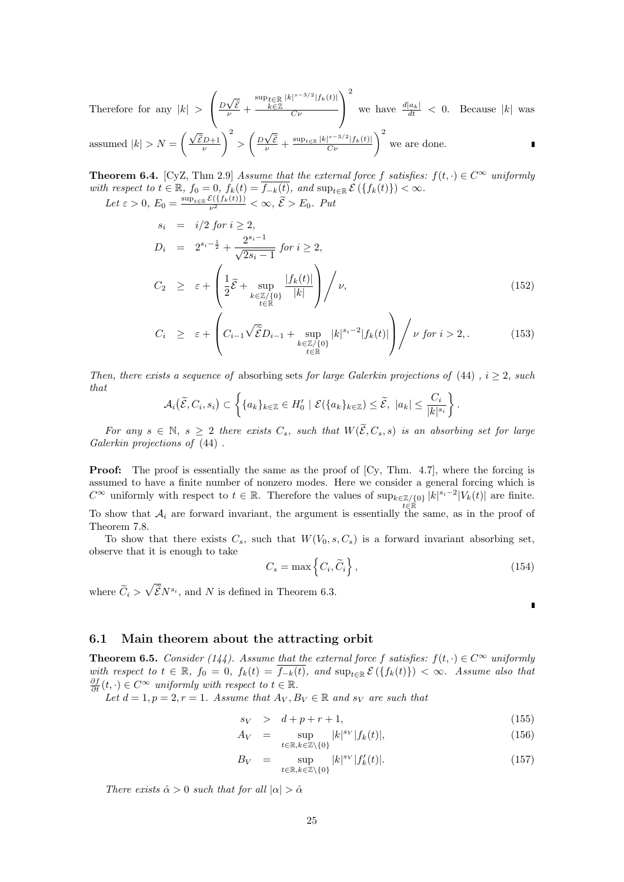Therefore for any $|k| > \left( \frac{D\sqrt{\widetilde{\mathcal{E}}}}{\nu} + \frac{\sup_{t\in\mathbb{R}, k\in\mathbb{Z}} |k|^{s-3/2}|f_k(t)|}{C\nu} \right)^2$ we have $\frac{d|a_k|}{dt} < 0$. Because $|k|$ was assumed $|k| > N = \left( \frac{\sqrt{\widetilde{\mathcal{E}}}D+1}{\nu} \right)^2 > \left( \frac{D\sqrt{\widetilde{\mathcal{E}}}}{\nu} + \frac{\sup_{t\in\mathbb{R}} |k|^{s-3/2}|f_k(t)|}{C\nu} \right)^2$ we are done. ∎

**Theorem 6.4.** [CyZ, Thm 2.9] *Assume that the external force $f$ satisfies: $f(t,\cdot) \in C^\infty$ uniformly with respect to $t \in \mathbb{R}$, $f_0 = 0$, $f_k(t) = \overline{f_{-k}(t)}$, and $\sup_{t\in\mathbb{R}} \mathcal{E}(\{f_k(t)\}) < \infty$.*

*Let $\varepsilon > 0$, $E_0 = \frac{\sup_{t\in\mathbb{R}} \mathcal{E}(\{f_k(t)\})}{\nu^2} < \infty$, $\widetilde{\mathcal{E}} > E_0$. Put*

$$
\begin{aligned}
s_i &= i/2 \text{ for } i \geq 2, \\
D_i &= 2^{s_i - \frac{1}{2}} + \frac{2^{s_i - 1}}{\sqrt{2s_i - 1}} \text{ for } i \geq 2, \\
C_2 &\geq \varepsilon + \left( \frac{1}{2}\widetilde{\mathcal{E}} + \sup_{\substack{k\in\mathbb{Z}/\{0\} \\ t\in\mathbb{R}}} \frac{|f_k(t)|}{|k|} \right) \Big/ \nu, \qquad (152) \\
C_i &\geq \varepsilon + \left( C_{i-1}\sqrt{\widetilde{\mathcal{E}}} D_{i-1} + \sup_{\substack{k\in\mathbb{Z}/\{0\} \\ t\in\mathbb{R}}} |k|^{s_i - 2}|f_k(t)| \right) \Big/ \nu \text{ for } i > 2, . \qquad (153)
\end{aligned}
$$

*Then, there exists a sequence of* absorbing sets *for large Galerkin projections of* (44) *, $i \geq 2$, such that*

$$
\mathcal{A}_i(\widetilde{\mathcal{E}}, C_i, s_i) \subset \left\{ \{a_k\}_{k\in\mathbb{Z}} \in H_0' \mid \mathcal{E}(\{a_k\}_{k\in\mathbb{Z}}) \leq \widetilde{\mathcal{E}},\ |a_k| \leq \frac{C_i}{|k|^{s_i}} \right\}.
$$

*For any $s \in \mathbb{N}$, $s \geq 2$ there exists $C_s$, such that $W(\widetilde{\mathcal{E}}, C_s, s)$ is an absorbing set for large Galerkin projections of* (44) *.*

**Proof:** The proof is essentially the same as the proof of [Cy, Thm. 4.7], where the forcing is assumed to have a finite number of nonzero modes. Here we consider a general forcing which is $C^\infty$ uniformly with respect to $t \in \mathbb{R}$. Therefore the values of $\sup_{k\in\mathbb{Z}/\{0\}, t\in\mathbb{R}} |k|^{s_i-2}|V_k(t)|$ are finite. To show that $\mathcal{A}_i$ are forward invariant, the argument is essentially the same, as in the proof of Theorem 7.8.

To show that there exists $C_s$, such that $W(V_0, s, C_s)$ is a forward invariant absorbing set, observe that it is enough to take

$$
C_s = \max\left\{ C_i, \widetilde{C}_i \right\}, \qquad (154)
$$

where $\widetilde{C}_i > \sqrt{\widetilde{\mathcal{E}}} N^{s_i}$, and $N$ is defined in Theorem 6.3.

∎

## 6.1 Main theorem about the attracting orbit

**Theorem 6.5.** *Consider (144). Assume that the external force $f$ satisfies: $f(t,\cdot) \in C^\infty$ uniformly with respect to $t \in \mathbb{R}$, $f_0 = 0$, $f_k(t) = \overline{f_{-k}(t)}$, and $\sup_{t\in\mathbb{R}} \mathcal{E}(\{f_k(t)\}) < \infty$. Assume also that $\frac{\partial f}{\partial t}(t,\cdot) \in C^\infty$ uniformly with respect to $t \in \mathbb{R}$.*

*Let $d = 1, p = 2, r = 1$. Assume that $A_V, B_V \in \mathbb{R}$ and $s_V$ are such that*

$$
\begin{aligned}
s_V &> d + p + r + 1, \qquad (155) \\
A_V &= \sup_{t\in\mathbb{R}, k\in\mathbb{Z}\setminus\{0\}} |k|^{s_V}|f_k(t)|, \qquad (156) \\
B_V &= \sup_{t\in\mathbb{R}, k\in\mathbb{Z}\setminus\{0\}} |k|^{s_V}|f_k'(t)|. \qquad (157)
\end{aligned}
$$

*There exists $\hat{\alpha} > 0$ such that for all $|\alpha| > \hat{\alpha}$*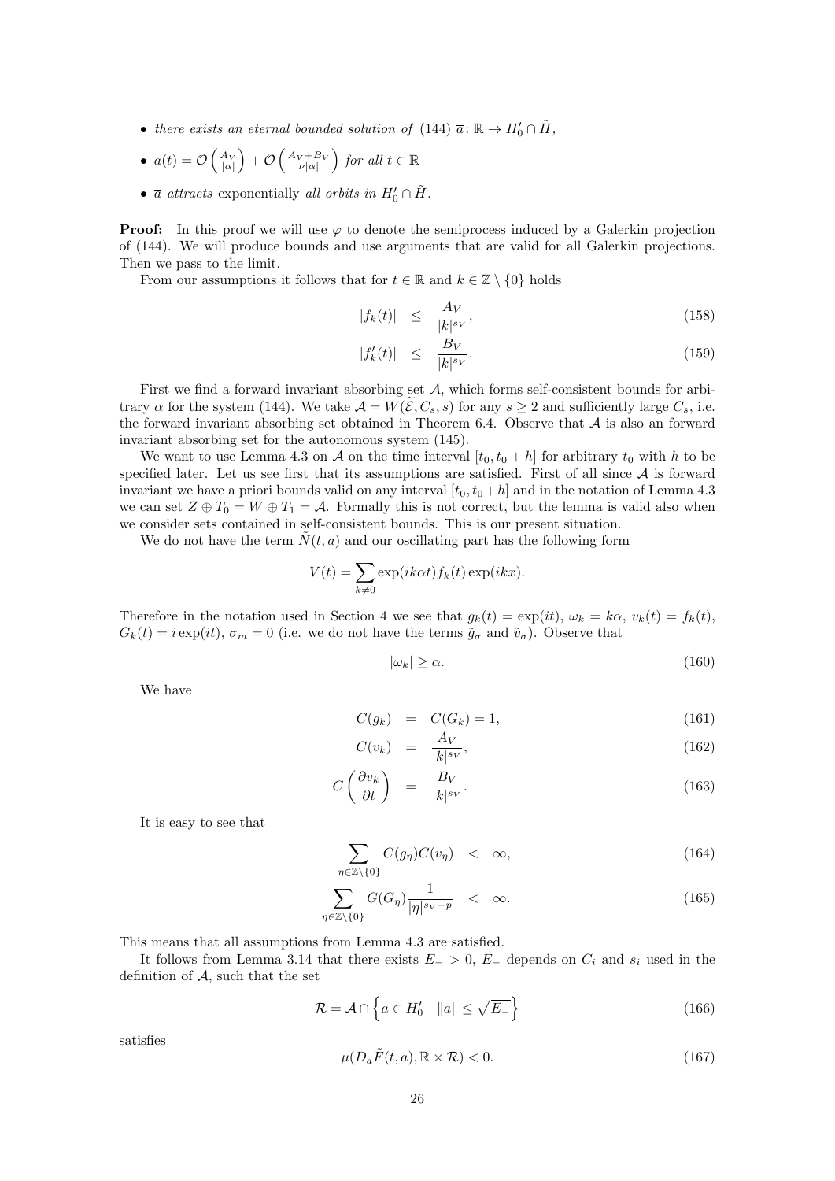- *there exists an eternal bounded solution of* (144) $\overline{a}\colon \mathbb{R} \to H_0' \cap \tilde{H}$,
- $\overline{a}(t) = \mathcal{O}\left(\frac{A_V}{|\alpha|}\right) + \mathcal{O}\left(\frac{A_V+B_V}{\nu|\alpha|}\right)$ *for all* $t \in \mathbb{R}$
- $\overline{a}$ *attracts* exponentially *all orbits in* $H_0' \cap \tilde{H}$.

**Proof:** In this proof we will use $\varphi$ to denote the semiprocess induced by a Galerkin projection of (144). We will produce bounds and use arguments that are valid for all Galerkin projections. Then we pass to the limit.

From our assumptions it follows that for $t \in \mathbb{R}$ and $k \in \mathbb{Z} \setminus \{0\}$ holds

$$|f_k(t)| \leq \frac{A_V}{|k|^{s_V}}, \tag{158}$$

$$|f_k'(t)| \leq \frac{B_V}{|k|^{s_V}}. \tag{159}$$

First we find a forward invariant absorbing set $\mathcal{A}$, which forms self-consistent bounds for arbitrary $\alpha$ for the system (144). We take $\mathcal{A} = W(\widetilde{\mathcal{E}}, C_s, s)$ for any $s \geq 2$ and sufficiently large $C_s$, i.e. the forward invariant absorbing set obtained in Theorem 6.4. Observe that $\mathcal{A}$ is also an forward invariant absorbing set for the autonomous system (145).

We want to use Lemma 4.3 on $\mathcal{A}$ on the time interval $[t_0, t_0+h]$ for arbitrary $t_0$ with $h$ to be specified later. Let us see first that its assumptions are satisfied. First of all since $\mathcal{A}$ is forward invariant we have a priori bounds valid on any interval $[t_0, t_0+h]$ and in the notation of Lemma 4.3 we can set $Z \oplus T_0 = W \oplus T_1 = \mathcal{A}$. Formally this is not correct, but the lemma is valid also when we consider sets contained in self-consistent bounds. This is our present situation.

We do not have the term $\tilde{N}(t,a)$ and our oscillating part has the following form

$$V(t) = \sum_{k \neq 0} \exp(ik\alpha t) f_k(t) \exp(ikx).$$

Therefore in the notation used in Section 4 we see that $g_k(t) = \exp(it)$, $\omega_k = k\alpha$, $v_k(t) = f_k(t)$, $G_k(t) = i\exp(it)$, $\sigma_m = 0$ (i.e. we do not have the terms $\tilde{g}_\sigma$ and $\tilde{v}_\sigma$). Observe that

$$|\omega_k| \geq \alpha. \tag{160}$$

We have

$$C(g_k) = C(G_k) = 1, \tag{161}$$

$$C(v_k) = \frac{A_V}{|k|^{s_V}}, \tag{162}$$

$$C\left(\frac{\partial v_k}{\partial t}\right) = \frac{B_V}{|k|^{s_V}}. \tag{163}$$

It is easy to see that

$$\sum_{\eta \in \mathbb{Z}\setminus\{0\}} C(g_\eta) C(v_\eta) < \infty, \tag{164}$$

$$\sum_{\eta \in \mathbb{Z}\setminus\{0\}} G(G_\eta) \frac{1}{|\eta|^{s_V - p}} < \infty. \tag{165}$$

This means that all assumptions from Lemma 4.3 are satisfied.

It follows from Lemma 3.14 that there exists $E_- > 0$, $E_-$ depends on $C_i$ and $s_i$ used in the definition of $\mathcal{A}$, such that the set

$$\mathcal{R} = \mathcal{A} \cap \left\{ a \in H_0' \mid \|a\| \leq \sqrt{E_-} \right\} \tag{166}$$

satisfies

$$\mu(D_a \tilde{F}(t,a), \mathbb{R} \times \mathcal{R}) < 0. \tag{167}$$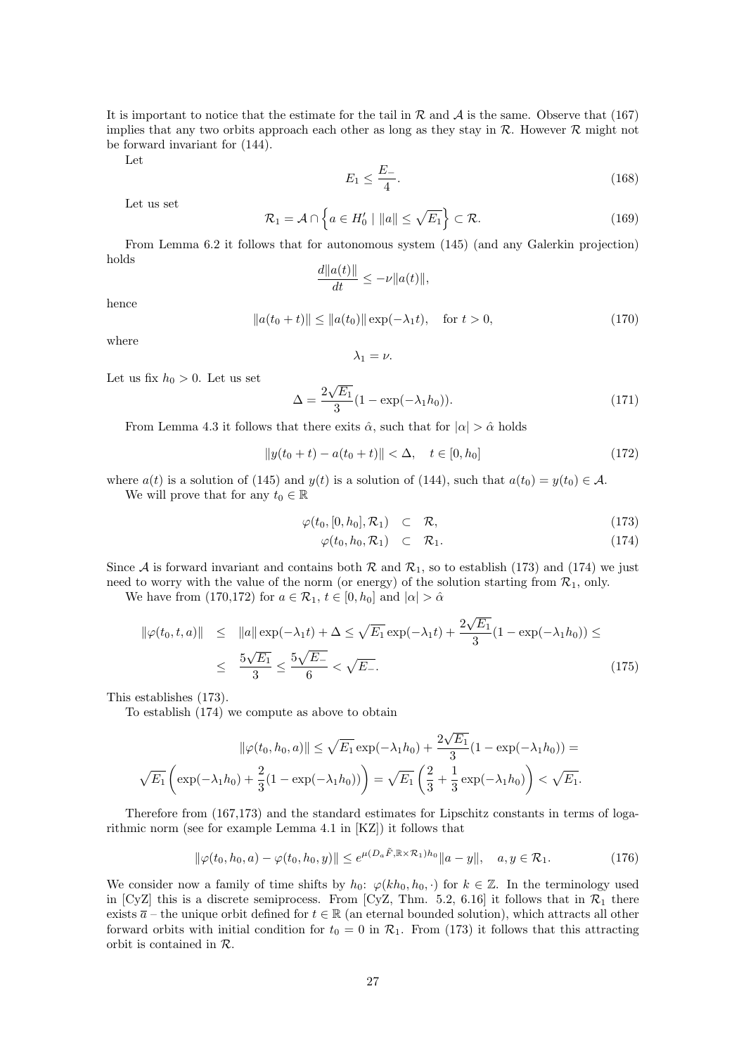It is important to notice that the estimate for the tail in $\mathcal{R}$ and $\mathcal{A}$ is the same. Observe that (167) implies that any two orbits approach each other as long as they stay in $\mathcal{R}$. However $\mathcal{R}$ might not be forward invariant for (144).

Let

$$E_1 \leq \frac{E_-}{4}. \tag{168}$$

Let us set

$$\mathcal{R}_1 = \mathcal{A} \cap \left\{ a \in H_0' \mid \|a\| \leq \sqrt{E_1} \right\} \subset \mathcal{R}. \tag{169}$$

From Lemma 6.2 it follows that for autonomous system (145) (and any Galerkin projection) holds

$$\frac{d\|a(t)\|}{dt} \leq -\nu \|a(t)\|,$$

hence

$$\|a(t_0 + t)\| \leq \|a(t_0)\| \exp(-\lambda_1 t), \quad \text{for } t > 0, \tag{170}$$

where

$$\lambda_1 = \nu.$$

Let us fix $h_0 > 0$. Let us set

$$\Delta = \frac{2\sqrt{E_1}}{3}(1 - \exp(-\lambda_1 h_0)). \tag{171}$$

From Lemma 4.3 it follows that there exits $\hat{\alpha}$, such that for $|\alpha| > \hat{\alpha}$ holds

$$\|y(t_0 + t) - a(t_0 + t)\| < \Delta, \quad t \in [0, h_0] \tag{172}$$

where $a(t)$ is a solution of (145) and $y(t)$ is a solution of (144), such that $a(t_0) = y(t_0) \in \mathcal{A}$.

We will prove that for any $t_0 \in \mathbb{R}$

$$\varphi(t_0, [0, h_0], \mathcal{R}_1) \subset \mathcal{R}, \tag{173}$$

$$\varphi(t_0, h_0, \mathcal{R}_1) \subset \mathcal{R}_1. \tag{174}$$

Since $\mathcal{A}$ is forward invariant and contains both $\mathcal{R}$ and $\mathcal{R}_1$, so to establish (173) and (174) we just need to worry with the value of the norm (or energy) of the solution starting from $\mathcal{R}_1$, only.

We have from (170,172) for $a \in \mathcal{R}_1$, $t \in [0, h_0]$ and $|\alpha| > \hat{\alpha}$

$$\begin{aligned} \|\varphi(t_0, t, a)\| &\leq \|a\| \exp(-\lambda_1 t) + \Delta \leq \sqrt{E_1} \exp(-\lambda_1 t) + \frac{2\sqrt{E_1}}{3}(1 - \exp(-\lambda_1 h_0)) \leq \\ &\leq \frac{5\sqrt{E_1}}{3} \leq \frac{5\sqrt{E_-}}{6} < \sqrt{E_-}. \end{aligned} \tag{175}$$

This establishes (173).

To establish (174) we compute as above to obtain

$$\|\varphi(t_0, h_0, a)\| \leq \sqrt{E_1} \exp(-\lambda_1 h_0) + \frac{2\sqrt{E_1}}{3}(1 - \exp(-\lambda_1 h_0)) =$$

$$\sqrt{E_1} \left( \exp(-\lambda_1 h_0) + \frac{2}{3}(1 - \exp(-\lambda_1 h_0)) \right) = \sqrt{E_1} \left( \frac{2}{3} + \frac{1}{3} \exp(-\lambda_1 h_0) \right) < \sqrt{E_1}.$$

Therefore from (167,173) and the standard estimates for Lipschitz constants in terms of logarithmic norm (see for example Lemma 4.1 in [KZ]) it follows that

$$\|\varphi(t_0, h_0, a) - \varphi(t_0, h_0, y)\| \leq e^{\mu(D_a \tilde{F}, \mathbb{R} \times \mathcal{R}_1) h_0} \|a - y\|, \quad a, y \in \mathcal{R}_1. \tag{176}$$

We consider now a family of time shifts by $h_0$: $\varphi(kh_0, h_0, \cdot)$ for $k \in \mathbb{Z}$. In the terminology used in [CyZ] this is a discrete semiprocess. From [CyZ, Thm. 5.2, 6.16] it follows that in $\mathcal{R}_1$ there exists $\overline{a}$ – the unique orbit defined for $t \in \mathbb{R}$ (an eternal bounded solution), which attracts all other forward orbits with initial condition for $t_0 = 0$ in $\mathcal{R}_1$. From (173) it follows that this attracting orbit is contained in $\mathcal{R}$.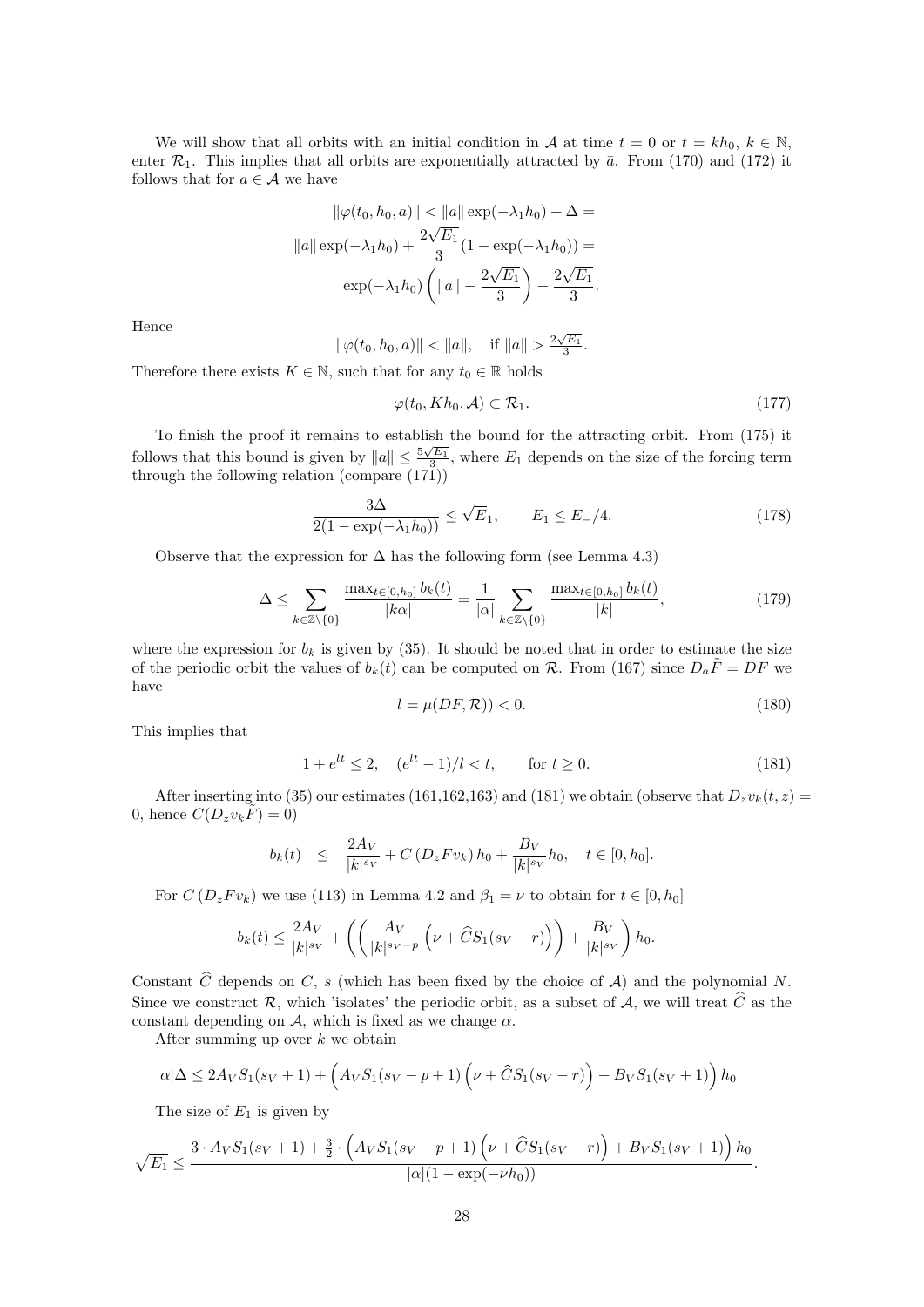We will show that all orbits with an initial condition in $\mathcal{A}$ at time $t = 0$ or $t = kh_0$, $k \in \mathbb{N}$, enter $\mathcal{R}_1$. This implies that all orbits are exponentially attracted by $\bar{a}$. From (170) and (172) it follows that for $a \in \mathcal{A}$ we have

$$\|\varphi(t_0, h_0, a)\| < \|a\| \exp(-\lambda_1 h_0) + \Delta =$$

$$\|a\| \exp(-\lambda_1 h_0) + \frac{2\sqrt{E_1}}{3}(1 - \exp(-\lambda_1 h_0)) =$$

$$\exp(-\lambda_1 h_0) \left( \|a\| - \frac{2\sqrt{E_1}}{3} \right) + \frac{2\sqrt{E_1}}{3}.$$

Hence

$$\|\varphi(t_0, h_0, a)\| < \|a\|, \quad \text{if } \|a\| > \tfrac{2\sqrt{E_1}}{3}.$$

Therefore there exists $K \in \mathbb{N}$, such that for any $t_0 \in \mathbb{R}$ holds

$$\varphi(t_0, K h_0, \mathcal{A}) \subset \mathcal{R}_1. \tag{177}$$

To finish the proof it remains to establish the bound for the attracting orbit. From (175) it follows that this bound is given by $\|a\| \leq \frac{5\sqrt{E_1}}{3}$, where $E_1$ depends on the size of the forcing term through the following relation (compare (171))

$$\frac{3\Delta}{2(1 - \exp(-\lambda_1 h_0))} \leq \sqrt{E}_1, \qquad E_1 \leq E_-/4. \tag{178}$$

Observe that the expression for $\Delta$ has the following form (see Lemma 4.3)

$$\Delta \leq \sum_{k \in \mathbb{Z}\setminus\{0\}} \frac{\max_{t \in [0,h_0]} b_k(t)}{|k\alpha|} = \frac{1}{|\alpha|} \sum_{k \in \mathbb{Z}\setminus\{0\}} \frac{\max_{t \in [0,h_0]} b_k(t)}{|k|}, \tag{179}$$

where the expression for $b_k$ is given by (35). It should be noted that in order to estimate the size of the periodic orbit the values of $b_k(t)$ can be computed on $\mathcal{R}$. From (167) since $D_a \tilde{F} = DF$ we have

$$l = \mu(DF, \mathcal{R})) < 0. \tag{180}$$

This implies that

$$1 + e^{lt} \leq 2, \quad (e^{lt} - 1)/l < t, \qquad \text{for } t \geq 0. \tag{181}$$

After inserting into (35) our estimates (161,162,163) and (181) we obtain (observe that $D_z v_k(t,z) = 0$, hence $C(D_z v_k \tilde{F}) = 0$)

$$b_k(t) \quad \leq \quad \frac{2A_V}{|k|^{s_V}} + C\left(D_z F v_k\right) h_0 + \frac{B_V}{|k|^{s_V}} h_0, \quad t \in [0, h_0].$$

For $C\left(D_z F v_k\right)$ we use (113) in Lemma 4.2 and $\beta_1 = \nu$ to obtain for $t \in [0, h_0]$

$$b_k(t) \leq \frac{2A_V}{|k|^{s_V}} + \left( \left( \frac{A_V}{|k|^{s_V - p}} \left( \nu + \widehat{C} S_1(s_V - r) \right) \right) + \frac{B_V}{|k|^{s_V}} \right) h_0.$$

Constant $\widehat{C}$ depends on $C$, $s$ (which has been fixed by the choice of $\mathcal{A}$) and the polynomial $N$. Since we construct $\mathcal{R}$, which 'isolates' the periodic orbit, as a subset of $\mathcal{A}$, we will treat $\widehat{C}$ as the constant depending on $\mathcal{A}$, which is fixed as we change $\alpha$.

After summing up over $k$ we obtain

$$|\alpha|\Delta \leq 2A_V S_1(s_V + 1) + \left( A_V S_1(s_V - p + 1) \left( \nu + \widehat{C} S_1(s_V - r) \right) + B_V S_1(s_V + 1) \right) h_0$$

The size of $E_1$ is given by

$$\sqrt{E_1} \leq \frac{3 \cdot A_V S_1(s_V + 1) + \frac{3}{2} \cdot \left( A_V S_1(s_V - p + 1) \left( \nu + \widehat{C} S_1(s_V - r) \right) + B_V S_1(s_V + 1) \right) h_0}{|\alpha|(1 - \exp(-\nu h_0))}.$$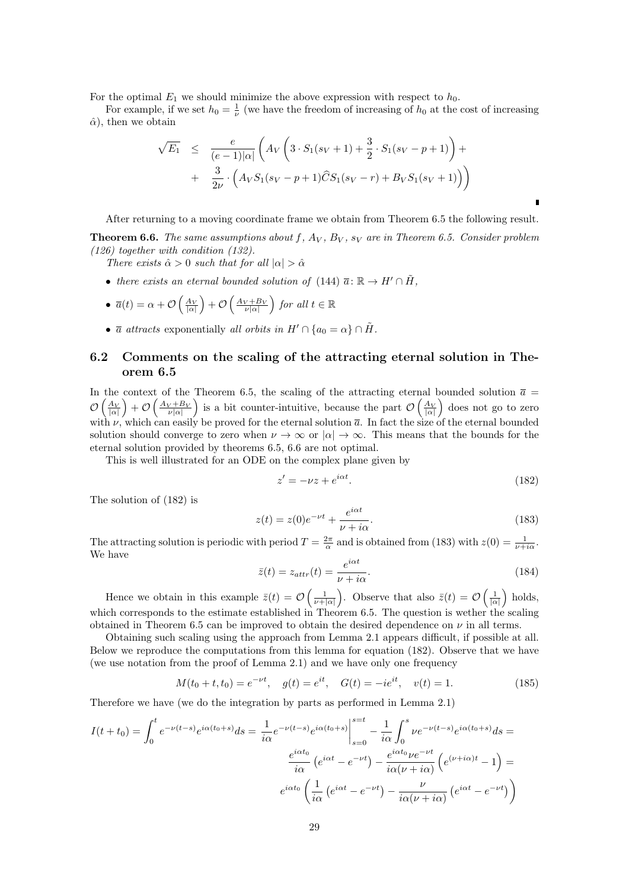For the optimal $E_1$ we should minimize the above expression with respect to $h_0$.

For example, if we set $h_0 = \frac{1}{\nu}$ (we have the freedom of increasing of $h_0$ at the cost of increasing $\hat{\alpha}$), then we obtain

$$
\begin{aligned}
\sqrt{E_1} \quad &\leq \quad \frac{e}{(e-1)|\alpha|}\left( A_V \left( 3 \cdot S_1(s_V+1) + \frac{3}{2}\cdot S_1(s_V-p+1)\right) + \right. \\
&+ \quad \left. \frac{3}{2\nu}\cdot \left( A_V S_1(s_V-p+1)\widehat{C}S_1(s_V-r) + B_V S_1(s_V+1)\right)\right)
\end{aligned}
$$

∎

After returning to a moving coordinate frame we obtain from Theorem 6.5 the following result.

**Theorem 6.6.** *The same assumptions about $f$, $A_V$, $B_V$, $s_V$ are in Theorem 6.5. Consider problem (126) together with condition (132).*

*There exists $\hat{\alpha} > 0$ such that for all $|\alpha| > \hat{\alpha}$*

- *there exists an eternal bounded solution of (144) $\overline{a}\colon \mathbb{R} \to H' \cap \tilde{H}$,*
- *$\overline{a}(t) = \alpha + \mathcal{O}\left(\frac{A_V}{|\alpha|}\right) + \mathcal{O}\left(\frac{A_V+B_V}{\nu|\alpha|}\right)$ for all $t \in \mathbb{R}$*
- *$\overline{a}$ attracts* exponentially *all orbits in $H' \cap \{a_0 = \alpha\} \cap \tilde{H}$.*

## 6.2 Comments on the scaling of the attracting eternal solution in Theorem 6.5

In the context of the Theorem 6.5, the scaling of the attracting eternal bounded solution $\overline{a} = \mathcal{O}\left(\frac{A_V}{|\alpha|}\right) + \mathcal{O}\left(\frac{A_V+B_V}{\nu|\alpha|}\right)$ is a bit counter-intuitive, because the part $\mathcal{O}\left(\frac{A_V}{|\alpha|}\right)$ does not go to zero with $\nu$, which can easily be proved for the eternal solution $\overline{a}$. In fact the size of the eternal bounded solution should converge to zero when $\nu \to \infty$ or $|\alpha| \to \infty$. This means that the bounds for the eternal solution provided by theorems 6.5, 6.6 are not optimal.

This is well illustrated for an ODE on the complex plane given by

$$
z' = -\nu z + e^{i\alpha t}. \tag{182}
$$

The solution of (182) is

$$
z(t) = z(0)e^{-\nu t} + \frac{e^{i\alpha t}}{\nu + i\alpha}. \tag{183}
$$

The attracting solution is periodic with period $T = \frac{2\pi}{\alpha}$ and is obtained from (183) with $z(0) = \frac{1}{\nu+i\alpha}$. We have

$$
\bar{z}(t) = z_{attr}(t) = \frac{e^{i\alpha t}}{\nu + i\alpha}. \tag{184}
$$

Hence we obtain in this example $\bar{z}(t) = \mathcal{O}\left(\frac{1}{\nu+|\alpha|}\right)$. Observe that also $\bar{z}(t) = \mathcal{O}\left(\frac{1}{|\alpha|}\right)$ holds, which corresponds to the estimate established in Theorem 6.5. The question is wether the scaling obtained in Theorem 6.5 can be improved to obtain the desired dependence on $\nu$ in all terms.

Obtaining such scaling using the approach from Lemma 2.1 appears difficult, if possible at all. Below we reproduce the computations from this lemma for equation (182). Observe that we have (we use notation from the proof of Lemma 2.1) and we have only one frequency

$$
M(t_0+t, t_0) = e^{-\nu t}, \quad g(t) = e^{it}, \quad G(t) = -ie^{it}, \quad v(t) = 1. \tag{185}
$$

Therefore we have (we do the integration by parts as performed in Lemma 2.1)

$$
\begin{aligned}
I(t+t_0) = \int_0^t e^{-\nu(t-s)}e^{i\alpha(t_0+s)}ds = \frac{1}{i\alpha}e^{-\nu(t-s)}e^{i\alpha(t_0+s)}\Big|_{s=0}^{s=t} - \frac{1}{i\alpha}\int_0^s \nu e^{-\nu(t-s)}e^{i\alpha(t_0+s)}ds = \\
\frac{e^{i\alpha t_0}}{i\alpha}\left(e^{i\alpha t} - e^{-\nu t}\right) - \frac{e^{i\alpha t_0}\nu e^{-\nu t}}{i\alpha(\nu+i\alpha)}\left(e^{(\nu+i\alpha)t} - 1\right) = \\
e^{i\alpha t_0}\left(\frac{1}{i\alpha}\left(e^{i\alpha t} - e^{-\nu t}\right) - \frac{\nu}{i\alpha(\nu+i\alpha)}\left(e^{i\alpha t} - e^{-\nu t}\right)\right)
\end{aligned}
$$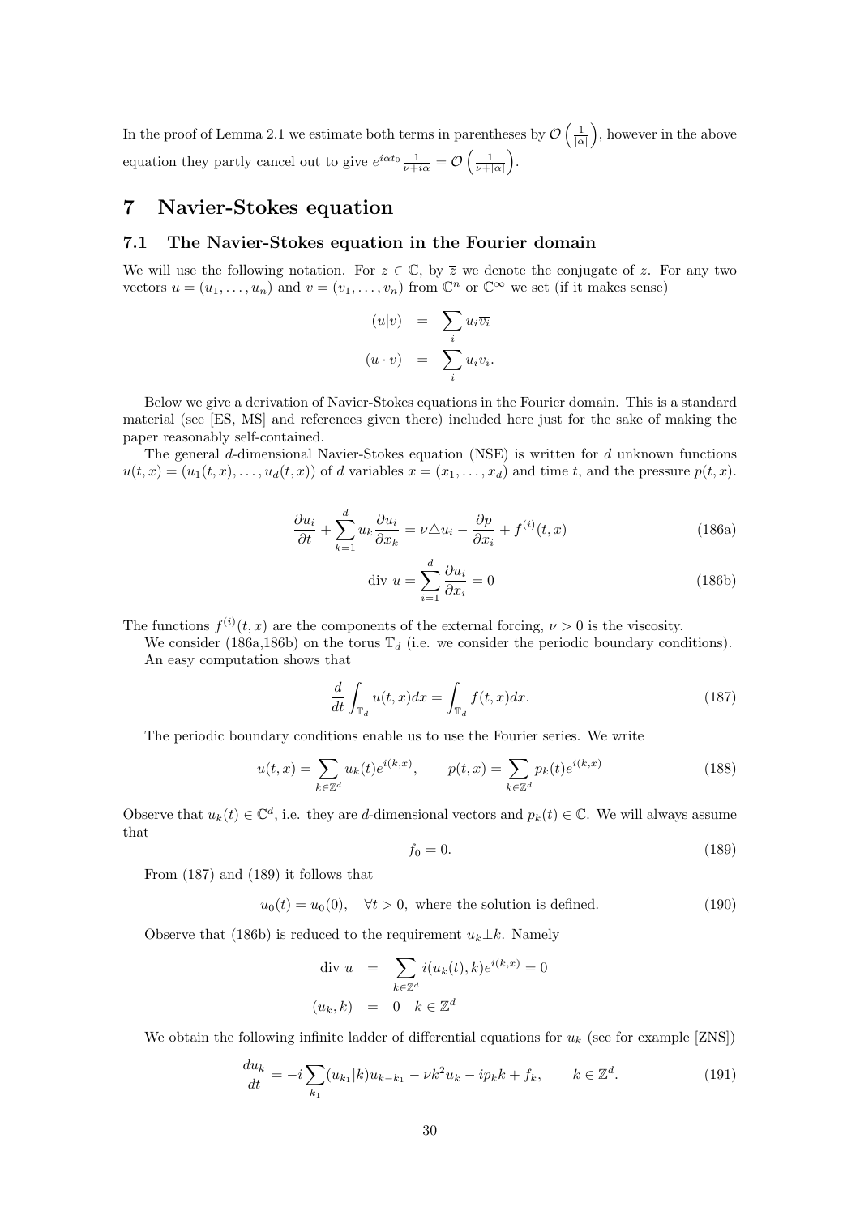In the proof of Lemma 2.1 we estimate both terms in parentheses by $\mathcal{O}\left(\frac{1}{|\alpha|}\right)$, however in the above equation they partly cancel out to give $e^{i\alpha t_0}\frac{1}{\nu+i\alpha} = \mathcal{O}\left(\frac{1}{\nu+|\alpha|}\right)$.

# 7 Navier-Stokes equation

## 7.1 The Navier-Stokes equation in the Fourier domain

We will use the following notation. For $z \in \mathbb{C}$, by $\overline{z}$ we denote the conjugate of $z$. For any two vectors $u = (u_1, \ldots, u_n)$ and $v = (v_1, \ldots, v_n)$ from $\mathbb{C}^n$ or $\mathbb{C}^\infty$ we set (if it makes sense)

$$
\begin{aligned}
(u|v) &= \sum_i u_i \overline{v_i} \\
(u \cdot v) &= \sum_i u_i v_i.
\end{aligned}
$$

Below we give a derivation of Navier-Stokes equations in the Fourier domain. This is a standard material (see [ES, MS] and references given there) included here just for the sake of making the paper reasonably self-contained.

The general $d$-dimensional Navier-Stokes equation (NSE) is written for $d$ unknown functions $u(t,x) = (u_1(t,x), \ldots, u_d(t,x))$ of $d$ variables $x = (x_1, \ldots, x_d)$ and time $t$, and the pressure $p(t,x)$.

$$
\frac{\partial u_i}{\partial t} + \sum_{k=1}^{d} u_k \frac{\partial u_i}{\partial x_k} = \nu \triangle u_i - \frac{\partial p}{\partial x_i} + f^{(i)}(t,x) \tag{186a}
$$

$$
\text{div } u = \sum_{i=1}^{d} \frac{\partial u_i}{\partial x_i} = 0 \tag{186b}
$$

The functions $f^{(i)}(t,x)$ are the components of the external forcing, $\nu > 0$ is the viscosity.

We consider (186a,186b) on the torus $\mathbb{T}_d$ (i.e. we consider the periodic boundary conditions).

An easy computation shows that

$$
\frac{d}{dt}\int_{\mathbb{T}_d} u(t,x)dx = \int_{\mathbb{T}_d} f(t,x)dx. \tag{187}
$$

The periodic boundary conditions enable us to use the Fourier series. We write

$$
u(t,x) = \sum_{k \in \mathbb{Z}^d} u_k(t) e^{i(k,x)}, \qquad p(t,x) = \sum_{k \in \mathbb{Z}^d} p_k(t) e^{i(k,x)} \tag{188}
$$

Observe that $u_k(t) \in \mathbb{C}^d$, i.e. they are $d$-dimensional vectors and $p_k(t) \in \mathbb{C}$. We will always assume that

$$
f_0 = 0. \tag{189}
$$

From (187) and (189) it follows that

$$
u_0(t) = u_0(0), \quad \forall t > 0, \text{ where the solution is defined.} \tag{190}
$$

Observe that (186b) is reduced to the requirement $u_k \perp k$. Namely

$$
\begin{aligned}
\text{div } u &= \sum_{k \in \mathbb{Z}^d} i(u_k(t), k) e^{i(k,x)} = 0 \\
(u_k, k) &= 0 \quad k \in \mathbb{Z}^d
\end{aligned}
$$

We obtain the following infinite ladder of differential equations for $u_k$ (see for example [ZNS])

$$
\frac{du_k}{dt} = -i \sum_{k_1} (u_{k_1}|k) u_{k-k_1} - \nu k^2 u_k - i p_k k + f_k, \qquad k \in \mathbb{Z}^d. \tag{191}
$$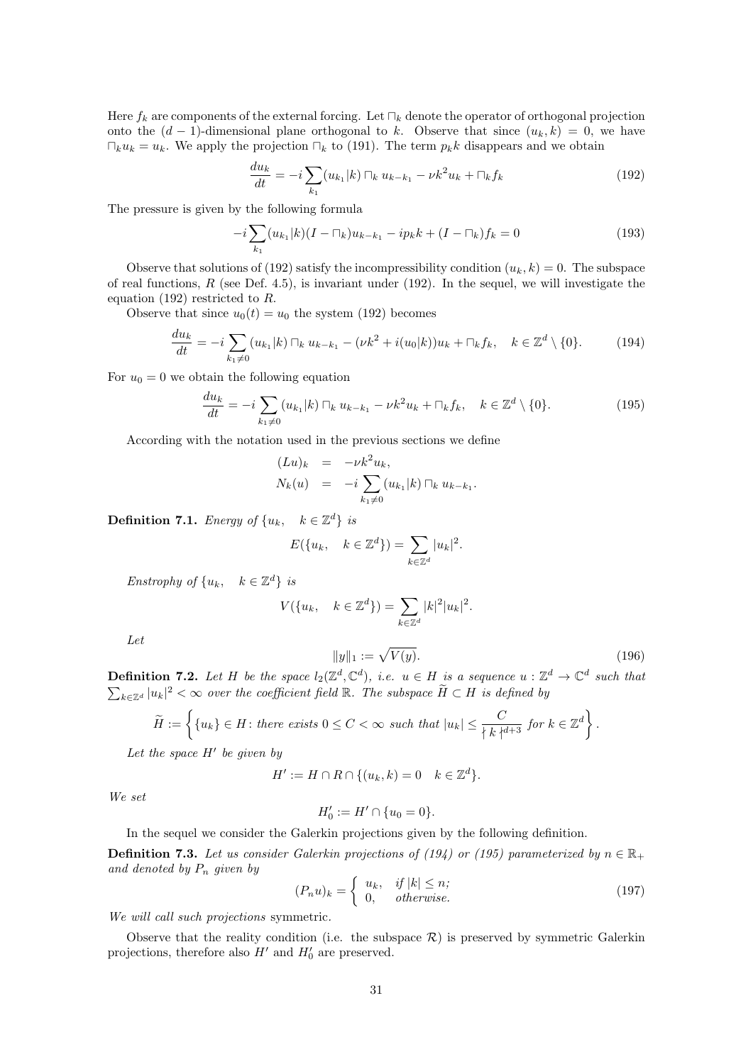Here $f_k$ are components of the external forcing. Let $\sqcap_k$ denote the operator of orthogonal projection onto the $(d-1)$-dimensional plane orthogonal to $k$. Observe that since $(u_k, k) = 0$, we have $\sqcap_k u_k = u_k$. We apply the projection $\sqcap_k$ to (191). The term $p_k k$ disappears and we obtain

$$\frac{du_k}{dt} = -i \sum_{k_1} (u_{k_1}|k) \sqcap_k u_{k-k_1} - \nu k^2 u_k + \sqcap_k f_k \tag{192}$$

The pressure is given by the following formula

$$-i \sum_{k_1} (u_{k_1}|k)(I - \sqcap_k) u_{k-k_1} - i p_k k + (I - \sqcap_k) f_k = 0 \tag{193}$$

Observe that solutions of (192) satisfy the incompressibility condition $(u_k, k) = 0$. The subspace of real functions, $R$ (see Def. 4.5), is invariant under (192). In the sequel, we will investigate the equation (192) restricted to $R$.

Observe that since $u_0(t) = u_0$ the system (192) becomes

$$\frac{du_k}{dt} = -i \sum_{k_1 \neq 0} (u_{k_1}|k) \sqcap_k u_{k-k_1} - (\nu k^2 + i(u_0|k)) u_k + \sqcap_k f_k, \quad k \in \mathbb{Z}^d \setminus \{0\}. \tag{194}$$

For $u_0 = 0$ we obtain the following equation

$$\frac{du_k}{dt} = -i \sum_{k_1 \neq 0} (u_{k_1}|k) \sqcap_k u_{k-k_1} - \nu k^2 u_k + \sqcap_k f_k, \quad k \in \mathbb{Z}^d \setminus \{0\}. \tag{195}$$

According with the notation used in the previous sections we define

$$\begin{aligned} (Lu)_k &= -\nu k^2 u_k, \\ N_k(u) &= -i \sum_{k_1 \neq 0} (u_{k_1}|k) \sqcap_k u_{k-k_1}. \end{aligned}$$

**Definition 7.1.** *Energy of* $\{u_k, \quad k \in \mathbb{Z}^d\}$ *is*

$$E(\{u_k, \quad k \in \mathbb{Z}^d\}) = \sum_{k \in \mathbb{Z}^d} |u_k|^2.$$

*Enstrophy of* $\{u_k, \quad k \in \mathbb{Z}^d\}$ *is*

$$V(\{u_k, \quad k \in \mathbb{Z}^d\}) = \sum_{k \in \mathbb{Z}^d} |k|^2 |u_k|^2.$$

*Let*

$$\|y\|_1 := \sqrt{V(y)}. \tag{196}$$

**Definition 7.2.** *Let $H$ be the space $l_2(\mathbb{Z}^d, \mathbb{C}^d)$, i.e. $u \in H$ is a sequence $u : \mathbb{Z}^d \to \mathbb{C}^d$ such that $\sum_{k \in \mathbb{Z}^d} |u_k|^2 < \infty$ over the coefficient field $\mathbb{R}$. The subspace $\widetilde{H} \subset H$ is defined by*

$$\widetilde{H} := \left\{ \{u_k\} \in H : \text{there exists } 0 \leq C < \infty \text{ such that } |u_k| \leq \frac{C}{\mid k \mid^{d+3}} \text{ for } k \in \mathbb{Z}^d \right\}.$$

*Let the space $H'$ be given by*

$$H' := H \cap R \cap \{(u_k, k) = 0 \quad k \in \mathbb{Z}^d\}.$$

*We set*

$$H'_0 := H' \cap \{u_0 = 0\}.$$

In the sequel we consider the Galerkin projections given by the following definition.

**Definition 7.3.** *Let us consider Galerkin projections of (194) or (195) parameterized by $n \in \mathbb{R}_+$ and denoted by $P_n$ given by*

$$(P_n u)_k = \begin{cases} u_k, & \text{if } |k| \leq n; \\ 0, & \text{otherwise.} \end{cases} \tag{197}$$

*We will call such projections* symmetric.

Observe that the reality condition (i.e. the subspace $\mathcal{R}$) is preserved by symmetric Galerkin projections, therefore also $H'$ and $H'_0$ are preserved.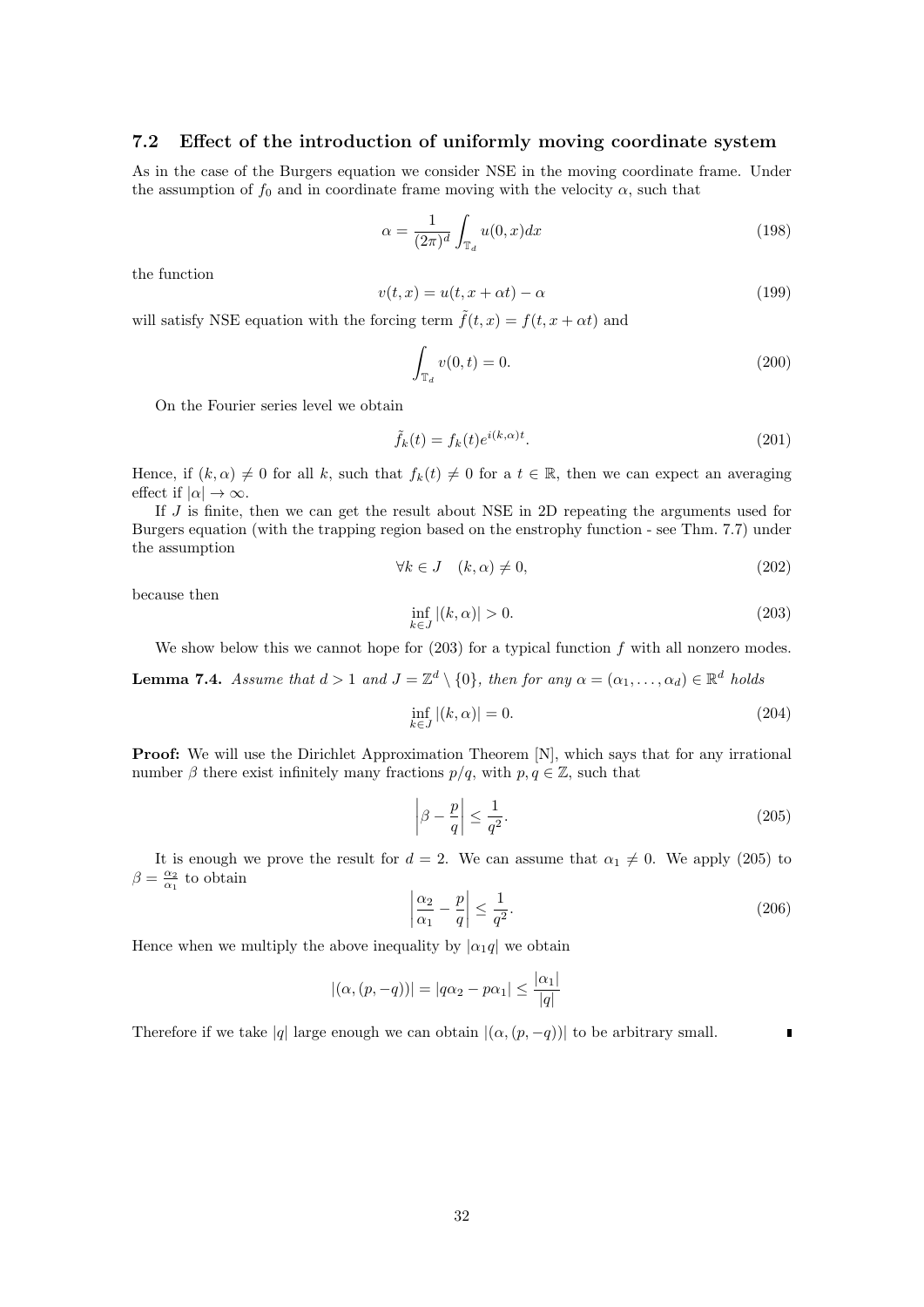### 7.2 Effect of the introduction of uniformly moving coordinate system

As in the case of the Burgers equation we consider NSE in the moving coordinate frame. Under the assumption of $f_0$ and in coordinate frame moving with the velocity $\alpha$, such that

$$\alpha = \frac{1}{(2\pi)^d} \int_{\mathbb{T}_d} u(0,x)dx \tag{198}$$

the function

$$v(t,x) = u(t, x + \alpha t) - \alpha \tag{199}$$

will satisfy NSE equation with the forcing term $\tilde{f}(t,x) = f(t, x + \alpha t)$ and

$$\int_{\mathbb{T}_d} v(0,t) = 0. \tag{200}$$

On the Fourier series level we obtain

$$\tilde{f}_k(t) = f_k(t) e^{i(k,\alpha)t}. \tag{201}$$

Hence, if $(k,\alpha) \neq 0$ for all $k$, such that $f_k(t) \neq 0$ for a $t \in \mathbb{R}$, then we can expect an averaging effect if $|\alpha| \to \infty$.

If $J$ is finite, then we can get the result about NSE in 2D repeating the arguments used for Burgers equation (with the trapping region based on the enstrophy function - see Thm. 7.7) under the assumption

$$\forall k \in J \quad (k,\alpha) \neq 0, \tag{202}$$

because then

$$\inf_{k \in J} |(k,\alpha)| > 0. \tag{203}$$

We show below this we cannot hope for (203) for a typical function $f$ with all nonzero modes.

**Lemma 7.4.** *Assume that $d > 1$ and $J = \mathbb{Z}^d \setminus \{0\}$, then for any $\alpha = (\alpha_1, \ldots, \alpha_d) \in \mathbb{R}^d$ holds*

$$\inf_{k \in J} |(k,\alpha)| = 0. \tag{204}$$

**Proof:** We will use the Dirichlet Approximation Theorem [N], which says that for any irrational number $\beta$ there exist infinitely many fractions $p/q$, with $p, q \in \mathbb{Z}$, such that

$$\left| \beta - \frac{p}{q} \right| \leq \frac{1}{q^2}. \tag{205}$$

It is enough we prove the result for $d = 2$. We can assume that $\alpha_1 \neq 0$. We apply (205) to $\beta = \frac{\alpha_2}{\alpha_1}$ to obtain

$$\left| \frac{\alpha_2}{\alpha_1} - \frac{p}{q} \right| \leq \frac{1}{q^2}. \tag{206}$$

Hence when we multiply the above inequality by $|\alpha_1 q|$ we obtain

$$|(\alpha, (p, -q))| = |q\alpha_2 - p\alpha_1| \leq \frac{|\alpha_1|}{|q|}$$

Therefore if we take $|q|$ large enough we can obtain $|(\alpha, (p, -q))|$ to be arbitrary small. ∎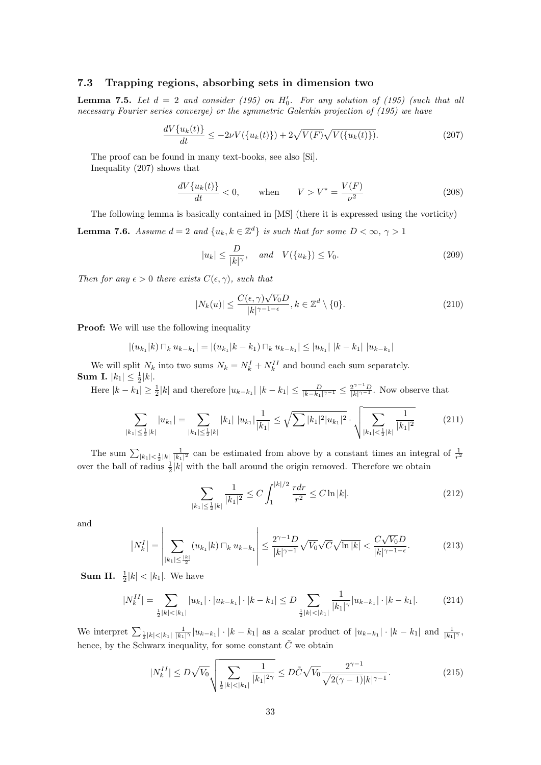### 7.3 Trapping regions, absorbing sets in dimension two

**Lemma 7.5.** *Let $d = 2$ and consider (195) on $H_0'$. For any solution of (195) (such that all necessary Fourier series converge) or the symmetric Galerkin projection of (195) we have*

$$\frac{dV\{u_k(t)\}}{dt} \leq -2\nu V(\{u_k(t)\}) + 2\sqrt{V(F)}\sqrt{V(\{u_k(t)\})}. \tag{207}$$

The proof can be found in many text-books, see also [Si].

Inequality (207) shows that

$$\frac{dV\{u_k(t)\}}{dt} < 0, \qquad \text{when} \qquad V > V^* = \frac{V(F)}{\nu^2} \tag{208}$$

The following lemma is basically contained in [MS] (there it is expressed using the vorticity)

**Lemma 7.6.** *Assume $d = 2$ and $\{u_k, k \in \mathbb{Z}^d\}$ is such that for some $D < \infty$, $\gamma > 1$*

$$|u_k| \leq \frac{D}{|k|^\gamma}, \quad \text{and} \quad V(\{u_k\}) \leq V_0. \tag{209}$$

*Then for any $\epsilon > 0$ there exists $C(\epsilon, \gamma)$, such that*

$$|N_k(u)| \leq \frac{C(\epsilon,\gamma)\sqrt{V_0}D}{|k|^{\gamma-1-\epsilon}}, k \in \mathbb{Z}^d \setminus \{0\}. \tag{210}$$

**Proof:** We will use the following inequality

$$|(u_{k_1}|k) \sqcap_k u_{k-k_1}| = |(u_{k_1}|k-k_1) \sqcap_k u_{k-k_1}| \leq |u_{k_1}|\ |k-k_1|\ |u_{k-k_1}|$$

We will split $N_k$ into two sums $N_k = N_k^I + N_k^{II}$ and bound each sum separately.

**Sum I.** $|k_1| \leq \frac{1}{2}|k|$.

Here $|k-k_1| \geq \frac{1}{2}|k|$ and therefore $|u_{k-k_1}|\ |k-k_1| \leq \frac{D}{|k-k_1|^{\gamma-1}} \leq \frac{2^{\gamma-1}D}{|k|^{\gamma-1}}$. Now observe that

$$\sum_{|k_1| \leq \frac{1}{2}|k|} |u_{k_1}| = \sum_{|k_1| \leq \frac{1}{2}|k|} |k_1|\ |u_{k_1}| \frac{1}{|k_1|} \leq \sqrt{\sum |k_1|^2 |u_{k_1}|^2} \cdot \sqrt{\sum_{|k_1| < \frac{1}{2}|k|} \frac{1}{|k_1|^2}} \tag{211}$$

The sum $\sum_{|k_1| < \frac{1}{2}|k|} \frac{1}{|k_1|^2}$ can be estimated from above by a constant times an integral of $\frac{1}{r^2}$ over the ball of radius $\frac{1}{2}|k|$ with the ball around the origin removed. Therefore we obtain

$$\sum_{|k_1| \leq \frac{1}{2}|k|} \frac{1}{|k_1|^2} \leq C \int_1^{|k|/2} \frac{r dr}{r^2} \leq C \ln |k|. \tag{212}$$

and

$$\left|N_k^I\right| = \left| \sum_{|k_1| \leq \frac{|k|}{2}} (u_{k_1}|k) \sqcap_k u_{k-k_1} \right| \leq \frac{2^{\gamma-1}D}{|k|^{\gamma-1}} \sqrt{V_0}\sqrt{C}\sqrt{\ln|k|} < \frac{C\sqrt{V_0}D}{|k|^{\gamma-1-\epsilon}}. \tag{213}$$

**Sum II.** $\frac{1}{2}|k| < |k_1|$. We have

$$|N_k^{II}| = \sum_{\frac{1}{2}|k| < |k_1|} |u_{k_1}| \cdot |u_{k-k_1}| \cdot |k-k_1| \leq D \sum_{\frac{1}{2}|k| < |k_1|} \frac{1}{|k_1|^\gamma} |u_{k-k_1}| \cdot |k-k_1|. \tag{214}$$

We interpret $\sum_{\frac{1}{2}|k|<|k_1|} \frac{1}{|k_1|^\gamma} |u_{k-k_1}| \cdot |k-k_1|$ as a scalar product of $|u_{k-k_1}| \cdot |k-k_1|$ and $\frac{1}{|k_1|^\gamma}$, hence, by the Schwarz inequality, for some constant $\tilde{C}$ we obtain

$$|N_k^{II}| \leq D\sqrt{V_0} \sqrt{\sum_{\frac{1}{2}|k|<|k_1|} \frac{1}{|k_1|^{2\gamma}}} \leq D\tilde{C}\sqrt{V_0} \frac{2^{\gamma-1}}{\sqrt{2(\gamma-1)}|k|^{\gamma-1}}. \tag{215}$$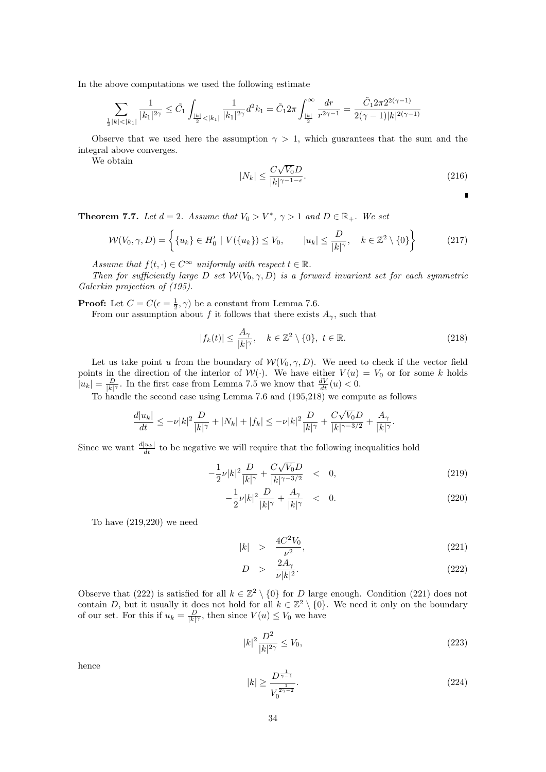In the above computations we used the following estimate

$$\sum_{\frac{1}{2}|k|<|k_1|} \frac{1}{|k_1|^{2\gamma}} \leq \tilde{C}_1 \int_{\frac{|k|}{2}<|k_1|} \frac{1}{|k_1|^{2\gamma}} d^2k_1 = \tilde{C}_1 2\pi \int_{\frac{|k|}{2}}^{\infty} \frac{dr}{r^{2\gamma-1}} = \frac{\tilde{C}_1 2\pi 2^{2(\gamma-1)}}{2(\gamma-1)|k|^{2(\gamma-1)}}$$

Observe that we used here the assumption $\gamma > 1$, which guarantees that the sum and the integral above converges.

We obtain

$$|N_k| \leq \frac{C\sqrt{V_0}D}{|k|^{\gamma-1-\epsilon}}. \tag{216}$$

▮

**Theorem 7.7.** *Let $d = 2$. Assume that $V_0 > V^*$, $\gamma > 1$ and $D \in \mathbb{R}_+$. We set*

$$\mathcal{W}(V_0, \gamma, D) = \left\{ \{u_k\} \in H_0' \mid V(\{u_k\}) \leq V_0, \qquad |u_k| \leq \frac{D}{|k|^\gamma}, \quad k \in \mathbb{Z}^2 \setminus \{0\} \right\} \tag{217}$$

*Assume that $f(t, \cdot) \in C^\infty$ uniformly with respect $t \in \mathbb{R}$.*

*Then for sufficiently large $D$ set $\mathcal{W}(V_0, \gamma, D)$ is a forward invariant set for each symmetric Galerkin projection of (195).*

**Proof:** Let $C = C(\epsilon = \frac{1}{2}, \gamma)$ be a constant from Lemma 7.6.

From our assumption about $f$ it follows that there exists $A_\gamma$, such that

$$|f_k(t)| \leq \frac{A_\gamma}{|k|^\gamma}, \quad k \in \mathbb{Z}^2 \setminus \{0\}, \ t \in \mathbb{R}. \tag{218}$$

Let us take point $u$ from the boundary of $\mathcal{W}(V_0, \gamma, D)$. We need to check if the vector field points in the direction of the interior of $\mathcal{W}(\cdot)$. We have either $V(u) = V_0$ or for some $k$ holds $|u_k| = \frac{D}{|k|^\gamma}$. In the first case from Lemma 7.5 we know that $\frac{dV}{dt}(u) < 0$.

To handle the second case using Lemma 7.6 and (195,218) we compute as follows

$$\frac{d|u_k|}{dt} \leq -\nu|k|^2 \frac{D}{|k|^\gamma} + |N_k| + |f_k| \leq -\nu|k|^2 \frac{D}{|k|^\gamma} + \frac{C\sqrt{V_0}D}{|k|^{\gamma-3/2}} + \frac{A_\gamma}{|k|^\gamma}.$$

Since we want $\frac{d|u_k|}{dt}$ to be negative we will require that the following inequalities hold

$$-\frac{1}{2}\nu|k|^2 \frac{D}{|k|^\gamma} + \frac{C\sqrt{V_0}D}{|k|^{\gamma-3/2}} \quad < \quad 0, \tag{219}$$

$$-\frac{1}{2}\nu|k|^2 \frac{D}{|k|^\gamma} + \frac{A_\gamma}{|k|^\gamma} \quad < \quad 0. \tag{220}$$

To have (219,220) we need

$$|k| \quad > \quad \frac{4C^2V_0}{\nu^2}, \tag{221}$$

$$D \quad > \quad \frac{2A_\gamma}{\nu|k|^2}. \tag{222}$$

Observe that (222) is satisfied for all $k \in \mathbb{Z}^2 \setminus \{0\}$ for $D$ large enough. Condition (221) does not contain $D$, but it usually it does not hold for all $k \in \mathbb{Z}^2 \setminus \{0\}$. We need it only on the boundary of our set. For this if $u_k = \frac{D}{|k|^\gamma}$, then since $V(u) \leq V_0$ we have

$$|k|^2 \frac{D^2}{|k|^{2\gamma}} \leq V_0, \tag{223}$$

hence

$$|k| \geq \frac{D^{\frac{1}{\gamma-1}}}{V_0^{\frac{1}{2\gamma-2}}}. \tag{224}$$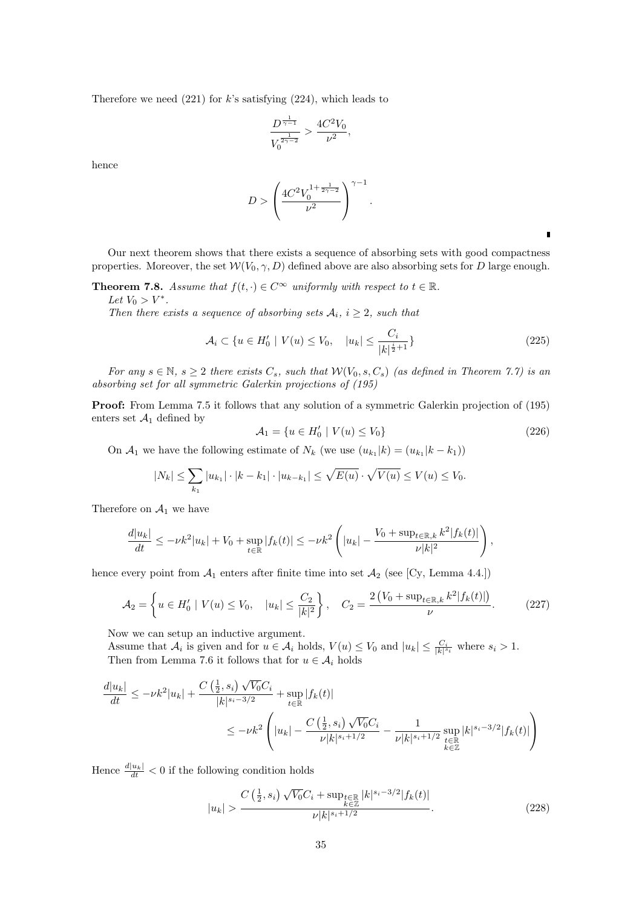Therefore we need (221) for $k$'s satisfying (224), which leads to

$$\frac{D^{\frac{1}{\gamma-1}}}{V_0^{\frac{1}{2\gamma-2}}} > \frac{4C^2 V_0}{\nu^2},$$

hence

$$D > \left( \frac{4C^2 V_0^{1+\frac{1}{2\gamma-2}}}{\nu^2} \right)^{\gamma-1}.$$

∎

Our next theorem shows that there exists a sequence of absorbing sets with good compactness properties. Moreover, the set $\mathcal{W}(V_0, \gamma, D)$ defined above are also absorbing sets for $D$ large enough.

**Theorem 7.8.** *Assume that $f(t,\cdot) \in C^\infty$ uniformly with respect to $t \in \mathbb{R}$.*
*Let $V_0 > V^*$.*
*Then there exists a sequence of absorbing sets $\mathcal{A}_i$, $i \geq 2$, such that*

$$\mathcal{A}_i \subset \{u \in H_0' \mid V(u) \leq V_0, \quad |u_k| \leq \frac{C_i}{|k|^{\frac{i}{2}+1}}\} \tag{225}$$

*For any $s \in \mathbb{N}$, $s \geq 2$ there exists $C_s$, such that $\mathcal{W}(V_0, s, C_s)$ (as defined in Theorem 7.7) is an absorbing set for all symmetric Galerkin projections of (195)*

**Proof:** From Lemma 7.5 it follows that any solution of a symmetric Galerkin projection of (195) enters set $\mathcal{A}_1$ defined by

$$\mathcal{A}_1 = \{u \in H_0' \mid V(u) \leq V_0\} \tag{226}$$

On $\mathcal{A}_1$ we have the following estimate of $N_k$ (we use $(u_{k_1}|k) = (u_{k_1}|k - k_1)$)

$$|N_k| \leq \sum_{k_1} |u_{k_1}| \cdot |k - k_1| \cdot |u_{k-k_1}| \leq \sqrt{E(u)} \cdot \sqrt{V(u)} \leq V(u) \leq V_0.$$

Therefore on $\mathcal{A}_1$ we have

$$\frac{d|u_k|}{dt} \leq -\nu k^2 |u_k| + V_0 + \sup_{t \in \mathbb{R}} |f_k(t)| \leq -\nu k^2 \left( |u_k| - \frac{V_0 + \sup_{t \in \mathbb{R}, k} k^2 |f_k(t)|}{\nu |k|^2} \right),$$

hence every point from $\mathcal{A}_1$ enters after finite time into set $\mathcal{A}_2$ (see [Cy, Lemma 4.4.])

$$\mathcal{A}_2 = \left\{ u \in H_0' \mid V(u) \leq V_0, \quad |u_k| \leq \frac{C_2}{|k|^2} \right\}, \quad C_2 = \frac{2\left(V_0 + \sup_{t \in \mathbb{R}, k} k^2 |f_k(t)|\right)}{\nu}. \tag{227}$$

Now we can setup an inductive argument.
Assume that $\mathcal{A}_i$ is given and for $u \in \mathcal{A}_i$ holds, $V(u) \leq V_0$ and $|u_k| \leq \frac{C_i}{|k|^{s_i}}$ where $s_i > 1$.
Then from Lemma 7.6 it follows that for $u \in \mathcal{A}_i$ holds

$$\begin{aligned}
\frac{d|u_k|}{dt} &\leq -\nu k^2 |u_k| + \frac{C\left(\frac{1}{2}, s_i\right) \sqrt{V_0} C_i}{|k|^{s_i - 3/2}} + \sup_{t \in \mathbb{R}} |f_k(t)| \\
&\leq -\nu k^2 \left( |u_k| - \frac{C\left(\frac{1}{2}, s_i\right) \sqrt{V_0} C_i}{\nu |k|^{s_i + 1/2}} - \frac{1}{\nu |k|^{s_i + 1/2}} \sup_{\substack{t \in \mathbb{R} \\ k \in \mathbb{Z}}} |k|^{s_i - 3/2} |f_k(t)| \right)
\end{aligned}$$

Hence $\frac{d|u_k|}{dt} < 0$ if the following condition holds

$$|u_k| > \frac{C\left(\frac{1}{2}, s_i\right) \sqrt{V_0} C_i + \sup_{\substack{t \in \mathbb{R} \\ k \in \mathbb{Z}}} |k|^{s_i - 3/2} |f_k(t)|}{\nu |k|^{s_i + 1/2}}. \tag{228}$$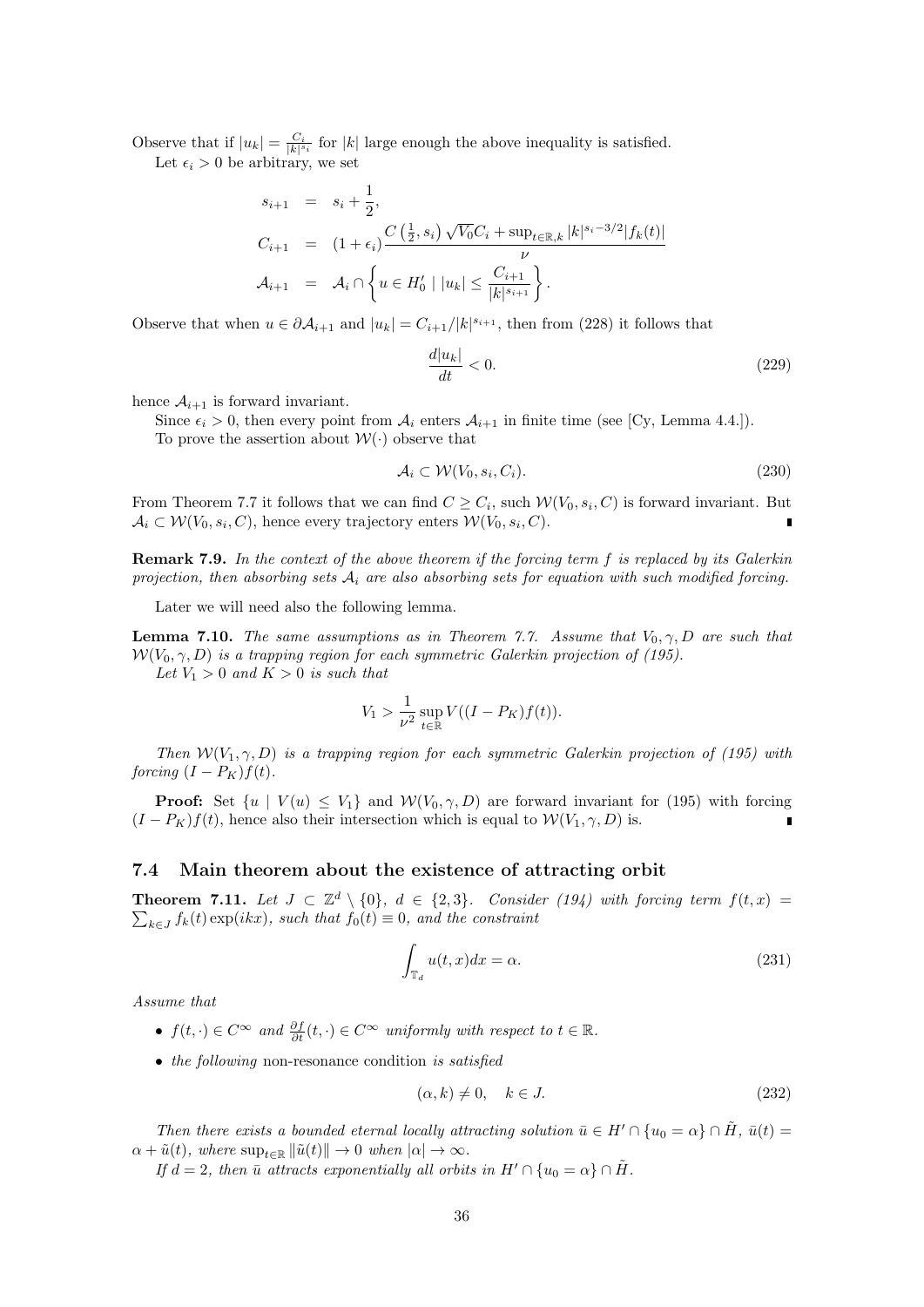Observe that if $|u_k| = \frac{C_i}{|k|^{s_i}}$ for $|k|$ large enough the above inequality is satisfied.

Let $\epsilon_i > 0$ be arbitrary, we set

$$
\begin{aligned}
s_{i+1} &= s_i + \frac{1}{2}, \\
C_{i+1} &= (1+\epsilon_i)\frac{C\left(\frac{1}{2}, s_i\right)\sqrt{V_0}C_i + \sup_{t\in\mathbb{R},k} |k|^{s_i-3/2}|f_k(t)|}{\nu} \\
\mathcal{A}_{i+1} &= \mathcal{A}_i \cap \left\{ u \in H_0' \mid |u_k| \leq \frac{C_{i+1}}{|k|^{s_{i+1}}} \right\}.
\end{aligned}
$$

Observe that when $u \in \partial\mathcal{A}_{i+1}$ and $|u_k| = C_{i+1}/|k|^{s_{i+1}}$, then from (228) it follows that

$$
\frac{d|u_k|}{dt} < 0. \tag{229}
$$

hence $\mathcal{A}_{i+1}$ is forward invariant.

Since $\epsilon_i > 0$, then every point from $\mathcal{A}_i$ enters $\mathcal{A}_{i+1}$ in finite time (see [Cy, Lemma 4.4.]).

To prove the assertion about $\mathcal{W}(\cdot)$ observe that

$$
\mathcal{A}_i \subset \mathcal{W}(V_0, s_i, C_i). \tag{230}
$$

From Theorem 7.7 it follows that we can find $C \geq C_i$, such $\mathcal{W}(V_0, s_i, C)$ is forward invariant. But $\mathcal{A}_i \subset \mathcal{W}(V_0, s_i, C)$, hence every trajectory enters $\mathcal{W}(V_0, s_i, C)$. ∎

**Remark 7.9.** *In the context of the above theorem if the forcing term $f$ is replaced by its Galerkin projection, then absorbing sets $\mathcal{A}_i$ are also absorbing sets for equation with such modified forcing.*

Later we will need also the following lemma.

**Lemma 7.10.** *The same assumptions as in Theorem 7.7. Assume that $V_0, \gamma, D$ are such that $\mathcal{W}(V_0, \gamma, D)$ is a trapping region for each symmetric Galerkin projection of (195).*

*Let $V_1 > 0$ and $K > 0$ is such that*

$$
V_1 > \frac{1}{\nu^2} \sup_{t\in\mathbb{R}} V((I - P_K)f(t)).
$$

*Then $\mathcal{W}(V_1, \gamma, D)$ is a trapping region for each symmetric Galerkin projection of (195) with forcing $(I - P_K)f(t)$.*

**Proof:** Set $\{u \mid V(u) \leq V_1\}$ and $\mathcal{W}(V_0, \gamma, D)$ are forward invariant for (195) with forcing $(I - P_K)f(t)$, hence also their intersection which is equal to $\mathcal{W}(V_1, \gamma, D)$ is. ∎

### 7.4 Main theorem about the existence of attracting orbit

**Theorem 7.11.** *Let $J \subset \mathbb{Z}^d \setminus \{0\}$, $d \in \{2, 3\}$. Consider (194) with forcing term $f(t,x) = \sum_{k\in J} f_k(t)\exp(ikx)$, such that $f_0(t) \equiv 0$, and the constraint*

$$
\int_{\mathbb{T}_d} u(t,x)dx = \alpha. \tag{231}
$$

*Assume that*

- *$f(t,\cdot) \in C^\infty$ and $\frac{\partial f}{\partial t}(t,\cdot) \in C^\infty$ uniformly with respect to $t \in \mathbb{R}$.*
- *the following* non-resonance condition *is satisfied*

$$
(\alpha, k) \neq 0, \quad k \in J. \tag{232}
$$

*Then there exists a bounded eternal locally attracting solution $\bar{u} \in H' \cap \{u_0 = \alpha\} \cap \tilde{H}$, $\bar{u}(t) = \alpha + \tilde{u}(t)$, where $\sup_{t\in\mathbb{R}} \|\tilde{u}(t)\| \to 0$ when $|\alpha| \to \infty$.*

*If $d = 2$, then $\bar{u}$ attracts exponentially all orbits in $H' \cap \{u_0 = \alpha\} \cap \tilde{H}$.*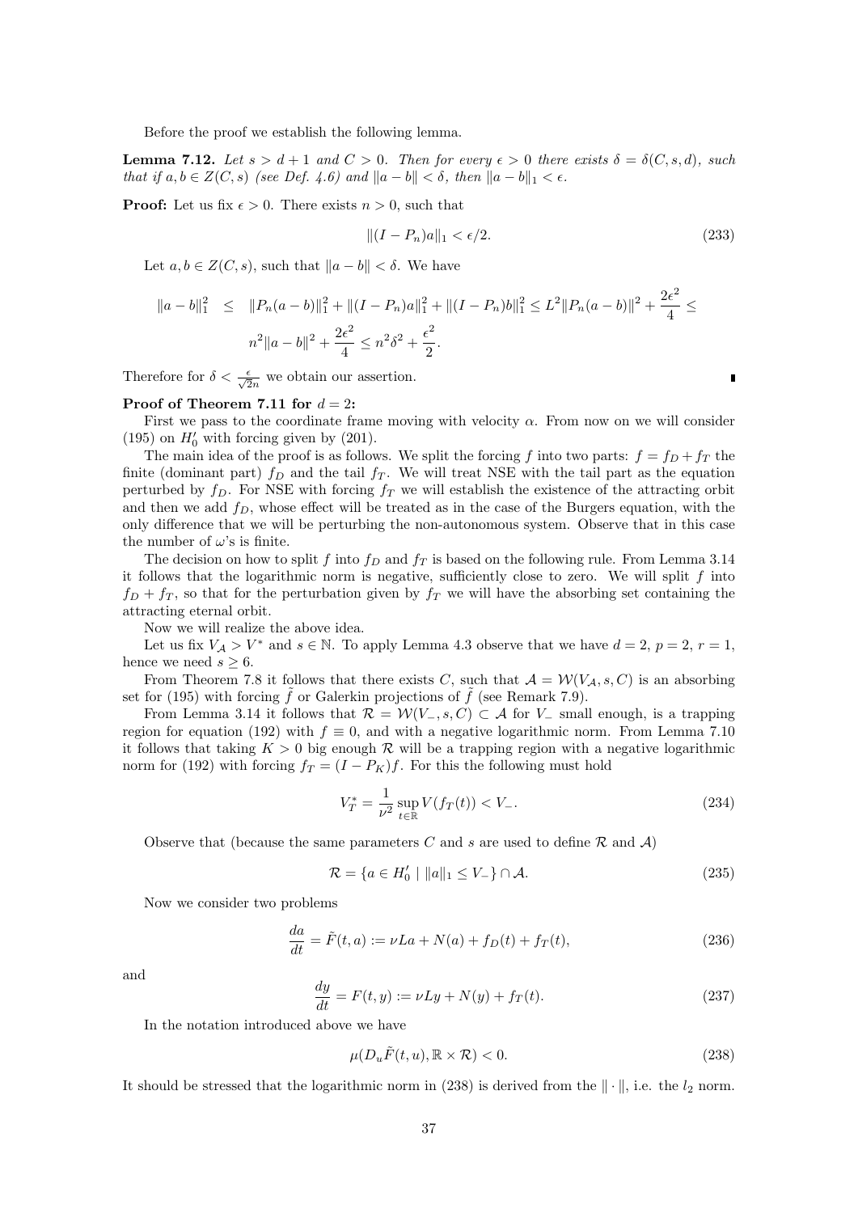Before the proof we establish the following lemma.

**Lemma 7.12.** *Let $s > d+1$ and $C > 0$. Then for every $\epsilon > 0$ there exists $\delta = \delta(C,s,d)$, such that if $a, b \in Z(C,s)$ (see Def. 4.6) and $\|a-b\| < \delta$, then $\|a-b\|_1 < \epsilon$.*

**Proof:** Let us fix $\epsilon > 0$. There exists $n > 0$, such that

$$\|(I-P_n)a\|_1 < \epsilon/2. \tag{233}$$

Let $a, b \in Z(C,s)$, such that $\|a-b\| < \delta$. We have

$$\begin{aligned}\|a-b\|_1^2 &\leq \|P_n(a-b)\|_1^2 + \|(I-P_n)a\|_1^2 + \|(I-P_n)b\|_1^2 \leq L^2\|P_n(a-b)\|^2 + \frac{2\epsilon^2}{4} \leq \\ & n^2\|a-b\|^2 + \frac{2\epsilon^2}{4} \leq n^2\delta^2 + \frac{\epsilon^2}{2}.\end{aligned}$$

Therefore for $\delta < \frac{\epsilon}{\sqrt{2}n}$ we obtain our assertion. ∎

**Proof of Theorem 7.11 for $d=2$:**

First we pass to the coordinate frame moving with velocity $\alpha$. From now on we will consider (195) on $H_0'$ with forcing given by (201).

The main idea of the proof is as follows. We split the forcing $f$ into two parts: $f = f_D + f_T$ the finite (dominant part) $f_D$ and the tail $f_T$. We will treat NSE with the tail part as the equation perturbed by $f_D$. For NSE with forcing $f_T$ we will establish the existence of the attracting orbit and then we add $f_D$, whose effect will be treated as in the case of the Burgers equation, with the only difference that we will be perturbing the non-autonomous system. Observe that in this case the number of $\omega$'s is finite.

The decision on how to split $f$ into $f_D$ and $f_T$ is based on the following rule. From Lemma 3.14 it follows that the logarithmic norm is negative, sufficiently close to zero. We will split $f$ into $f_D + f_T$, so that for the perturbation given by $f_T$ we will have the absorbing set containing the attracting eternal orbit.

Now we will realize the above idea.

Let us fix $V_{\mathcal{A}} > V^*$ and $s \in \mathbb{N}$. To apply Lemma 4.3 observe that we have $d = 2$, $p = 2$, $r = 1$, hence we need $s \geq 6$.

From Theorem 7.8 it follows that there exists $C$, such that $\mathcal{A} = \mathcal{W}(V_{\mathcal{A}}, s, C)$ is an absorbing set for (195) with forcing $\tilde{f}$ or Galerkin projections of $\tilde{f}$ (see Remark 7.9).

From Lemma 3.14 it follows that $\mathcal{R} = \mathcal{W}(V_-, s, C) \subset \mathcal{A}$ for $V_-$ small enough, is a trapping region for equation (192) with $f \equiv 0$, and with a negative logarithmic norm. From Lemma 7.10 it follows that taking $K > 0$ big enough $\mathcal{R}$ will be a trapping region with a negative logarithmic norm for (192) with forcing $f_T = (I - P_K)f$. For this the following must hold

$$V_T^* = \frac{1}{\nu^2}\sup_{t\in\mathbb{R}} V(f_T(t)) < V_-. \tag{234}$$

Observe that (because the same parameters $C$ and $s$ are used to define $\mathcal{R}$ and $\mathcal{A}$)

$$\mathcal{R} = \{a \in H_0' \mid \|a\|_1 \leq V_-\} \cap \mathcal{A}. \tag{235}$$

Now we consider two problems

$$\frac{da}{dt} = \tilde{F}(t,a) := \nu La + N(a) + f_D(t) + f_T(t), \tag{236}$$

and

$$\frac{dy}{dt} = F(t,y) := \nu Ly + N(y) + f_T(t). \tag{237}$$

In the notation introduced above we have

$$\mu(D_u\tilde{F}(t,u), \mathbb{R}\times\mathcal{R}) < 0. \tag{238}$$

It should be stressed that the logarithmic norm in (238) is derived from the $\|\cdot\|$, i.e. the $l_2$ norm.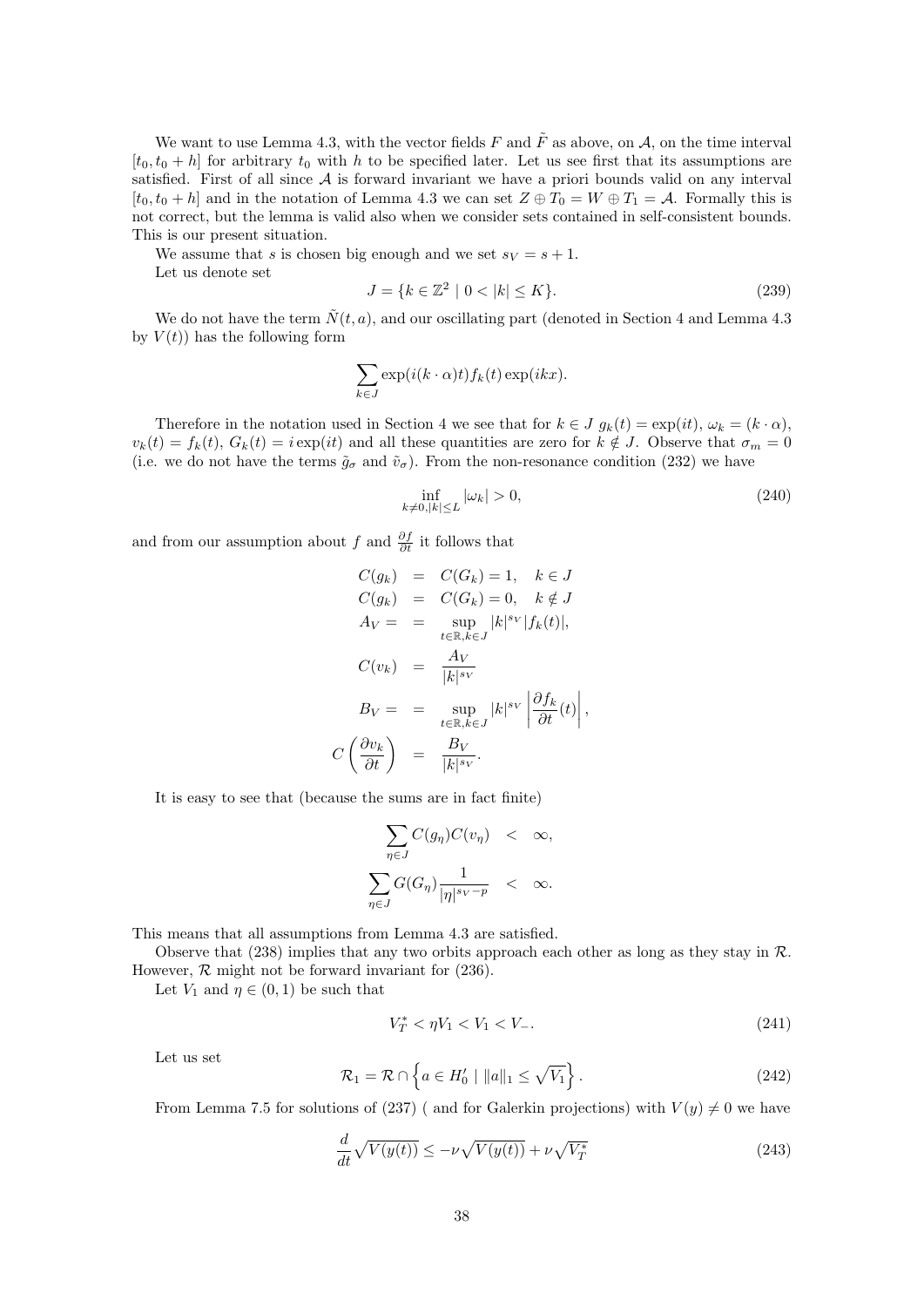We want to use Lemma 4.3, with the vector fields $F$ and $\tilde{F}$ as above, on $\mathcal{A}$, on the time interval $[t_0, t_0 + h]$ for arbitrary $t_0$ with $h$ to be specified later. Let us see first that its assumptions are satisfied. First of all since $\mathcal{A}$ is forward invariant we have a priori bounds valid on any interval $[t_0, t_0 + h]$ and in the notation of Lemma 4.3 we can set $Z \oplus T_0 = W \oplus T_1 = \mathcal{A}$. Formally this is not correct, but the lemma is valid also when we consider sets contained in self-consistent bounds. This is our present situation.

We assume that $s$ is chosen big enough and we set $s_V = s + 1$.

Let us denote set

$$J = \{k \in \mathbb{Z}^2 \mid 0 < |k| \leq K\}. \tag{239}$$

We do not have the term $\tilde{N}(t, a)$, and our oscillating part (denoted in Section 4 and Lemma 4.3 by $V(t)$) has the following form

$$\sum_{k \in J} \exp(i(k \cdot \alpha)t) f_k(t) \exp(ikx).$$

Therefore in the notation used in Section 4 we see that for $k \in J$ $g_k(t) = \exp(it)$, $\omega_k = (k \cdot \alpha)$, $v_k(t) = f_k(t)$, $G_k(t) = i\exp(it)$ and all these quantities are zero for $k \notin J$. Observe that $\sigma_m = 0$ (i.e. we do not have the terms $\tilde{g}_\sigma$ and $\tilde{v}_\sigma$). From the non-resonance condition (232) we have

$$\inf_{k \neq 0, |k| \leq L} |\omega_k| > 0, \tag{240}$$

and from our assumption about $f$ and $\frac{\partial f}{\partial t}$ it follows that

$$\begin{aligned}
C(g_k) &= C(G_k) = 1, \quad k \in J \\
C(g_k) &= C(G_k) = 0, \quad k \notin J \\
A_V = &= \sup_{t \in \mathbb{R}, k \in J} |k|^{s_V} |f_k(t)|, \\
C(v_k) &= \frac{A_V}{|k|^{s_V}} \\
B_V = &= \sup_{t \in \mathbb{R}, k \in J} |k|^{s_V} \left| \frac{\partial f_k}{\partial t}(t) \right|, \\
C\left(\frac{\partial v_k}{\partial t}\right) &= \frac{B_V}{|k|^{s_V}}.
\end{aligned}$$

It is easy to see that (because the sums are in fact finite)

$$\begin{aligned}
\sum_{\eta \in J} C(g_\eta) C(v_\eta) &< \infty, \\
\sum_{\eta \in J} G(G_\eta) \frac{1}{|\eta|^{s_V - p}} &< \infty.
\end{aligned}$$

This means that all assumptions from Lemma 4.3 are satisfied.

Observe that (238) implies that any two orbits approach each other as long as they stay in $\mathcal{R}$. However, $\mathcal{R}$ might not be forward invariant for (236).

Let $V_1$ and $\eta \in (0, 1)$ be such that

$$V_T^* < \eta V_1 < V_1 < V_-. \tag{241}$$

Let us set

$$\mathcal{R}_1 = \mathcal{R} \cap \left\{ a \in H_0' \mid \|a\|_1 \leq \sqrt{V_1} \right\}. \tag{242}$$

From Lemma 7.5 for solutions of (237) ( and for Galerkin projections) with $V(y) \neq 0$ we have

$$\frac{d}{dt}\sqrt{V(y(t))} \leq -\nu\sqrt{V(y(t))} + \nu\sqrt{V_T^*} \tag{243}$$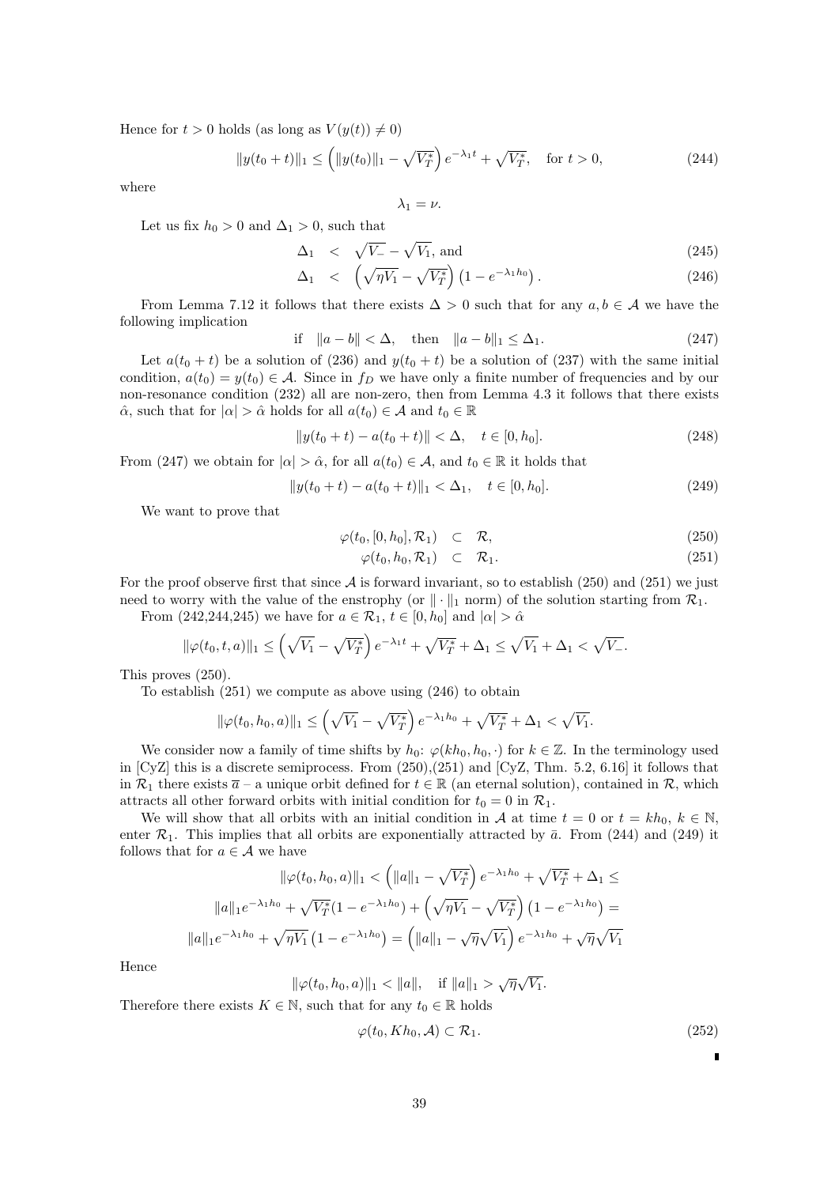Hence for $t > 0$ holds (as long as $V(y(t)) \neq 0$)

$$\|y(t_0+t)\|_1 \leq \left(\|y(t_0)\|_1 - \sqrt{V_T^*}\right) e^{-\lambda_1 t} + \sqrt{V_T^*}, \quad \text{for } t > 0, \tag{244}$$

where

$$\lambda_1 = \nu.$$

Let us fix $h_0 > 0$ and $\Delta_1 > 0$, such that

$$\Delta_1 < \sqrt{V_-} - \sqrt{V_1}, \text{ and} \tag{245}$$

$$\Delta_1 < \left(\sqrt{\eta V_1} - \sqrt{V_T^*}\right)\left(1 - e^{-\lambda_1 h_0}\right). \tag{246}$$

From Lemma 7.12 it follows that there exists $\Delta > 0$ such that for any $a, b \in \mathcal{A}$ we have the following implication

$$\text{if} \quad \|a - b\| < \Delta, \quad \text{then} \quad \|a - b\|_1 \leq \Delta_1. \tag{247}$$

Let $a(t_0 + t)$ be a solution of (236) and $y(t_0 + t)$ be a solution of (237) with the same initial condition, $a(t_0) = y(t_0) \in \mathcal{A}$. Since in $f_D$ we have only a finite number of frequencies and by our non-resonance condition (232) all are non-zero, then from Lemma 4.3 it follows that there exists $\hat{\alpha}$, such that for $|\alpha| > \hat{\alpha}$ holds for all $a(t_0) \in \mathcal{A}$ and $t_0 \in \mathbb{R}$

$$\|y(t_0+t) - a(t_0+t)\| < \Delta, \quad t \in [0, h_0]. \tag{248}$$

From (247) we obtain for $|\alpha| > \hat{\alpha}$, for all $a(t_0) \in \mathcal{A}$, and $t_0 \in \mathbb{R}$ it holds that

$$\|y(t_0+t) - a(t_0+t)\|_1 < \Delta_1, \quad t \in [0, h_0]. \tag{249}$$

We want to prove that

$$\varphi(t_0, [0, h_0], \mathcal{R}_1) \subset \mathcal{R}, \tag{250}$$

$$\varphi(t_0, h_0, \mathcal{R}_1) \subset \mathcal{R}_1. \tag{251}$$

For the proof observe first that since $\mathcal{A}$ is forward invariant, so to establish (250) and (251) we just need to worry with the value of the enstrophy (or $\|\cdot\|_1$ norm) of the solution starting from $\mathcal{R}_1$.

From (242,244,245) we have for $a \in \mathcal{R}_1$, $t \in [0, h_0]$ and $|\alpha| > \hat{\alpha}$

$$\|\varphi(t_0, t, a)\|_1 \leq \left(\sqrt{V_1} - \sqrt{V_T^*}\right) e^{-\lambda_1 t} + \sqrt{V_T^*} + \Delta_1 \leq \sqrt{V_1} + \Delta_1 < \sqrt{V_-}.$$

This proves (250).

To establish (251) we compute as above using (246) to obtain

$$\|\varphi(t_0, h_0, a)\|_1 \leq \left(\sqrt{V_1} - \sqrt{V_T^*}\right) e^{-\lambda_1 h_0} + \sqrt{V_T^*} + \Delta_1 < \sqrt{V_1}.$$

We consider now a family of time shifts by $h_0$: $\varphi(kh_0, h_0, \cdot)$ for $k \in \mathbb{Z}$. In the terminology used in [CyZ] this is a discrete semiprocess. From (250),(251) and [CyZ, Thm. 5.2, 6.16] it follows that in $\mathcal{R}_1$ there exists $\overline{a}$ – a unique orbit defined for $t \in \mathbb{R}$ (an eternal solution), contained in $\mathcal{R}$, which attracts all other forward orbits with initial condition for $t_0 = 0$ in $\mathcal{R}_1$.

We will show that all orbits with an initial condition in $\mathcal{A}$ at time $t = 0$ or $t = kh_0$, $k \in \mathbb{N}$, enter $\mathcal{R}_1$. This implies that all orbits are exponentially attracted by $\bar{a}$. From (244) and (249) it follows that for $a \in \mathcal{A}$ we have

$$\|\varphi(t_0, h_0, a)\|_1 < \left(\|a\|_1 - \sqrt{V_T^*}\right) e^{-\lambda_1 h_0} + \sqrt{V_T^*} + \Delta_1 \leq$$

$$\|a\|_1 e^{-\lambda_1 h_0} + \sqrt{V_T^*}(1 - e^{-\lambda_1 h_0}) + \left(\sqrt{\eta V_1} - \sqrt{V_T^*}\right)\left(1 - e^{-\lambda_1 h_0}\right) =$$

$$\|a\|_1 e^{-\lambda_1 h_0} + \sqrt{\eta V_1}\left(1 - e^{-\lambda_1 h_0}\right) = \left(\|a\|_1 - \sqrt{\eta}\sqrt{V_1}\right) e^{-\lambda_1 h_0} + \sqrt{\eta}\sqrt{V_1}$$

Hence

$$\|\varphi(t_0, h_0, a)\|_1 < \|a\|, \quad \text{if } \|a\|_1 > \sqrt{\eta}\sqrt{V_1}.$$

Therefore there exists $K \in \mathbb{N}$, such that for any $t_0 \in \mathbb{R}$ holds

$$\varphi(t_0, Kh_0, \mathcal{A}) \subset \mathcal{R}_1. \tag{252}$$

∎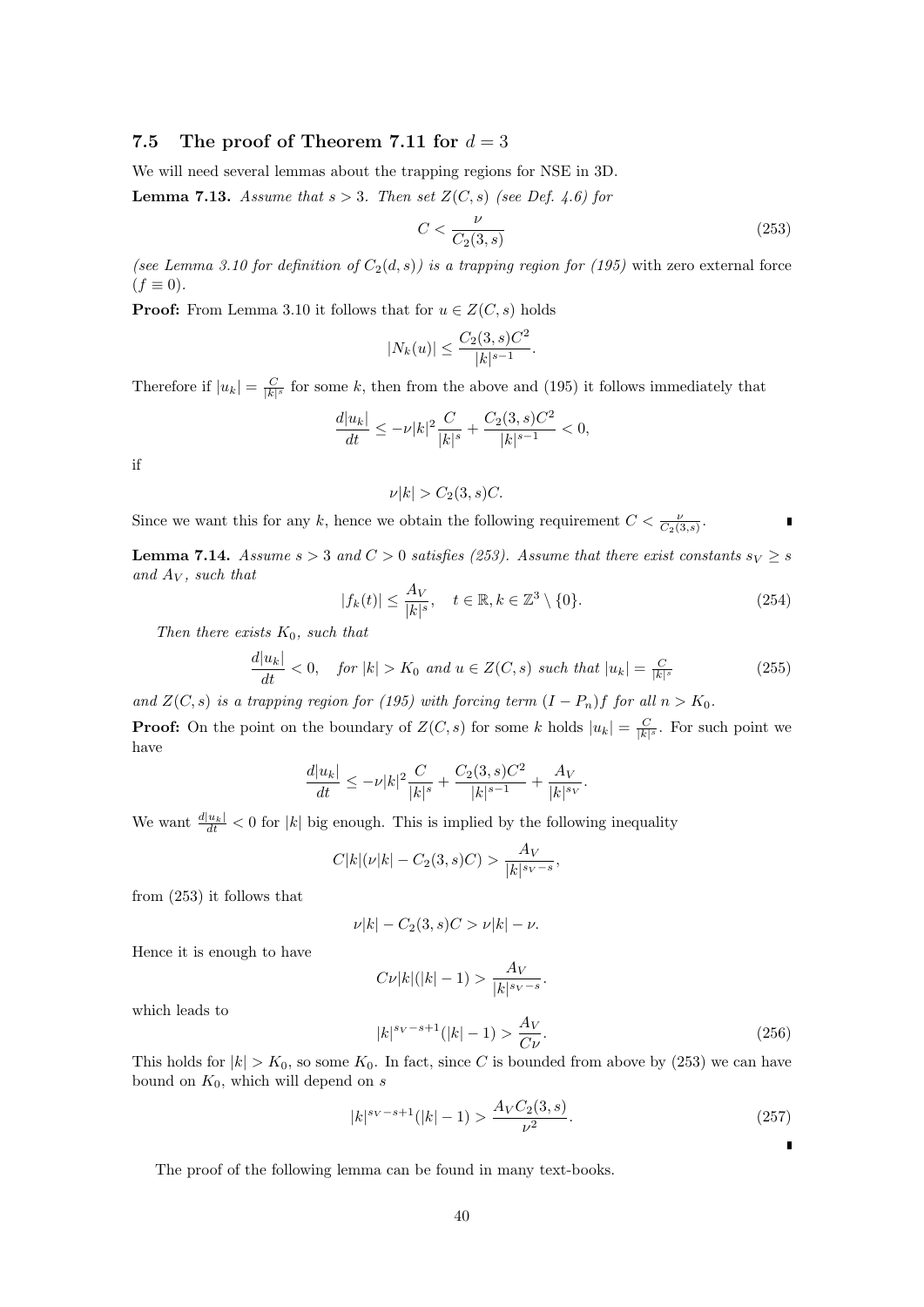### 7.5 The proof of Theorem 7.11 for $d = 3$

We will need several lemmas about the trapping regions for NSE in 3D.

**Lemma 7.13.** *Assume that $s > 3$. Then set $Z(C, s)$ (see Def. 4.6) for*

$$C < \frac{\nu}{C_2(3, s)} \tag{253}$$

*(see Lemma 3.10 for definition of $C_2(d, s)$) is a trapping region for (195)* with zero external force $(f \equiv 0)$.

**Proof:** From Lemma 3.10 it follows that for $u \in Z(C, s)$ holds

$$|N_k(u)| \leq \frac{C_2(3, s)C^2}{|k|^{s-1}}.$$

Therefore if $|u_k| = \frac{C}{|k|^s}$ for some $k$, then from the above and (195) it follows immediately that

$$\frac{d|u_k|}{dt} \leq -\nu|k|^2 \frac{C}{|k|^s} + \frac{C_2(3, s)C^2}{|k|^{s-1}} < 0,$$

if

$$\nu|k| > C_2(3, s)C.$$

Since we want this for any $k$, hence we obtain the following requirement $C < \frac{\nu}{C_2(3,s)}$. ∎

**Lemma 7.14.** *Assume $s > 3$ and $C > 0$ satisfies (253). Assume that there exist constants $s_V \geq s$ and $A_V$, such that*

$$|f_k(t)| \leq \frac{A_V}{|k|^s}, \quad t \in \mathbb{R}, k \in \mathbb{Z}^3 \setminus \{0\}. \tag{254}$$

*Then there exists $K_0$, such that*

$$\frac{d|u_k|}{dt} < 0, \quad \textit{for } |k| > K_0 \textit{ and } u \in Z(C, s) \textit{ such that } |u_k| = \frac{C}{|k|^s} \tag{255}$$

*and $Z(C, s)$ is a trapping region for (195) with forcing term $(I - P_n)f$ for all $n > K_0$.*

**Proof:** On the point on the boundary of $Z(C, s)$ for some $k$ holds $|u_k| = \frac{C}{|k|^s}$. For such point we have

$$\frac{d|u_k|}{dt} \leq -\nu|k|^2 \frac{C}{|k|^s} + \frac{C_2(3, s)C^2}{|k|^{s-1}} + \frac{A_V}{|k|^{s_V}}.$$

We want $\frac{d|u_k|}{dt} < 0$ for $|k|$ big enough. This is implied by the following inequality

$$C|k|(\nu|k| - C_2(3, s)C) > \frac{A_V}{|k|^{s_V - s}},$$

from (253) it follows that

$$\nu|k| - C_2(3, s)C > \nu|k| - \nu.$$

Hence it is enough to have

$$C\nu|k|(|k| - 1) > \frac{A_V}{|k|^{s_V - s}}.$$

which leads to

$$|k|^{s_V - s + 1}(|k| - 1) > \frac{A_V}{C\nu}. \tag{256}$$

This holds for $|k| > K_0$, so some $K_0$. In fact, since $C$ is bounded from above by (253) we can have bound on $K_0$, which will depend on $s$

$$|k|^{s_V - s + 1}(|k| - 1) > \frac{A_V C_2(3, s)}{\nu^2}. \tag{257}$$

∎

The proof of the following lemma can be found in many text-books.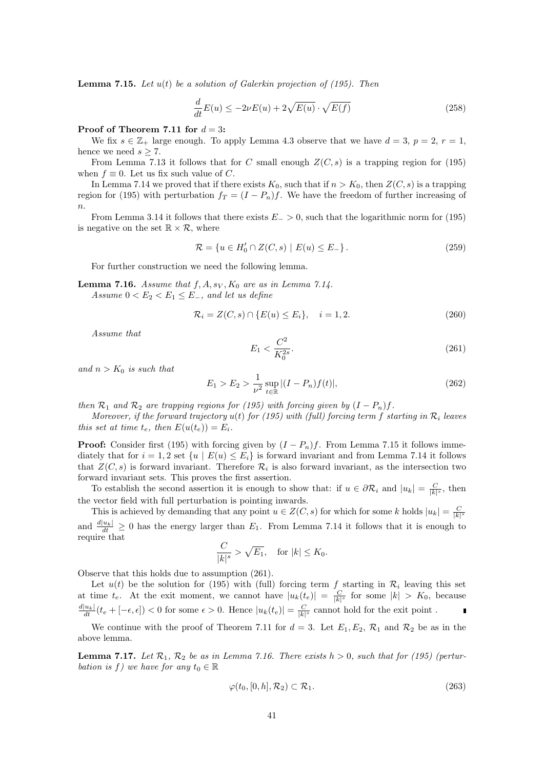**Lemma 7.15.** *Let $u(t)$ be a solution of Galerkin projection of (195). Then*

$$\frac{d}{dt}E(u) \leq -2\nu E(u) + 2\sqrt{E(u)} \cdot \sqrt{E(f)} \tag{258}$$

**Proof of Theorem 7.11 for $d = 3$:**

We fix $s \in \mathbb{Z}_+$ large enough. To apply Lemma 4.3 observe that we have $d = 3$, $p = 2$, $r = 1$, hence we need $s \geq 7$.

From Lemma 7.13 it follows that for $C$ small enough $Z(C,s)$ is a trapping region for (195) when $f \equiv 0$. Let us fix such value of $C$.

In Lemma 7.14 we proved that if there exists $K_0$, such that if $n > K_0$, then $Z(C,s)$ is a trapping region for (195) with perturbation $f_T = (I - P_n)f$. We have the freedom of further increasing of $n$.

From Lemma 3.14 it follows that there exists $E_- > 0$, such that the logarithmic norm for (195) is negative on the set $\mathbb{R} \times \mathcal{R}$, where

$$\mathcal{R} = \{u \in H_0' \cap Z(C,s) \mid E(u) \leq E_-\}. \tag{259}$$

For further construction we need the following lemma.

**Lemma 7.16.** *Assume that $f, A, s_V, K_0$ are as in Lemma 7.14.*
*Assume $0 < E_2 < E_1 \leq E_-$, and let us define*

$$\mathcal{R}_i = Z(C,s) \cap \{E(u) \leq E_i\}, \quad i = 1, 2. \tag{260}$$

*Assume that*

$$E_1 < \frac{C^2}{K_0^{2s}}. \tag{261}$$

*and $n > K_0$ is such that*

$$E_1 > E_2 > \frac{1}{\nu^2} \sup_{t \in \mathbb{R}} |(I - P_n)f(t)|, \tag{262}$$

*then $\mathcal{R}_1$ and $\mathcal{R}_2$ are trapping regions for (195) with forcing given by $(I - P_n)f$.*

*Moreover, if the forward trajectory $u(t)$ for (195) with (full) forcing term $f$ starting in $\mathcal{R}_i$ leaves this set at time $t_e$, then $E(u(t_e)) = E_i$.*

**Proof:** Consider first (195) with forcing given by $(I - P_n)f$. From Lemma 7.15 it follows immediately that for $i = 1, 2$ set $\{u \mid E(u) \leq E_i\}$ is forward invariant and from Lemma 7.14 it follows that $Z(C,s)$ is forward invariant. Therefore $\mathcal{R}_i$ is also forward invariant, as the intersection two forward invariant sets. This proves the first assertion.

To establish the second assertion it is enough to show that: if $u \in \partial\mathcal{R}_i$ and $|u_k| = \frac{C}{|k|^s}$, then the vector field with full perturbation is pointing inwards.

This is achieved by demanding that any point $u \in Z(C,s)$ for which for some $k$ holds $|u_k| = \frac{C}{|k|^s}$ and $\frac{d|u_k|}{dt} \geq 0$ has the energy larger than $E_1$. From Lemma 7.14 it follows that it is enough to require that

$$\frac{C}{|k|^s} > \sqrt{E_1}, \quad \text{for } |k| \leq K_0.$$

Observe that this holds due to assumption (261).

Let $u(t)$ be the solution for (195) with (full) forcing term $f$ starting in $\mathcal{R}_i$ leaving this set at time $t_e$. At the exit moment, we cannot have $|u_k(t_e)| = \frac{C}{|k|^s}$ for some $|k| > K_0$, because $\frac{d|u_k|}{dt}(t_e + [-\epsilon, \epsilon]) < 0$ for some $\epsilon > 0$. Hence $|u_k(t_e)| = \frac{C}{|k|^s}$ cannot hold for the exit point . ∎

We continue with the proof of Theorem 7.11 for $d = 3$. Let $E_1, E_2$, $\mathcal{R}_1$ and $\mathcal{R}_2$ be as in the above lemma.

**Lemma 7.17.** *Let $\mathcal{R}_1$, $\mathcal{R}_2$ be as in Lemma 7.16. There exists $h > 0$, such that for (195) (perturbation is $f$) we have for any $t_0 \in \mathbb{R}$*

$$\varphi(t_0, [0,h], \mathcal{R}_2) \subset \mathcal{R}_1. \tag{263}$$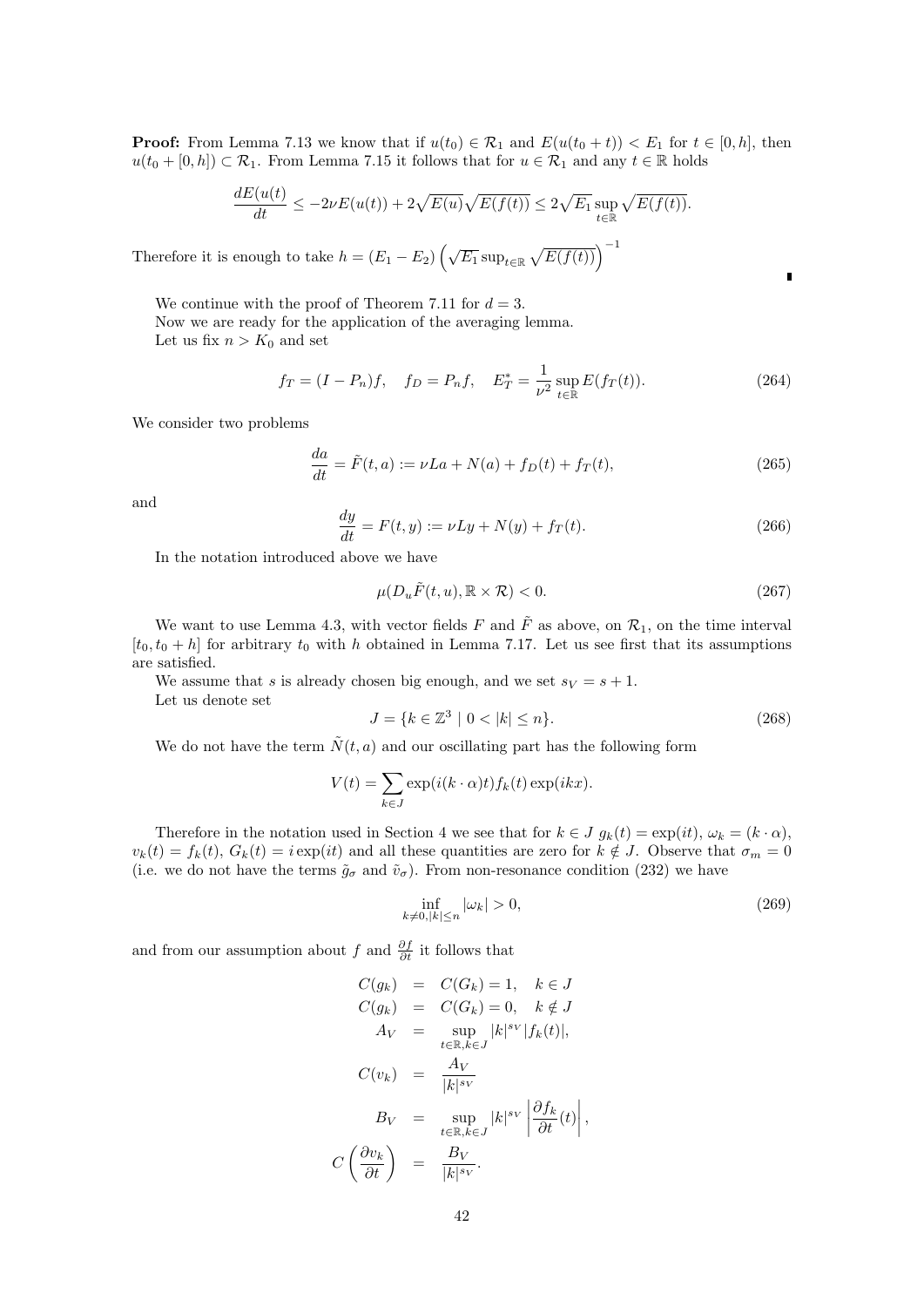**Proof:** From Lemma 7.13 we know that if $u(t_0) \in \mathcal{R}_1$ and $E(u(t_0+t)) < E_1$ for $t \in [0,h]$, then $u(t_0 + [0,h]) \subset \mathcal{R}_1$. From Lemma 7.15 it follows that for $u \in \mathcal{R}_1$ and any $t \in \mathbb{R}$ holds

$$\frac{dE(u(t)}{dt} \leq -2\nu E(u(t)) + 2\sqrt{E(u)}\sqrt{E(f(t))} \leq 2\sqrt{E_1}\sup_{t\in\mathbb{R}}\sqrt{E(f(t))}.$$

Therefore it is enough to take $h = (E_1 - E_2)\left(\sqrt{E_1}\sup_{t\in\mathbb{R}}\sqrt{E(f(t))}\right)^{-1}$

∎

We continue with the proof of Theorem 7.11 for $d = 3$.

Now we are ready for the application of the averaging lemma.

Let us fix $n > K_0$ and set

$$f_T = (I - P_n)f, \quad f_D = P_n f, \quad E_T^* = \frac{1}{\nu^2}\sup_{t\in\mathbb{R}} E(f_T(t)). \tag{264}$$

We consider two problems

$$\frac{da}{dt} = \tilde{F}(t,a) := \nu La + N(a) + f_D(t) + f_T(t), \tag{265}$$

and

$$\frac{dy}{dt} = F(t,y) := \nu Ly + N(y) + f_T(t). \tag{266}$$

In the notation introduced above we have

$$\mu(D_u\tilde{F}(t,u), \mathbb{R}\times\mathcal{R}) < 0. \tag{267}$$

We want to use Lemma 4.3, with vector fields $F$ and $\tilde{F}$ as above, on $\mathcal{R}_1$, on the time interval $[t_0, t_0 + h]$ for arbitrary $t_0$ with $h$ obtained in Lemma 7.17. Let us see first that its assumptions are satisfied.

We assume that $s$ is already chosen big enough, and we set $s_V = s + 1$.

Let us denote set

$$J = \{k \in \mathbb{Z}^3 \mid 0 < |k| \leq n\}. \tag{268}$$

We do not have the term $\tilde{N}(t,a)$ and our oscillating part has the following form

$$V(t) = \sum_{k\in J}\exp(i(k\cdot\alpha)t)f_k(t)\exp(ikx).$$

Therefore in the notation used in Section 4 we see that for $k \in J$ $g_k(t) = \exp(it)$, $\omega_k = (k\cdot\alpha)$, $v_k(t) = f_k(t)$, $G_k(t) = i\exp(it)$ and all these quantities are zero for $k \notin J$. Observe that $\sigma_m = 0$ (i.e. we do not have the terms $\tilde{g}_\sigma$ and $\tilde{v}_\sigma$). From non-resonance condition (232) we have

$$\inf_{k\neq 0, |k|\leq n}|\omega_k| > 0, \tag{269}$$

and from our assumption about $f$ and $\frac{\partial f}{\partial t}$ it follows that

$$\begin{aligned}
C(g_k) &= C(G_k) = 1, \quad k \in J \\
C(g_k) &= C(G_k) = 0, \quad k \notin J \\
A_V &= \sup_{t\in\mathbb{R}, k\in J}|k|^{s_V}|f_k(t)|, \\
C(v_k) &= \frac{A_V}{|k|^{s_V}} \\
B_V &= \sup_{t\in\mathbb{R}, k\in J}|k|^{s_V}\left|\frac{\partial f_k}{\partial t}(t)\right|, \\
C\left(\frac{\partial v_k}{\partial t}\right) &= \frac{B_V}{|k|^{s_V}}.
\end{aligned}$$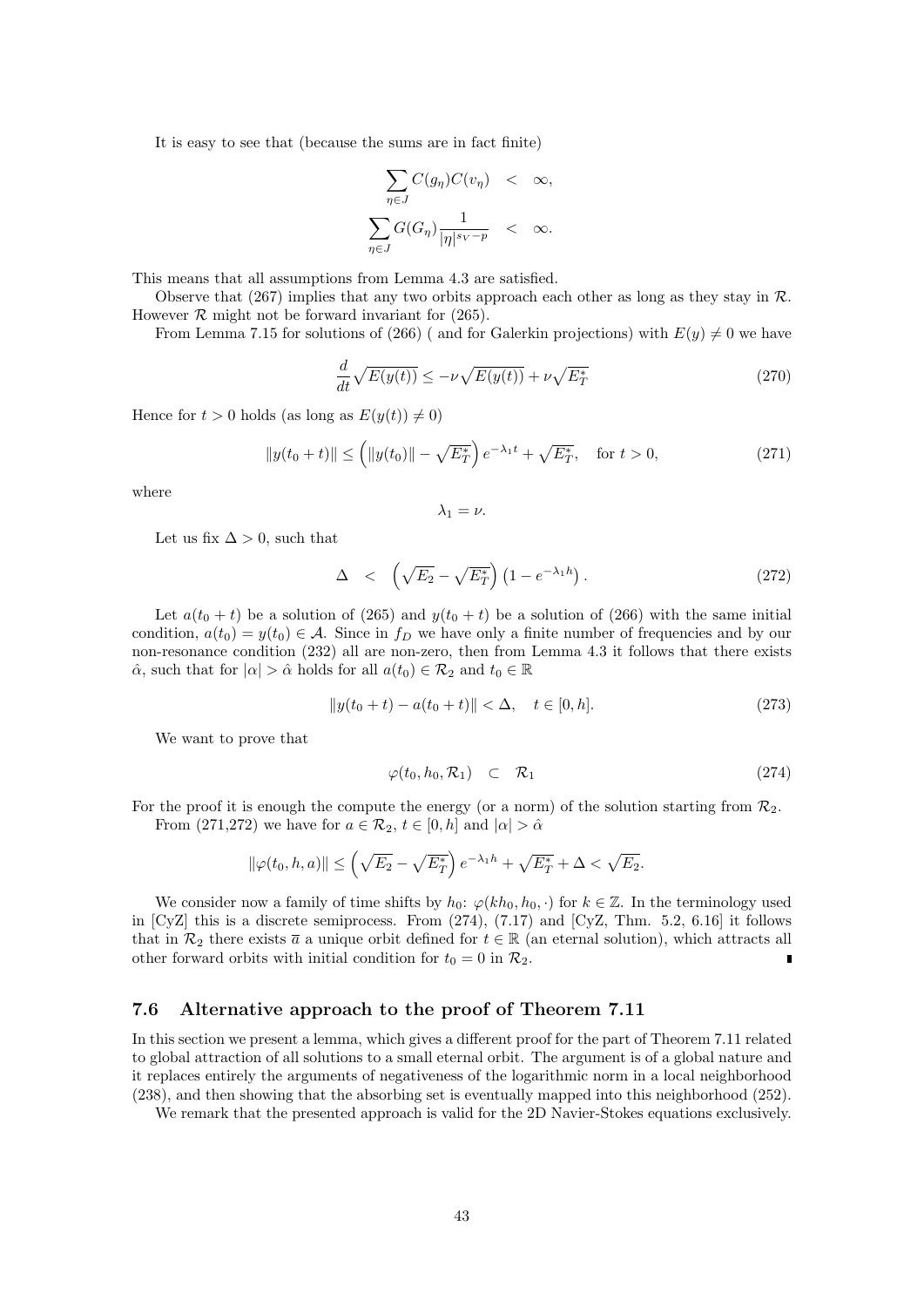It is easy to see that (because the sums are in fact finite)

$$
\begin{aligned}
\sum_{\eta \in J} C(g_\eta) C(v_\eta) &< \infty, \\
\sum_{\eta \in J} G(G_\eta) \frac{1}{|\eta|^{s_V - p}} &< \infty.
\end{aligned}
$$

This means that all assumptions from Lemma 4.3 are satisfied.

Observe that (267) implies that any two orbits approach each other as long as they stay in $\mathcal{R}$. However $\mathcal{R}$ might not be forward invariant for (265).

From Lemma 7.15 for solutions of (266) ( and for Galerkin projections) with $E(y) \neq 0$ we have

$$
\frac{d}{dt}\sqrt{E(y(t))} \leq -\nu \sqrt{E(y(t))} + \nu \sqrt{E_T^*} \tag{270}
$$

Hence for $t > 0$ holds (as long as $E(y(t)) \neq 0$)

$$
\|y(t_0 + t)\| \leq \left( \|y(t_0)\| - \sqrt{E_T^*} \right) e^{-\lambda_1 t} + \sqrt{E_T^*}, \quad \text{for } t > 0, \tag{271}
$$

where

$$
\lambda_1 = \nu.
$$

Let us fix $\Delta > 0$, such that

$$
\Delta \quad < \quad \left( \sqrt{E_2} - \sqrt{E_T^*} \right) \left( 1 - e^{-\lambda_1 h} \right). \tag{272}
$$

Let $a(t_0 + t)$ be a solution of (265) and $y(t_0 + t)$ be a solution of (266) with the same initial condition, $a(t_0) = y(t_0) \in \mathcal{A}$. Since in $f_D$ we have only a finite number of frequencies and by our non-resonance condition (232) all are non-zero, then from Lemma 4.3 it follows that there exists $\hat{\alpha}$, such that for $|\alpha| > \hat{\alpha}$ holds for all $a(t_0) \in \mathcal{R}_2$ and $t_0 \in \mathbb{R}$

$$
\|y(t_0 + t) - a(t_0 + t)\| < \Delta, \quad t \in [0, h]. \tag{273}
$$

We want to prove that

$$
\varphi(t_0, h_0, \mathcal{R}_1) \quad \subset \quad \mathcal{R}_1 \tag{274}
$$

For the proof it is enough the compute the energy (or a norm) of the solution starting from $\mathcal{R}_2$.

From (271,272) we have for $a \in \mathcal{R}_2$, $t \in [0, h]$ and $|\alpha| > \hat{\alpha}$

$$
\|\varphi(t_0, h, a)\| \leq \left( \sqrt{E_2} - \sqrt{E_T^*} \right) e^{-\lambda_1 h} + \sqrt{E_T^*} + \Delta < \sqrt{E_2}.
$$

We consider now a family of time shifts by $h_0$: $\varphi(kh_0, h_0, \cdot)$ for $k \in \mathbb{Z}$. In the terminology used in [CyZ] this is a discrete semiprocess. From (274), (7.17) and [CyZ, Thm. 5.2, 6.16] it follows that in $\mathcal{R}_2$ there exists $\overline{a}$ a unique orbit defined for $t \in \mathbb{R}$ (an eternal solution), which attracts all other forward orbits with initial condition for $t_0 = 0$ in $\mathcal{R}_2$. ∎

### 7.6 Alternative approach to the proof of Theorem 7.11

In this section we present a lemma, which gives a different proof for the part of Theorem 7.11 related to global attraction of all solutions to a small eternal orbit. The argument is of a global nature and it replaces entirely the arguments of negativeness of the logarithmic norm in a local neighborhood (238), and then showing that the absorbing set is eventually mapped into this neighborhood (252).

We remark that the presented approach is valid for the 2D Navier-Stokes equations exclusively.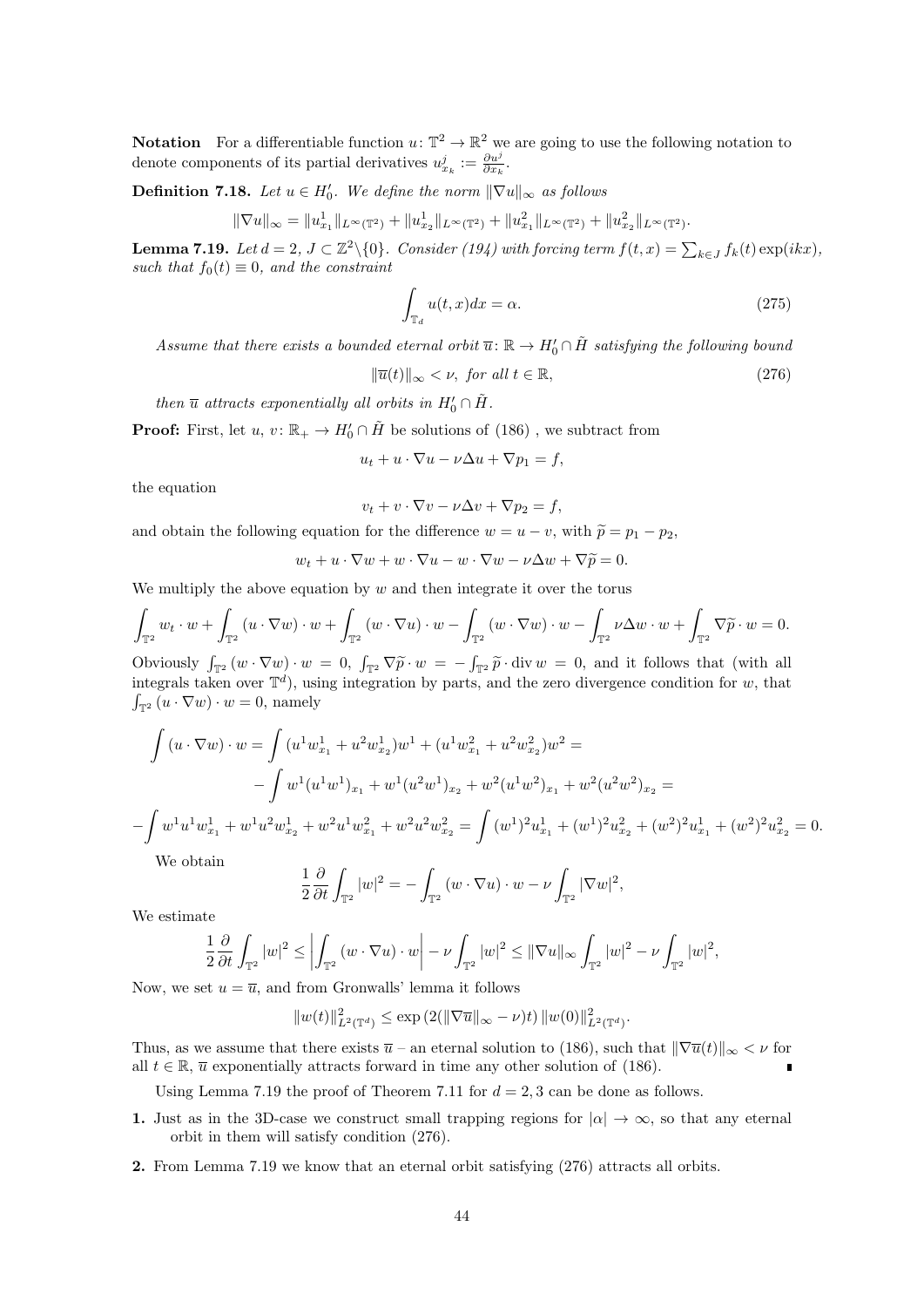**Notation** For a differentiable function $u\colon \mathbb{T}^2 \to \mathbb{R}^2$ we are going to use the following notation to denote components of its partial derivatives $u^j_{x_k} := \frac{\partial u^j}{\partial x_k}$.

**Definition 7.18.** *Let $u \in H_0'$. We define the norm $\|\nabla u\|_\infty$ as follows*

$$\|\nabla u\|_\infty = \|u^1_{x_1}\|_{L^\infty(\mathbb{T}^2)} + \|u^1_{x_2}\|_{L^\infty(\mathbb{T}^2)} + \|u^2_{x_1}\|_{L^\infty(\mathbb{T}^2)} + \|u^2_{x_2}\|_{L^\infty(\mathbb{T}^2)}.$$

**Lemma 7.19.** *Let $d = 2$, $J \subset \mathbb{Z}^2 \backslash \{0\}$. Consider (194) with forcing term $f(t, x) = \sum_{k \in J} f_k(t) \exp(ikx)$, such that $f_0(t) \equiv 0$, and the constraint*

$$\int_{\mathbb{T}_d} u(t, x) dx = \alpha. \tag{275}$$

*Assume that there exists a bounded eternal orbit $\overline{u}\colon \mathbb{R} \to H_0' \cap \tilde{H}$ satisfying the following bound*

$$\|\overline{u}(t)\|_\infty < \nu, \text{ for all } t \in \mathbb{R}, \tag{276}$$

*then $\overline{u}$ attracts exponentially all orbits in $H_0' \cap \tilde{H}$.*

**Proof:** First, let $u$, $v\colon \mathbb{R}_+ \to H_0' \cap \tilde{H}$ be solutions of (186) , we subtract from

$$u_t + u \cdot \nabla u - \nu \Delta u + \nabla p_1 = f,$$

the equation

$$v_t + v \cdot \nabla v - \nu \Delta v + \nabla p_2 = f,$$

and obtain the following equation for the difference $w = u - v$, with $\widetilde{p} = p_1 - p_2$,

$$w_t + u \cdot \nabla w + w \cdot \nabla u - w \cdot \nabla w - \nu \Delta w + \nabla \widetilde{p} = 0.$$

We multiply the above equation by $w$ and then integrate it over the torus

$$\int_{\mathbb{T}^2} w_t \cdot w + \int_{\mathbb{T}^2} (u \cdot \nabla w) \cdot w + \int_{\mathbb{T}^2} (w \cdot \nabla u) \cdot w - \int_{\mathbb{T}^2} (w \cdot \nabla w) \cdot w - \int_{\mathbb{T}^2} \nu \Delta w \cdot w + \int_{\mathbb{T}^2} \nabla \widetilde{p} \cdot w = 0.$$

Obviously $\int_{\mathbb{T}^2} (w \cdot \nabla w) \cdot w = 0$, $\int_{\mathbb{T}^2} \nabla \widetilde{p} \cdot w = -\int_{\mathbb{T}^2} \widetilde{p} \cdot \operatorname{div} w = 0$, and it follows that (with all integrals taken over $\mathbb{T}^d$), using integration by parts, and the zero divergence condition for $w$, that $\int_{\mathbb{T}^2} (u \cdot \nabla w) \cdot w = 0$, namely

$$\int (u \cdot \nabla w) \cdot w = \int (u^1 w^1_{x_1} + u^2 w^1_{x_2}) w^1 + (u^1 w^2_{x_1} + u^2 w^2_{x_2}) w^2 =$$

$$- \int w^1 (u^1 w^1)_{x_1} + w^1 (u^2 w^1)_{x_2} + w^2 (u^1 w^2)_{x_1} + w^2 (u^2 w^2)_{x_2} =$$

$$- \int w^1 u^1 w^1_{x_1} + w^1 u^2 w^1_{x_2} + w^2 u^1 w^2_{x_1} + w^2 u^2 w^2_{x_2} = \int (w^1)^2 u^1_{x_1} + (w^1)^2 u^2_{x_2} + (w^2)^2 u^1_{x_1} + (w^2)^2 u^2_{x_2} = 0.$$

We obtain

$$\frac{1}{2} \frac{\partial}{\partial t} \int_{\mathbb{T}^2} |w|^2 = - \int_{\mathbb{T}^2} (w \cdot \nabla u) \cdot w - \nu \int_{\mathbb{T}^2} |\nabla w|^2,$$

We estimate

$$\frac{1}{2} \frac{\partial}{\partial t} \int_{\mathbb{T}^2} |w|^2 \leq \left| \int_{\mathbb{T}^2} (w \cdot \nabla u) \cdot w \right| - \nu \int_{\mathbb{T}^2} |w|^2 \leq \|\nabla u\|_\infty \int_{\mathbb{T}^2} |w|^2 - \nu \int_{\mathbb{T}^2} |w|^2,$$

Now, we set $u = \overline{u}$, and from Gronwalls' lemma it follows

$$\|w(t)\|^2_{L^2(\mathbb{T}^d)} \leq \exp\left(2(\|\nabla \overline{u}\|_\infty - \nu)t\right) \|w(0)\|^2_{L^2(\mathbb{T}^d)}.$$

Thus, as we assume that there exists $\overline{u}$ – an eternal solution to (186), such that $\|\nabla \overline{u}(t)\|_\infty < \nu$ for all $t \in \mathbb{R}$, $\overline{u}$ exponentially attracts forward in time any other solution of (186). ∎

Using Lemma 7.19 the proof of Theorem 7.11 for $d = 2, 3$ can be done as follows.

**1.** Just as in the 3D-case we construct small trapping regions for $|\alpha| \to \infty$, so that any eternal orbit in them will satisfy condition (276).

**2.** From Lemma 7.19 we know that an eternal orbit satisfying (276) attracts all orbits.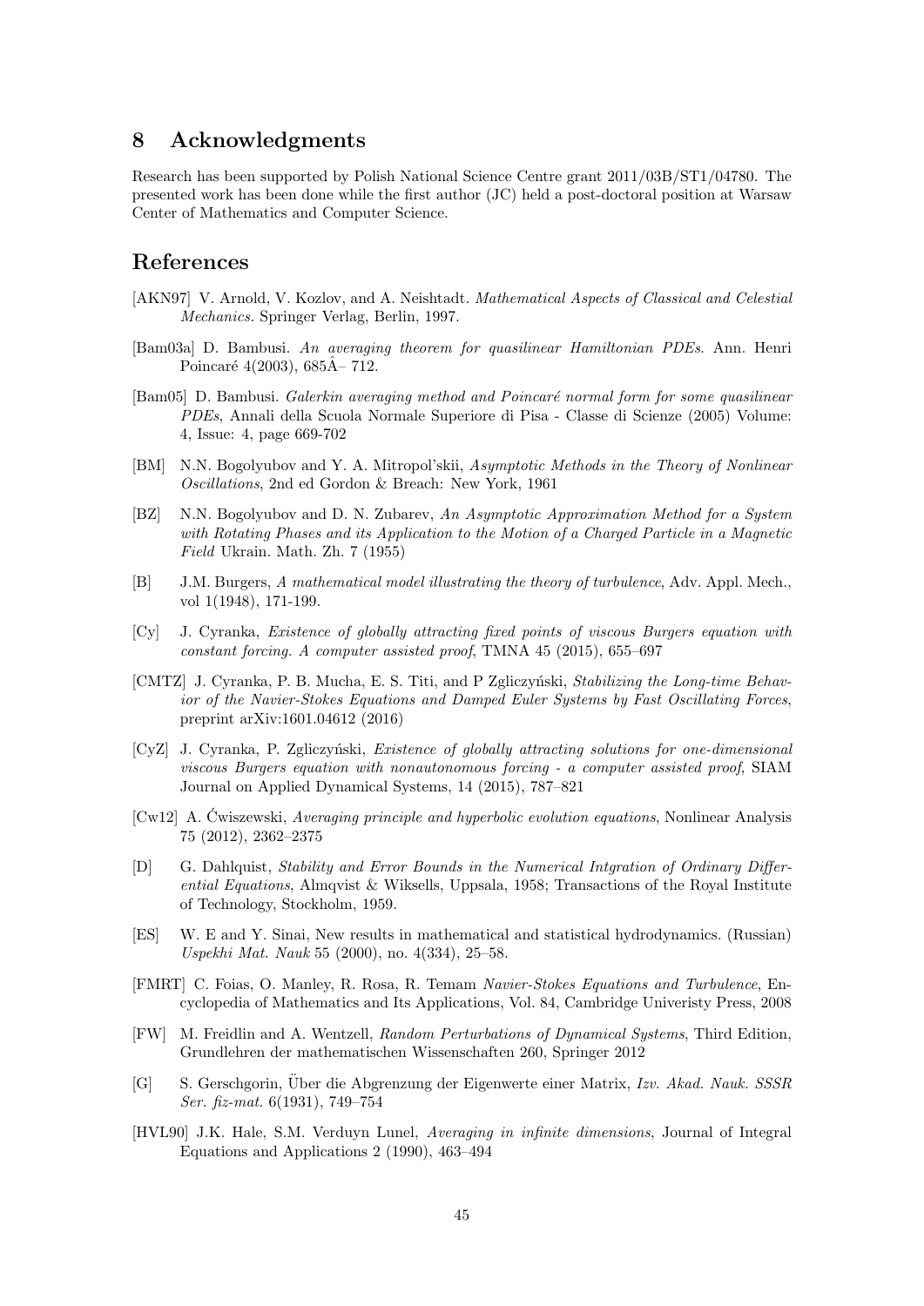## 8 Acknowledgments

Research has been supported by Polish National Science Centre grant 2011/03B/ST1/04780. The presented work has been done while the first author (JC) held a post-doctoral position at Warsaw Center of Mathematics and Computer Science.

## References

[AKN97] V. Arnold, V. Kozlov, and A. Neishtadt. *Mathematical Aspects of Classical and Celestial Mechanics.* Springer Verlag, Berlin, 1997.

[Bam03a] D. Bambusi. *An averaging theorem for quasilinear Hamiltonian PDEs.* Ann. Henri Poincaré 4(2003), 685Â– 712.

[Bam05] D. Bambusi. *Galerkin averaging method and Poincaré normal form for some quasilinear PDEs*, Annali della Scuola Normale Superiore di Pisa - Classe di Scienze (2005) Volume: 4, Issue: 4, page 669-702

[BM] N.N. Bogolyubov and Y. A. Mitropol'skii, *Asymptotic Methods in the Theory of Nonlinear Oscillations*, 2nd ed Gordon & Breach: New York, 1961

[BZ] N.N. Bogolyubov and D. N. Zubarev, *An Asymptotic Approximation Method for a System with Rotating Phases and its Application to the Motion of a Charged Particle in a Magnetic Field* Ukrain. Math. Zh. 7 (1955)

[B] J.M. Burgers, *A mathematical model illustrating the theory of turbulence*, Adv. Appl. Mech., vol 1(1948), 171-199.

[Cy] J. Cyranka, *Existence of globally attracting fixed points of viscous Burgers equation with constant forcing. A computer assisted proof*, TMNA 45 (2015), 655–697

[CMTZ] J. Cyranka, P. B. Mucha, E. S. Titi, and P Zgliczyński, *Stabilizing the Long-time Behavior of the Navier-Stokes Equations and Damped Euler Systems by Fast Oscillating Forces*, preprint arXiv:1601.04612 (2016)

[CyZ] J. Cyranka, P. Zgliczyński, *Existence of globally attracting solutions for one-dimensional viscous Burgers equation with nonautonomous forcing - a computer assisted proof*, SIAM Journal on Applied Dynamical Systems, 14 (2015), 787–821

[Cw12] A. Ćwiszewski, *Averaging principle and hyperbolic evolution equations*, Nonlinear Analysis 75 (2012), 2362–2375

[D] G. Dahlquist, *Stability and Error Bounds in the Numerical Intgration of Ordinary Differential Equations*, Almqvist & Wiksells, Uppsala, 1958; Transactions of the Royal Institute of Technology, Stockholm, 1959.

[ES] W. E and Y. Sinai, New results in mathematical and statistical hydrodynamics. (Russian) *Uspekhi Mat. Nauk* 55 (2000), no. 4(334), 25–58.

[FMRT] C. Foias, O. Manley, R. Rosa, R. Temam *Navier-Stokes Equations and Turbulence*, Encyclopedia of Mathematics and Its Applications, Vol. 84, Cambridge Univeristy Press, 2008

[FW] M. Freidlin and A. Wentzell, *Random Perturbations of Dynamical Systems*, Third Edition, Grundlehren der mathematischen Wissenschaften 260, Springer 2012

[G] S. Gerschgorin, Über die Abgrenzung der Eigenwerte einer Matrix, *Izv. Akad. Nauk. SSSR Ser. fiz-mat.* 6(1931), 749–754

[HVL90] J.K. Hale, S.M. Verduyn Lunel, *Averaging in infinite dimensions*, Journal of Integral Equations and Applications 2 (1990), 463–494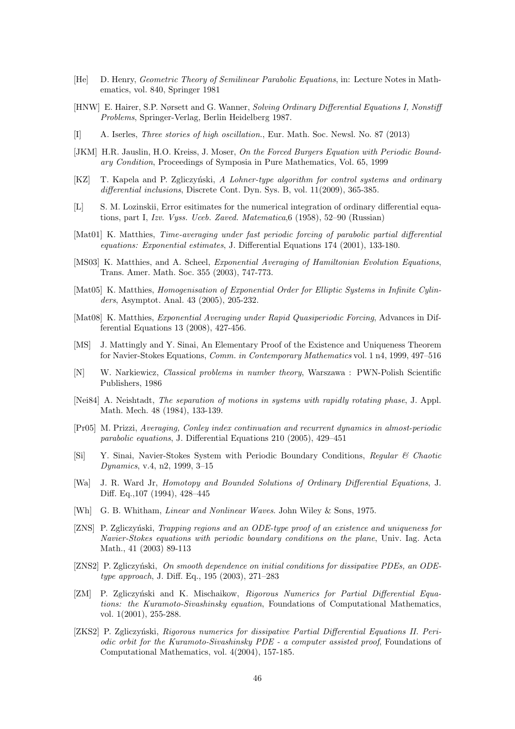- [He] D. Henry, *Geometric Theory of Semilinear Parabolic Equations*, in: Lecture Notes in Mathematics, vol. 840, Springer 1981
- [HNW] E. Hairer, S.P. Nørsett and G. Wanner, *Solving Ordinary Differential Equations I, Nonstiff Problems*, Springer-Verlag, Berlin Heidelberg 1987.
- [I] A. Iserles, *Three stories of high oscillation.*, Eur. Math. Soc. Newsl. No. 87 (2013)
- [JKM] H.R. Jauslin, H.O. Kreiss, J. Moser, *On the Forced Burgers Equation with Periodic Boundary Condition*, Proceedings of Symposia in Pure Mathematics, Vol. 65, 1999
- [KZ] T. Kapela and P. Zgliczyński, *A Lohner-type algorithm for control systems and ordinary differential inclusions*, Discrete Cont. Dyn. Sys. B, vol. 11(2009), 365-385.
- [L] S. M. Lozinskii, Error esitimates for the numerical integration of ordinary differential equations, part I, *Izv. Vyss. Uceb. Zaved. Matematica*,6 (1958), 52–90 (Russian)
- [Mat01] K. Matthies, *Time-averaging under fast periodic forcing of parabolic partial differential equations: Exponential estimates*, J. Differential Equations 174 (2001), 133-180.
- [MS03] K. Matthies, and A. Scheel, *Exponential Averaging of Hamiltonian Evolution Equations*, Trans. Amer. Math. Soc. 355 (2003), 747-773.
- [Mat05] K. Matthies, *Homogenisation of Exponential Order for Elliptic Systems in Infinite Cylinders*, Asymptot. Anal. 43 (2005), 205-232.
- [Mat08] K. Matthies, *Exponential Averaging under Rapid Quasiperiodic Forcing*, Advances in Differential Equations 13 (2008), 427-456.
- [MS] J. Mattingly and Y. Sinai, An Elementary Proof of the Existence and Uniqueness Theorem for Navier-Stokes Equations, *Comm. in Contemporary Mathematics* vol. 1 n4, 1999, 497–516
- [N] W. Narkiewicz, *Classical problems in number theory*, Warszawa : PWN-Polish Scientific Publishers, 1986
- [Nei84] A. Neishtadt, *The separation of motions in systems with rapidly rotating phase*, J. Appl. Math. Mech. 48 (1984), 133-139.
- [Pr05] M. Prizzi, *Averaging, Conley index continuation and recurrent dynamics in almost-periodic parabolic equations*, J. Differential Equations 210 (2005), 429–451
- [Si] Y. Sinai, Navier-Stokes System with Periodic Boundary Conditions, *Regular & Chaotic Dynamics*, v.4, n2, 1999, 3–15
- [Wa] J. R. Ward Jr, *Homotopy and Bounded Solutions of Ordinary Differential Equations*, J. Diff. Eq.,107 (1994), 428–445
- [Wh] G. B. Whitham, *Linear and Nonlinear Waves*. John Wiley & Sons, 1975.
- [ZNS] P. Zgliczyński, *Trapping regions and an ODE-type proof of an existence and uniqueness for Navier-Stokes equations with periodic boundary conditions on the plane*, Univ. Iag. Acta Math., 41 (2003) 89-113
- [ZNS2] P. Zgliczyński, *On smooth dependence on initial conditions for dissipative PDEs, an ODE-type approach*, J. Diff. Eq., 195 (2003), 271–283
- [ZM] P. Zgliczyński and K. Mischaikow, *Rigorous Numerics for Partial Differential Equations: the Kuramoto-Sivashinsky equation*, Foundations of Computational Mathematics, vol. 1(2001), 255-288.
- [ZKS2] P. Zgliczyński, *Rigorous numerics for dissipative Partial Differential Equations II. Periodic orbit for the Kuramoto-Sivashinsky PDE - a computer assisted proof*, Foundations of Computational Mathematics, vol. 4(2004), 157-185.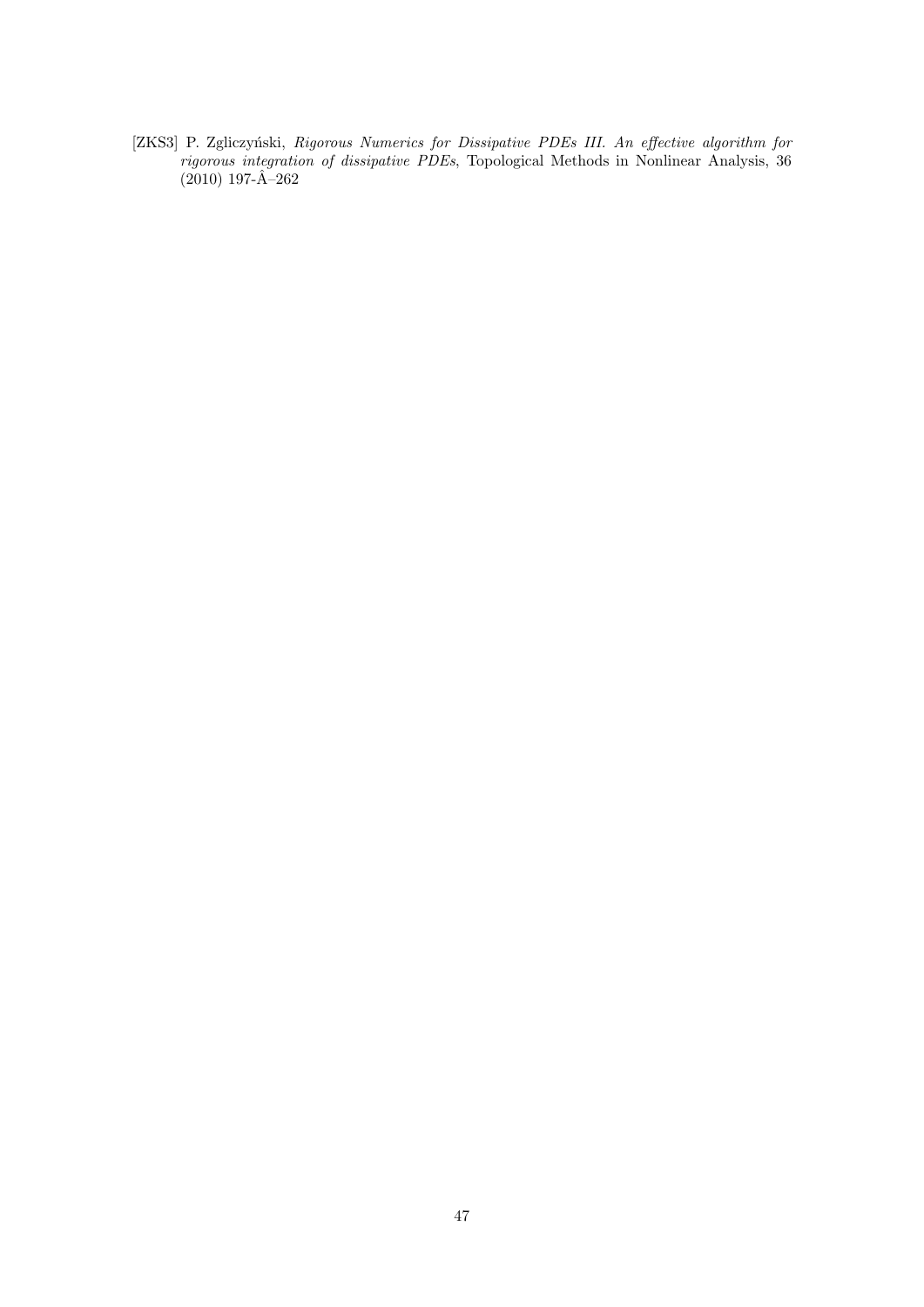[ZKS3] P. Zgliczyński, *Rigorous Numerics for Dissipative PDEs III. An effective algorithm for rigorous integration of dissipative PDEs*, Topological Methods in Nonlinear Analysis, 36 (2010) 197-Â–262